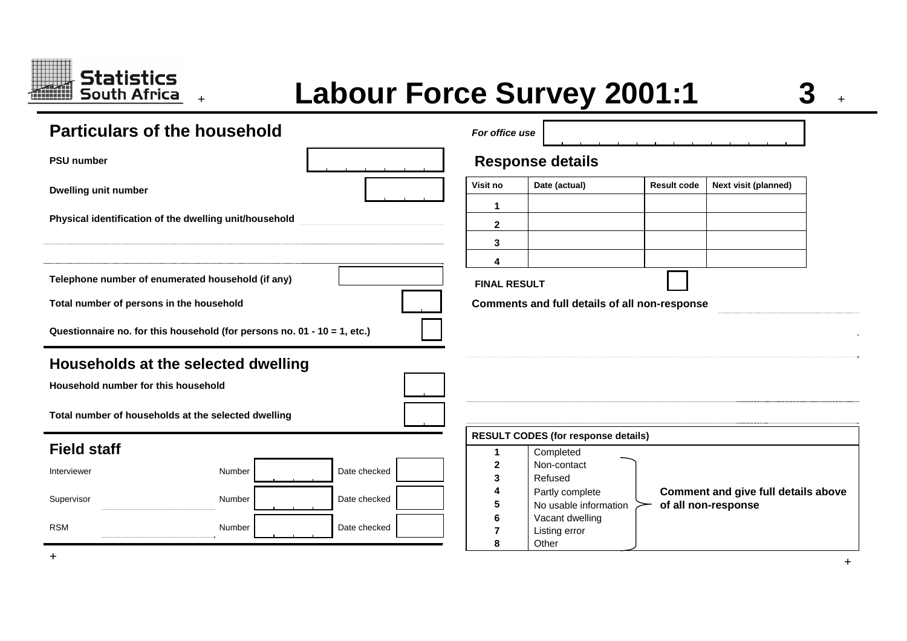Statistics South Africa

# Labour Force Survey 2001:1

3

## Particulars of the household

**PSU number**

**Dwelling unit number**

**Physical identification of the dwelling unit/household**

**Telephone number of enumerated household (if any)**

**Total number of persons in the household**

**Questionnaire no. for this household (for persons no. 01 - 10 = 1, etc.)**

## Households at the selected dwelling

**Household number for this household**

**Total number of households at the selected dwelling**

## Field staff

| | | | |
|---|---|---|---|
| Interviewer | Number | | Date checked |
| Supervisor | Number | | Date checked |
| RSM | Number | | Date checked |

*For office use*

## Response details

| Visit no | Date (actual) | Result code | Next visit (planned) |
|---|---|---|---|
| 1 | | | |
| 2 | | | |
| 3 | | | |
| 4 | | | |

**FINAL RESULT**

**Comments and full details of all non-response**

| RESULT CODES (for response details) | | |
|---|---|---|
| 1 | Completed | |
| 2 | Non-contact | **Comment and give full details above of all non-response** |
| 3 | Refused | |
| 4 | Partly complete | |
| 5 | No usable information | |
| 6 | Vacant dwelling | |
| 7 | Listing error | |
| 8 | Other | |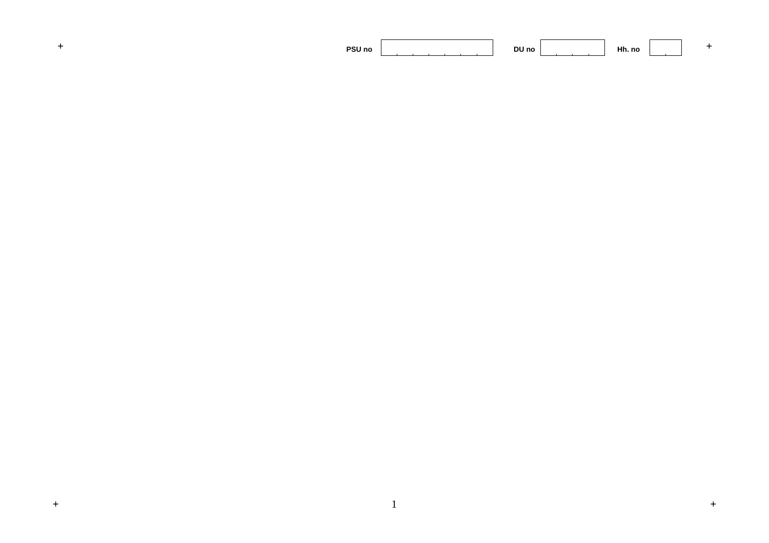PSU no | | DU no | | Hh. no |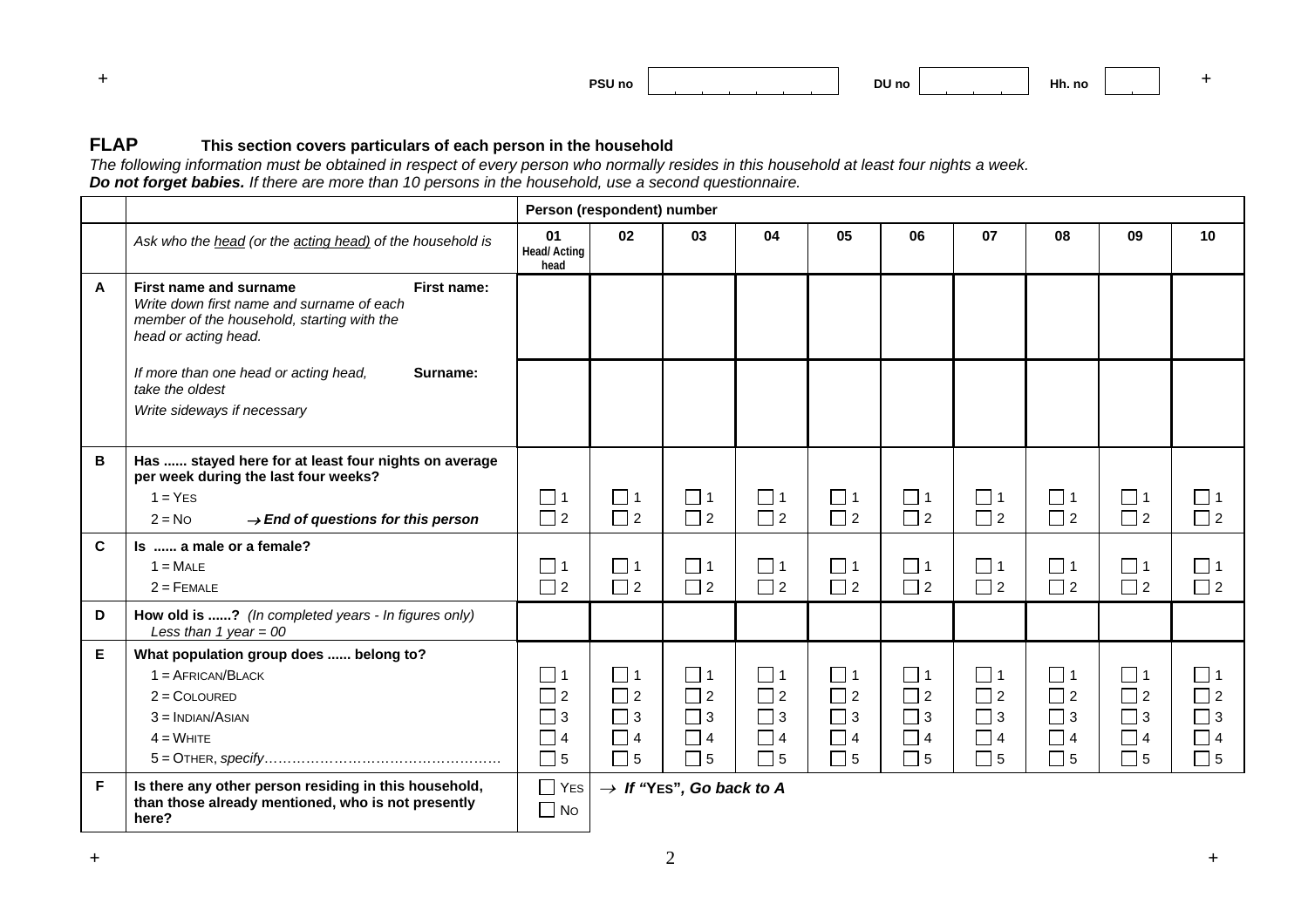PSU no | DU no | Hh. no

## FLAP **This section covers particulars of each person in the household**

*The following information must be obtained in respect of every person who normally resides in this household at least four nights a week.*
***Do not forget babies.*** *If there are more than 10 persons in the household, use a second questionnaire.*

| | | Person (respondent) number | | | | | | | | | |
|---|---|---|---|---|---|---|---|---|---|---|---|
| | *Ask who the head (or the acting head) of the household is* | **01** Head/ Acting head | **02** | **03** | **04** | **05** | **06** | **07** | **08** | **09** | **10** |
| **A** | **First name and surname** *Write down first name and surname of each member of the household, starting with the head or acting head.* **First name:** | | | | | | | | | | |
| | *If more than one head or acting head, take the oldest* *Write sideways if necessary* **Surname:** | | | | | | | | | | |
| **B** | **Has ...... stayed here for at least four nights on average per week during the last four weeks?** 1 = YES 2 = NO → ***End of questions for this person*** | ☐ 1 ☐ 2 | ☐ 1 ☐ 2 | ☐ 1 ☐ 2 | ☐ 1 ☐ 2 | ☐ 1 ☐ 2 | ☐ 1 ☐ 2 | ☐ 1 ☐ 2 | ☐ 1 ☐ 2 | ☐ 1 ☐ 2 | ☐ 1 ☐ 2 |
| **C** | **Is ...... a male or a female?** 1 = MALE 2 = FEMALE | ☐ 1 ☐ 2 | ☐ 1 ☐ 2 | ☐ 1 ☐ 2 | ☐ 1 ☐ 2 | ☐ 1 ☐ 2 | ☐ 1 ☐ 2 | ☐ 1 ☐ 2 | ☐ 1 ☐ 2 | ☐ 1 ☐ 2 | ☐ 1 ☐ 2 |
| **D** | **How old is ......?** *(In completed years - In figures only)* *Less than 1 year = 00* | | | | | | | | | | |
| **E** | **What population group does ...... belong to?** 1 = AFRICAN/BLACK 2 = COLOURED 3 = INDIAN/ASIAN 4 = WHITE 5 = OTHER, *specify*…………………………………………… | ☐ 1 ☐ 2 ☐ 3 ☐ 4 ☐ 5 | ☐ 1 ☐ 2 ☐ 3 ☐ 4 ☐ 5 | ☐ 1 ☐ 2 ☐ 3 ☐ 4 ☐ 5 | ☐ 1 ☐ 2 ☐ 3 ☐ 4 ☐ 5 | ☐ 1 ☐ 2 ☐ 3 ☐ 4 ☐ 5 | ☐ 1 ☐ 2 ☐ 3 ☐ 4 ☐ 5 | ☐ 1 ☐ 2 ☐ 3 ☐ 4 ☐ 5 | ☐ 1 ☐ 2 ☐ 3 ☐ 4 ☐ 5 | ☐ 1 ☐ 2 ☐ 3 ☐ 4 ☐ 5 | ☐ 1 ☐ 2 ☐ 3 ☐ 4 ☐ 5 |
| **F** | **Is there any other person residing in this household, than those already mentioned, who is not presently here?** | ☐ YES ☐ NO | → ***If "YES", Go back to A*** | | | | | | | | |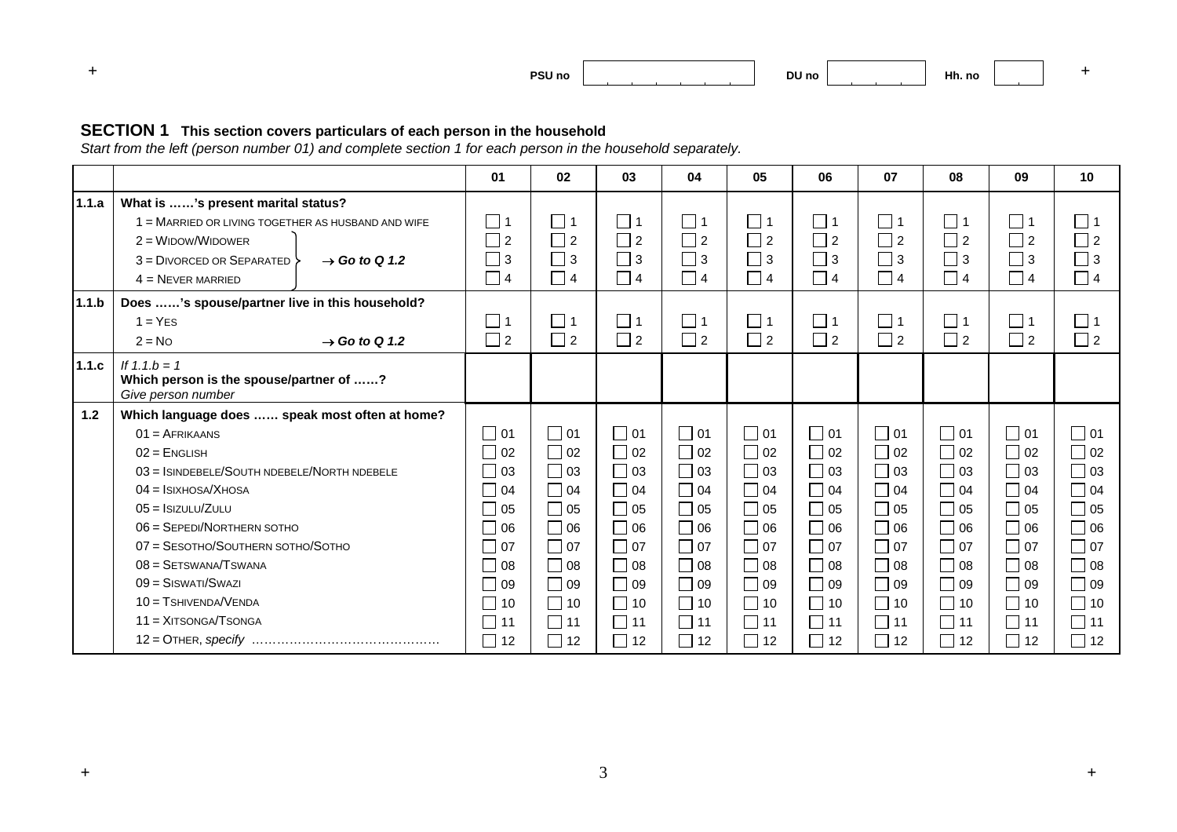PSU no | DU no | Hh. no

## SECTION 1 This section covers particulars of each person in the household

*Start from the left (person number 01) and complete section 1 for each person in the household separately.*

| | | 01 | 02 | 03 | 04 | 05 | 06 | 07 | 08 | 09 | 10 |
|---|---|---|---|---|---|---|---|---|---|---|---|
| **1.1.a** | **What is ……'s present marital status?** | | | | | | | | | | |
| | 1 = MARRIED OR LIVING TOGETHER AS HUSBAND AND WIFE | 1 | 1 | 1 | 1 | 1 | 1 | 1 | 1 | 1 | 1 |
| | 2 = WIDOW/WIDOWER (→ *Go to Q 1.2*) | 2 | 2 | 2 | 2 | 2 | 2 | 2 | 2 | 2 | 2 |
| | 3 = DIVORCED OR SEPARATED (→ *Go to Q 1.2*) | 3 | 3 | 3 | 3 | 3 | 3 | 3 | 3 | 3 | 3 |
| | 4 = NEVER MARRIED (→ *Go to Q 1.2*) | 4 | 4 | 4 | 4 | 4 | 4 | 4 | 4 | 4 | 4 |
| **1.1.b** | **Does ……'s spouse/partner live in this household?** | | | | | | | | | | |
| | 1 = YES | 1 | 1 | 1 | 1 | 1 | 1 | 1 | 1 | 1 | 1 |
| | 2 = NO → *Go to Q 1.2* | 2 | 2 | 2 | 2 | 2 | 2 | 2 | 2 | 2 | 2 |
| **1.1.c** | *If 1.1.b = 1* **Which person is the spouse/partner of ……?** *Give person number* | | | | | | | | | | |
| **1.2** | **Which language does …… speak most often at home?** | | | | | | | | | | |
| | 01 = AFRIKAANS | 01 | 01 | 01 | 01 | 01 | 01 | 01 | 01 | 01 | 01 |
| | 02 = ENGLISH | 02 | 02 | 02 | 02 | 02 | 02 | 02 | 02 | 02 | 02 |
| | 03 = ISINDEBELE/SOUTH NDEBELE/NORTH NDEBELE | 03 | 03 | 03 | 03 | 03 | 03 | 03 | 03 | 03 | 03 |
| | 04 = ISIXHOSA/XHOSA | 04 | 04 | 04 | 04 | 04 | 04 | 04 | 04 | 04 | 04 |
| | 05 = ISIZULU/ZULU | 05 | 05 | 05 | 05 | 05 | 05 | 05 | 05 | 05 | 05 |
| | 06 = SEPEDI/NORTHERN SOTHO | 06 | 06 | 06 | 06 | 06 | 06 | 06 | 06 | 06 | 06 |
| | 07 = SESOTHO/SOUTHERN SOTHO/SOTHO | 07 | 07 | 07 | 07 | 07 | 07 | 07 | 07 | 07 | 07 |
| | 08 = SETSWANA/TSWANA | 08 | 08 | 08 | 08 | 08 | 08 | 08 | 08 | 08 | 08 |
| | 09 = SISWATI/SWAZI | 09 | 09 | 09 | 09 | 09 | 09 | 09 | 09 | 09 | 09 |
| | 10 = TSHIVENDA/VENDA | 10 | 10 | 10 | 10 | 10 | 10 | 10 | 10 | 10 | 10 |
| | 11 = XITSONGA/TSONGA | 11 | 11 | 11 | 11 | 11 | 11 | 11 | 11 | 11 | 11 |
| | 12 = OTHER, *specify* ……………………………………… | 12 | 12 | 12 | 12 | 12 | 12 | 12 | 12 | 12 | 12 |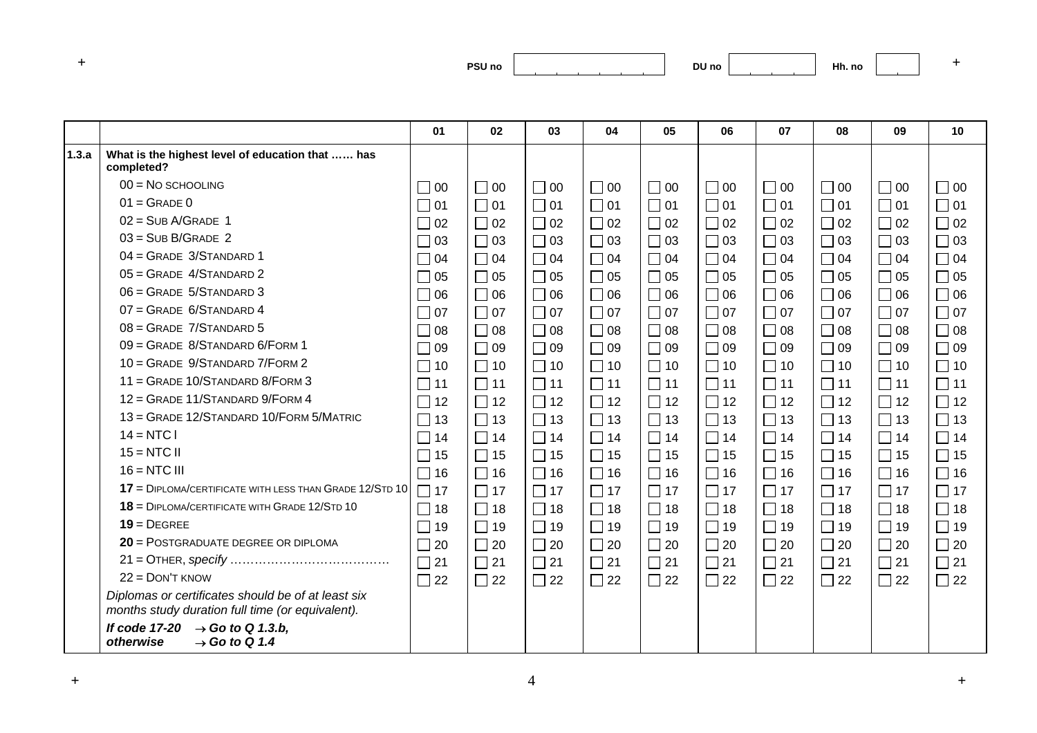PSU no | | DU no | | Hh. no | |

| | | 01 | 02 | 03 | 04 | 05 | 06 | 07 | 08 | 09 | 10 |
|---|---|---|---|---|---|---|---|---|---|---|---|
| **1.3.a** | **What is the highest level of education that …… has completed?** | | | | | | | | | | |
| | 00 = NO SCHOOLING | ☐ 00 | ☐ 00 | ☐ 00 | ☐ 00 | ☐ 00 | ☐ 00 | ☐ 00 | ☐ 00 | ☐ 00 | ☐ 00 |
| | 01 = GRADE 0 | ☐ 01 | ☐ 01 | ☐ 01 | ☐ 01 | ☐ 01 | ☐ 01 | ☐ 01 | ☐ 01 | ☐ 01 | ☐ 01 |
| | 02 = SUB A/GRADE 1 | ☐ 02 | ☐ 02 | ☐ 02 | ☐ 02 | ☐ 02 | ☐ 02 | ☐ 02 | ☐ 02 | ☐ 02 | ☐ 02 |
| | 03 = SUB B/GRADE 2 | ☐ 03 | ☐ 03 | ☐ 03 | ☐ 03 | ☐ 03 | ☐ 03 | ☐ 03 | ☐ 03 | ☐ 03 | ☐ 03 |
| | 04 = GRADE 3/STANDARD 1 | ☐ 04 | ☐ 04 | ☐ 04 | ☐ 04 | ☐ 04 | ☐ 04 | ☐ 04 | ☐ 04 | ☐ 04 | ☐ 04 |
| | 05 = GRADE 4/STANDARD 2 | ☐ 05 | ☐ 05 | ☐ 05 | ☐ 05 | ☐ 05 | ☐ 05 | ☐ 05 | ☐ 05 | ☐ 05 | ☐ 05 |
| | 06 = GRADE 5/STANDARD 3 | ☐ 06 | ☐ 06 | ☐ 06 | ☐ 06 | ☐ 06 | ☐ 06 | ☐ 06 | ☐ 06 | ☐ 06 | ☐ 06 |
| | 07 = GRADE 6/STANDARD 4 | ☐ 07 | ☐ 07 | ☐ 07 | ☐ 07 | ☐ 07 | ☐ 07 | ☐ 07 | ☐ 07 | ☐ 07 | ☐ 07 |
| | 08 = GRADE 7/STANDARD 5 | ☐ 08 | ☐ 08 | ☐ 08 | ☐ 08 | ☐ 08 | ☐ 08 | ☐ 08 | ☐ 08 | ☐ 08 | ☐ 08 |
| | 09 = GRADE 8/STANDARD 6/FORM 1 | ☐ 09 | ☐ 09 | ☐ 09 | ☐ 09 | ☐ 09 | ☐ 09 | ☐ 09 | ☐ 09 | ☐ 09 | ☐ 09 |
| | 10 = GRADE 9/STANDARD 7/FORM 2 | ☐ 10 | ☐ 10 | ☐ 10 | ☐ 10 | ☐ 10 | ☐ 10 | ☐ 10 | ☐ 10 | ☐ 10 | ☐ 10 |
| | 11 = GRADE 10/STANDARD 8/FORM 3 | ☐ 11 | ☐ 11 | ☐ 11 | ☐ 11 | ☐ 11 | ☐ 11 | ☐ 11 | ☐ 11 | ☐ 11 | ☐ 11 |
| | 12 = GRADE 11/STANDARD 9/FORM 4 | ☐ 12 | ☐ 12 | ☐ 12 | ☐ 12 | ☐ 12 | ☐ 12 | ☐ 12 | ☐ 12 | ☐ 12 | ☐ 12 |
| | 13 = GRADE 12/STANDARD 10/FORM 5/MATRIC | ☐ 13 | ☐ 13 | ☐ 13 | ☐ 13 | ☐ 13 | ☐ 13 | ☐ 13 | ☐ 13 | ☐ 13 | ☐ 13 |
| | 14 = NTC I | ☐ 14 | ☐ 14 | ☐ 14 | ☐ 14 | ☐ 14 | ☐ 14 | ☐ 14 | ☐ 14 | ☐ 14 | ☐ 14 |
| | 15 = NTC II | ☐ 15 | ☐ 15 | ☐ 15 | ☐ 15 | ☐ 15 | ☐ 15 | ☐ 15 | ☐ 15 | ☐ 15 | ☐ 15 |
| | 16 = NTC III | ☐ 16 | ☐ 16 | ☐ 16 | ☐ 16 | ☐ 16 | ☐ 16 | ☐ 16 | ☐ 16 | ☐ 16 | ☐ 16 |
| | **17** = DIPLOMA/CERTIFICATE WITH LESS THAN GRADE 12/STD 10 | ☐ 17 | ☐ 17 | ☐ 17 | ☐ 17 | ☐ 17 | ☐ 17 | ☐ 17 | ☐ 17 | ☐ 17 | ☐ 17 |
| | **18** = DIPLOMA/CERTIFICATE WITH GRADE 12/STD 10 | ☐ 18 | ☐ 18 | ☐ 18 | ☐ 18 | ☐ 18 | ☐ 18 | ☐ 18 | ☐ 18 | ☐ 18 | ☐ 18 |
| | **19** = DEGREE | ☐ 19 | ☐ 19 | ☐ 19 | ☐ 19 | ☐ 19 | ☐ 19 | ☐ 19 | ☐ 19 | ☐ 19 | ☐ 19 |
| | **20** = POSTGRADUATE DEGREE OR DIPLOMA | ☐ 20 | ☐ 20 | ☐ 20 | ☐ 20 | ☐ 20 | ☐ 20 | ☐ 20 | ☐ 20 | ☐ 20 | ☐ 20 |
| | 21 = OTHER, *specify* ………………………………… | ☐ 21 | ☐ 21 | ☐ 21 | ☐ 21 | ☐ 21 | ☐ 21 | ☐ 21 | ☐ 21 | ☐ 21 | ☐ 21 |
| | 22 = DON'T KNOW | ☐ 22 | ☐ 22 | ☐ 22 | ☐ 22 | ☐ 22 | ☐ 22 | ☐ 22 | ☐ 22 | ☐ 22 | ☐ 22 |
| | *Diplomas or certificates should be of at least six months study duration full time (or equivalent).* | | | | | | | | | | |
| | ***If code 17-20 → Go to Q 1.3.b, otherwise → Go to Q 1.4*** | | | | | | | | | | |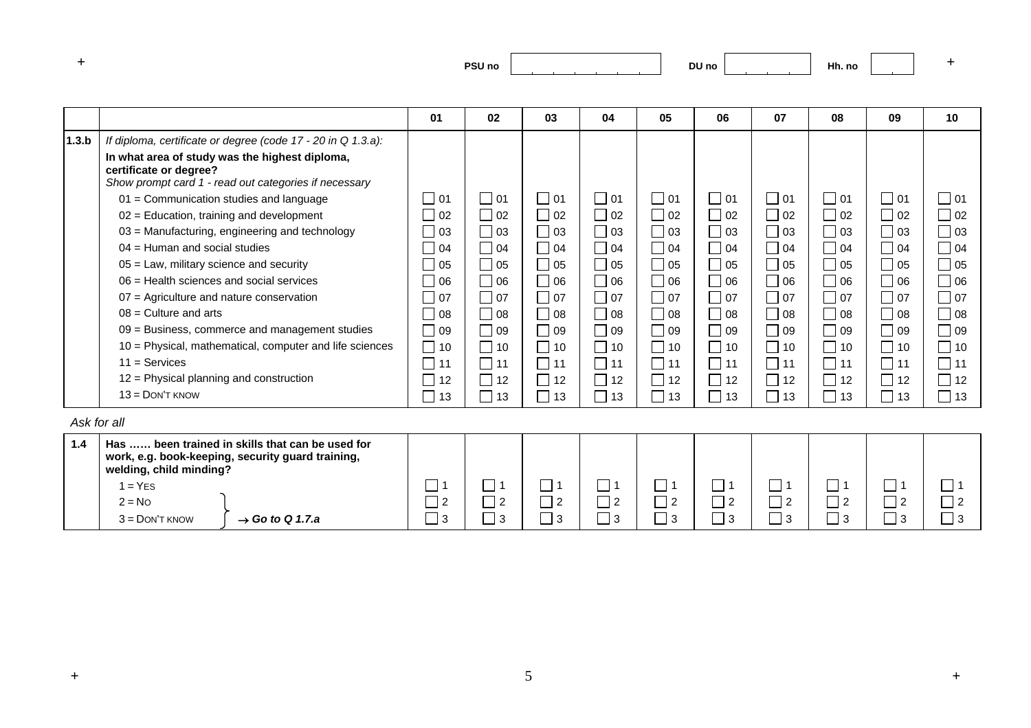PSU no | | DU no | | Hh. no | |

| | | 01 | 02 | 03 | 04 | 05 | 06 | 07 | 08 | 09 | 10 |
|---|---|---|---|---|---|---|---|---|---|---|---|
| **1.3.b** | *If diploma, certificate or degree (code 17 - 20 in Q 1.3.a):* **In what area of study was the highest diploma, certificate or degree?** *Show prompt card 1 - read out categories if necessary* | | | | | | | | | | |
| | 01 = Communication studies and language | ☐ 01 | ☐ 01 | ☐ 01 | ☐ 01 | ☐ 01 | ☐ 01 | ☐ 01 | ☐ 01 | ☐ 01 | ☐ 01 |
| | 02 = Education, training and development | ☐ 02 | ☐ 02 | ☐ 02 | ☐ 02 | ☐ 02 | ☐ 02 | ☐ 02 | ☐ 02 | ☐ 02 | ☐ 02 |
| | 03 = Manufacturing, engineering and technology | ☐ 03 | ☐ 03 | ☐ 03 | ☐ 03 | ☐ 03 | ☐ 03 | ☐ 03 | ☐ 03 | ☐ 03 | ☐ 03 |
| | 04 = Human and social studies | ☐ 04 | ☐ 04 | ☐ 04 | ☐ 04 | ☐ 04 | ☐ 04 | ☐ 04 | ☐ 04 | ☐ 04 | ☐ 04 |
| | 05 = Law, military science and security | ☐ 05 | ☐ 05 | ☐ 05 | ☐ 05 | ☐ 05 | ☐ 05 | ☐ 05 | ☐ 05 | ☐ 05 | ☐ 05 |
| | 06 = Health sciences and social services | ☐ 06 | ☐ 06 | ☐ 06 | ☐ 06 | ☐ 06 | ☐ 06 | ☐ 06 | ☐ 06 | ☐ 06 | ☐ 06 |
| | 07 = Agriculture and nature conservation | ☐ 07 | ☐ 07 | ☐ 07 | ☐ 07 | ☐ 07 | ☐ 07 | ☐ 07 | ☐ 07 | ☐ 07 | ☐ 07 |
| | 08 = Culture and arts | ☐ 08 | ☐ 08 | ☐ 08 | ☐ 08 | ☐ 08 | ☐ 08 | ☐ 08 | ☐ 08 | ☐ 08 | ☐ 08 |
| | 09 = Business, commerce and management studies | ☐ 09 | ☐ 09 | ☐ 09 | ☐ 09 | ☐ 09 | ☐ 09 | ☐ 09 | ☐ 09 | ☐ 09 | ☐ 09 |
| | 10 = Physical, mathematical, computer and life sciences | ☐ 10 | ☐ 10 | ☐ 10 | ☐ 10 | ☐ 10 | ☐ 10 | ☐ 10 | ☐ 10 | ☐ 10 | ☐ 10 |
| | 11 = Services | ☐ 11 | ☐ 11 | ☐ 11 | ☐ 11 | ☐ 11 | ☐ 11 | ☐ 11 | ☐ 11 | ☐ 11 | ☐ 11 |
| | 12 = Physical planning and construction | ☐ 12 | ☐ 12 | ☐ 12 | ☐ 12 | ☐ 12 | ☐ 12 | ☐ 12 | ☐ 12 | ☐ 12 | ☐ 12 |
| | 13 = DON'T KNOW | ☐ 13 | ☐ 13 | ☐ 13 | ☐ 13 | ☐ 13 | ☐ 13 | ☐ 13 | ☐ 13 | ☐ 13 | ☐ 13 |

*Ask for all*

| | | | | | | | | | | | |
|---|---|---|---|---|---|---|---|---|---|---|---|
| **1.4** | **Has …… been trained in skills that can be used for work, e.g. book-keeping, security guard training, welding, child minding?** | | | | | | | | | | |
| | 1 = YES | ☐ 1 | ☐ 1 | ☐ 1 | ☐ 1 | ☐ 1 | ☐ 1 | ☐ 1 | ☐ 1 | ☐ 1 | ☐ 1 |
| | 2 = NO } *→ Go to Q 1.7.a* | ☐ 2 | ☐ 2 | ☐ 2 | ☐ 2 | ☐ 2 | ☐ 2 | ☐ 2 | ☐ 2 | ☐ 2 | ☐ 2 |
| | 3 = DON'T KNOW } *→ Go to Q 1.7.a* | ☐ 3 | ☐ 3 | ☐ 3 | ☐ 3 | ☐ 3 | ☐ 3 | ☐ 3 | ☐ 3 | ☐ 3 | ☐ 3 |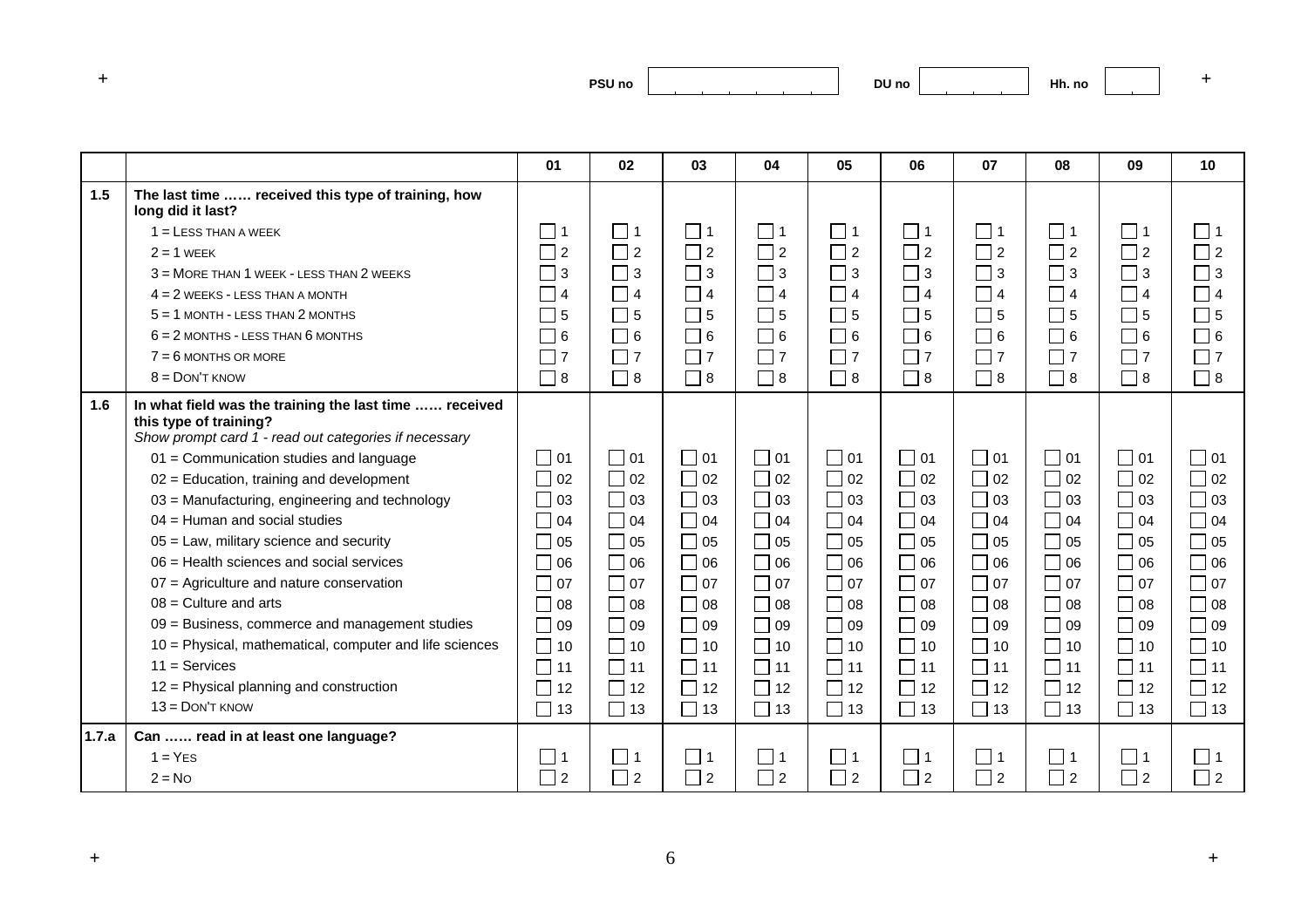PSU no | | DU no | | Hh. no | |

| | | 01 | 02 | 03 | 04 | 05 | 06 | 07 | 08 | 09 | 10 |
|---|---|---|---|---|---|---|---|---|---|---|---|
| **1.5** | **The last time …… received this type of training, how long did it last?** | | | | | | | | | | |
| | 1 = LESS THAN A WEEK | ☐ 1 | ☐ 1 | ☐ 1 | ☐ 1 | ☐ 1 | ☐ 1 | ☐ 1 | ☐ 1 | ☐ 1 | ☐ 1 |
| | 2 = 1 WEEK | ☐ 2 | ☐ 2 | ☐ 2 | ☐ 2 | ☐ 2 | ☐ 2 | ☐ 2 | ☐ 2 | ☐ 2 | ☐ 2 |
| | 3 = MORE THAN 1 WEEK - LESS THAN 2 WEEKS | ☐ 3 | ☐ 3 | ☐ 3 | ☐ 3 | ☐ 3 | ☐ 3 | ☐ 3 | ☐ 3 | ☐ 3 | ☐ 3 |
| | 4 = 2 WEEKS - LESS THAN A MONTH | ☐ 4 | ☐ 4 | ☐ 4 | ☐ 4 | ☐ 4 | ☐ 4 | ☐ 4 | ☐ 4 | ☐ 4 | ☐ 4 |
| | 5 = 1 MONTH - LESS THAN 2 MONTHS | ☐ 5 | ☐ 5 | ☐ 5 | ☐ 5 | ☐ 5 | ☐ 5 | ☐ 5 | ☐ 5 | ☐ 5 | ☐ 5 |
| | 6 = 2 MONTHS - LESS THAN 6 MONTHS | ☐ 6 | ☐ 6 | ☐ 6 | ☐ 6 | ☐ 6 | ☐ 6 | ☐ 6 | ☐ 6 | ☐ 6 | ☐ 6 |
| | 7 = 6 MONTHS OR MORE | ☐ 7 | ☐ 7 | ☐ 7 | ☐ 7 | ☐ 7 | ☐ 7 | ☐ 7 | ☐ 7 | ☐ 7 | ☐ 7 |
| | 8 = DON'T KNOW | ☐ 8 | ☐ 8 | ☐ 8 | ☐ 8 | ☐ 8 | ☐ 8 | ☐ 8 | ☐ 8 | ☐ 8 | ☐ 8 |
| **1.6** | **In what field was the training the last time …… received this type of training?** *Show prompt card 1 - read out categories if necessary* | | | | | | | | | | |
| | 01 = Communication studies and language | ☐ 01 | ☐ 01 | ☐ 01 | ☐ 01 | ☐ 01 | ☐ 01 | ☐ 01 | ☐ 01 | ☐ 01 | ☐ 01 |
| | 02 = Education, training and development | ☐ 02 | ☐ 02 | ☐ 02 | ☐ 02 | ☐ 02 | ☐ 02 | ☐ 02 | ☐ 02 | ☐ 02 | ☐ 02 |
| | 03 = Manufacturing, engineering and technology | ☐ 03 | ☐ 03 | ☐ 03 | ☐ 03 | ☐ 03 | ☐ 03 | ☐ 03 | ☐ 03 | ☐ 03 | ☐ 03 |
| | 04 = Human and social studies | ☐ 04 | ☐ 04 | ☐ 04 | ☐ 04 | ☐ 04 | ☐ 04 | ☐ 04 | ☐ 04 | ☐ 04 | ☐ 04 |
| | 05 = Law, military science and security | ☐ 05 | ☐ 05 | ☐ 05 | ☐ 05 | ☐ 05 | ☐ 05 | ☐ 05 | ☐ 05 | ☐ 05 | ☐ 05 |
| | 06 = Health sciences and social services | ☐ 06 | ☐ 06 | ☐ 06 | ☐ 06 | ☐ 06 | ☐ 06 | ☐ 06 | ☐ 06 | ☐ 06 | ☐ 06 |
| | 07 = Agriculture and nature conservation | ☐ 07 | ☐ 07 | ☐ 07 | ☐ 07 | ☐ 07 | ☐ 07 | ☐ 07 | ☐ 07 | ☐ 07 | ☐ 07 |
| | 08 = Culture and arts | ☐ 08 | ☐ 08 | ☐ 08 | ☐ 08 | ☐ 08 | ☐ 08 | ☐ 08 | ☐ 08 | ☐ 08 | ☐ 08 |
| | 09 = Business, commerce and management studies | ☐ 09 | ☐ 09 | ☐ 09 | ☐ 09 | ☐ 09 | ☐ 09 | ☐ 09 | ☐ 09 | ☐ 09 | ☐ 09 |
| | 10 = Physical, mathematical, computer and life sciences | ☐ 10 | ☐ 10 | ☐ 10 | ☐ 10 | ☐ 10 | ☐ 10 | ☐ 10 | ☐ 10 | ☐ 10 | ☐ 10 |
| | 11 = Services | ☐ 11 | ☐ 11 | ☐ 11 | ☐ 11 | ☐ 11 | ☐ 11 | ☐ 11 | ☐ 11 | ☐ 11 | ☐ 11 |
| | 12 = Physical planning and construction | ☐ 12 | ☐ 12 | ☐ 12 | ☐ 12 | ☐ 12 | ☐ 12 | ☐ 12 | ☐ 12 | ☐ 12 | ☐ 12 |
| | 13 = DON'T KNOW | ☐ 13 | ☐ 13 | ☐ 13 | ☐ 13 | ☐ 13 | ☐ 13 | ☐ 13 | ☐ 13 | ☐ 13 | ☐ 13 |
| **1.7.a** | **Can …… read in at least one language?** | | | | | | | | | | |
| | 1 = YES | ☐ 1 | ☐ 1 | ☐ 1 | ☐ 1 | ☐ 1 | ☐ 1 | ☐ 1 | ☐ 1 | ☐ 1 | ☐ 1 |
| | 2 = NO | ☐ 2 | ☐ 2 | ☐ 2 | ☐ 2 | ☐ 2 | ☐ 2 | ☐ 2 | ☐ 2 | ☐ 2 | ☐ 2 |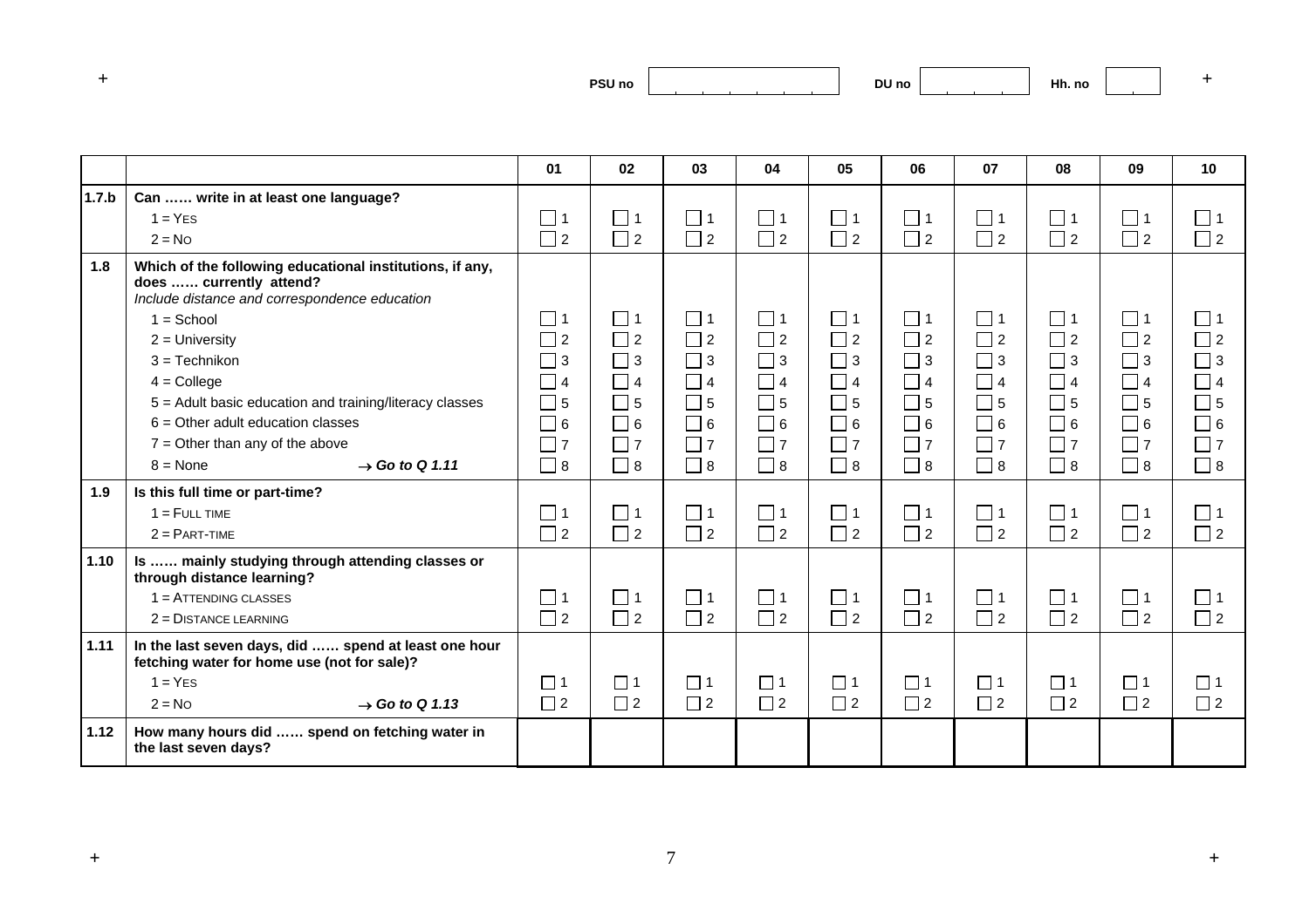PSU no | DU no | Hh. no

| | | 01 | 02 | 03 | 04 | 05 | 06 | 07 | 08 | 09 | 10 |
|---|---|---|---|---|---|---|---|---|---|---|---|
| **1.7.b** | **Can …… write in at least one language?** | | | | | | | | | | |
| | 1 = YES | ☐ 1 | ☐ 1 | ☐ 1 | ☐ 1 | ☐ 1 | ☐ 1 | ☐ 1 | ☐ 1 | ☐ 1 | ☐ 1 |
| | 2 = NO | ☐ 2 | ☐ 2 | ☐ 2 | ☐ 2 | ☐ 2 | ☐ 2 | ☐ 2 | ☐ 2 | ☐ 2 | ☐ 2 |
| **1.8** | **Which of the following educational institutions, if any, does …… currently attend?** *Include distance and correspondence education* | | | | | | | | | | |
| | 1 = School | ☐ 1 | ☐ 1 | ☐ 1 | ☐ 1 | ☐ 1 | ☐ 1 | ☐ 1 | ☐ 1 | ☐ 1 | ☐ 1 |
| | 2 = University | ☐ 2 | ☐ 2 | ☐ 2 | ☐ 2 | ☐ 2 | ☐ 2 | ☐ 2 | ☐ 2 | ☐ 2 | ☐ 2 |
| | 3 = Technikon | ☐ 3 | ☐ 3 | ☐ 3 | ☐ 3 | ☐ 3 | ☐ 3 | ☐ 3 | ☐ 3 | ☐ 3 | ☐ 3 |
| | 4 = College | ☐ 4 | ☐ 4 | ☐ 4 | ☐ 4 | ☐ 4 | ☐ 4 | ☐ 4 | ☐ 4 | ☐ 4 | ☐ 4 |
| | 5 = Adult basic education and training/literacy classes | ☐ 5 | ☐ 5 | ☐ 5 | ☐ 5 | ☐ 5 | ☐ 5 | ☐ 5 | ☐ 5 | ☐ 5 | ☐ 5 |
| | 6 = Other adult education classes | ☐ 6 | ☐ 6 | ☐ 6 | ☐ 6 | ☐ 6 | ☐ 6 | ☐ 6 | ☐ 6 | ☐ 6 | ☐ 6 |
| | 7 = Other than any of the above | ☐ 7 | ☐ 7 | ☐ 7 | ☐ 7 | ☐ 7 | ☐ 7 | ☐ 7 | ☐ 7 | ☐ 7 | ☐ 7 |
| | 8 = None → ***Go to Q 1.11*** | ☐ 8 | ☐ 8 | ☐ 8 | ☐ 8 | ☐ 8 | ☐ 8 | ☐ 8 | ☐ 8 | ☐ 8 | ☐ 8 |
| **1.9** | **Is this full time or part-time?** | | | | | | | | | | |
| | 1 = FULL TIME | ☐ 1 | ☐ 1 | ☐ 1 | ☐ 1 | ☐ 1 | ☐ 1 | ☐ 1 | ☐ 1 | ☐ 1 | ☐ 1 |
| | 2 = PART-TIME | ☐ 2 | ☐ 2 | ☐ 2 | ☐ 2 | ☐ 2 | ☐ 2 | ☐ 2 | ☐ 2 | ☐ 2 | ☐ 2 |
| **1.10** | **Is …… mainly studying through attending classes or through distance learning?** | | | | | | | | | | |
| | 1 = ATTENDING CLASSES | ☐ 1 | ☐ 1 | ☐ 1 | ☐ 1 | ☐ 1 | ☐ 1 | ☐ 1 | ☐ 1 | ☐ 1 | ☐ 1 |
| | 2 = DISTANCE LEARNING | ☐ 2 | ☐ 2 | ☐ 2 | ☐ 2 | ☐ 2 | ☐ 2 | ☐ 2 | ☐ 2 | ☐ 2 | ☐ 2 |
| **1.11** | **In the last seven days, did …… spend at least one hour fetching water for home use (not for sale)?** | | | | | | | | | | |
| | 1 = YES | ☐ 1 | ☐ 1 | ☐ 1 | ☐ 1 | ☐ 1 | ☐ 1 | ☐ 1 | ☐ 1 | ☐ 1 | ☐ 1 |
| | 2 = NO → ***Go to Q 1.13*** | ☐ 2 | ☐ 2 | ☐ 2 | ☐ 2 | ☐ 2 | ☐ 2 | ☐ 2 | ☐ 2 | ☐ 2 | ☐ 2 |
| **1.12** | **How many hours did …… spend on fetching water in the last seven days?** | | | | | | | | | | |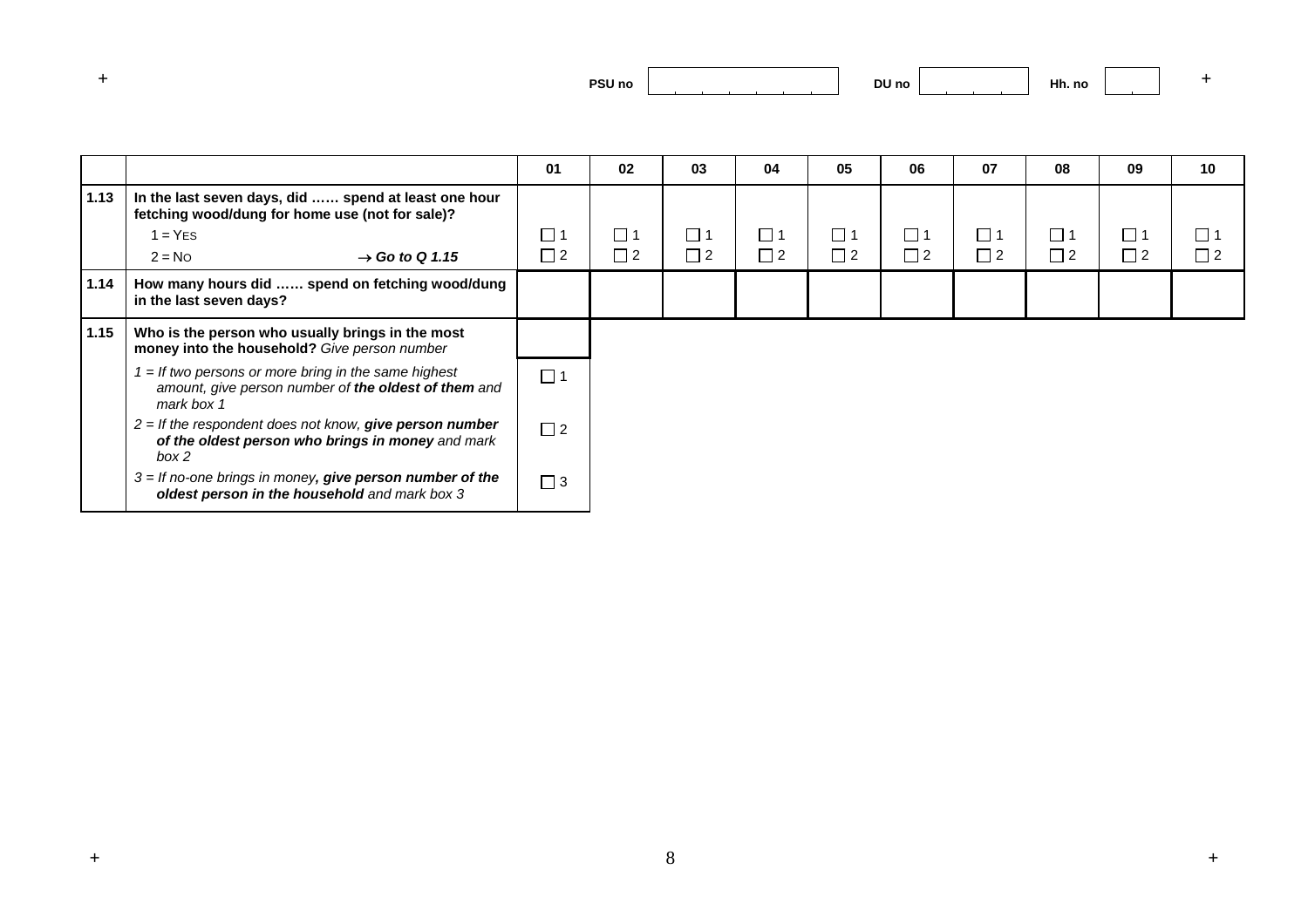PSU no | | DU no | | Hh. no | |

| | | 01 | 02 | 03 | 04 | 05 | 06 | 07 | 08 | 09 | 10 |
|---|---|---|---|---|---|---|---|---|---|---|---|
| 1.13 | **In the last seven days, did …… spend at least one hour fetching wood/dung for home use (not for sale)?** | | | | | | | | | | |
| | 1 = YES | ☐ 1 | ☐ 1 | ☐ 1 | ☐ 1 | ☐ 1 | ☐ 1 | ☐ 1 | ☐ 1 | ☐ 1 | ☐ 1 |
| | 2 = NO → ***Go to Q 1.15*** | ☐ 2 | ☐ 2 | ☐ 2 | ☐ 2 | ☐ 2 | ☐ 2 | ☐ 2 | ☐ 2 | ☐ 2 | ☐ 2 |
| 1.14 | **How many hours did …… spend on fetching wood/dung in the last seven days?** | | | | | | | | | | |
| 1.15 | **Who is the person who usually brings in the most money into the household?** *Give person number* | | | | | | | | | | |
| | *1 = If two persons or more bring in the same highest amount, give person number of* ***the oldest of them*** *and mark box 1* | ☐ 1 | | | | | | | | | |
| | *2 = If the respondent does not know,* ***give person number of the oldest person who brings in money*** *and mark box 2* | ☐ 2 | | | | | | | | | |
| | *3 = If no-one brings in money****, give person number of the oldest person in the household*** *and mark box 3* | ☐ 3 | | | | | | | | | |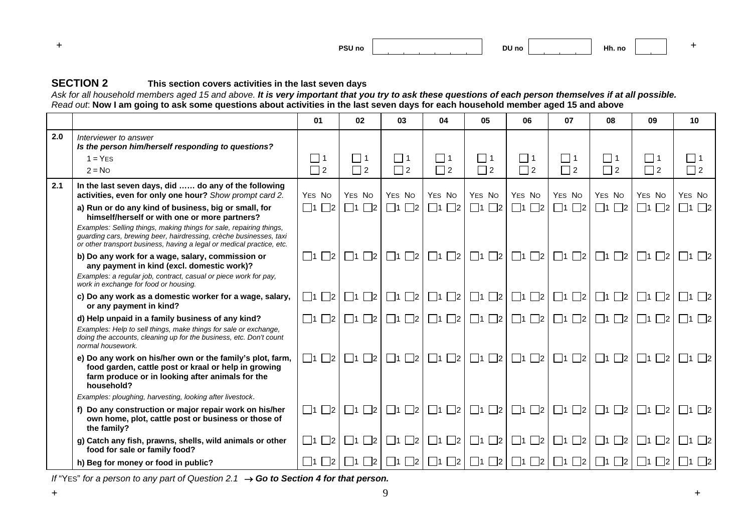PSU no | DU no | Hh. no

## SECTION 2 This section covers activities in the last seven days

*Ask for all household members aged 15 and above.* ***It is very important that you try to ask these questions of each person themselves if at all possible.***
*Read out*: **Now I am going to ask some questions about activities in the last seven days for each household member aged 15 and above**

| | | 01 | 02 | 03 | 04 | 05 | 06 | 07 | 08 | 09 | 10 |
|---|---|---|---|---|---|---|---|---|---|---|---|
| 2.0 | *Interviewer to answer* ***Is the person him/herself responding to questions?*** 1 = YES 2 = NO | ☐ 1 ☐ 2 | ☐ 1 ☐ 2 | ☐ 1 ☐ 2 | ☐ 1 ☐ 2 | ☐ 1 ☐ 2 | ☐ 1 ☐ 2 | ☐ 1 ☐ 2 | ☐ 1 ☐ 2 | ☐ 1 ☐ 2 | ☐ 1 ☐ 2 |
| 2.1 | **In the last seven days, did …… do any of the following activities, even for only one hour?** *Show prompt card 2.* | YES NO | YES NO | YES NO | YES NO | YES NO | YES NO | YES NO | YES NO | YES NO | YES NO |
| | **a) Run or do any kind of business, big or small, for himself/herself or with one or more partners?** *Examples: Selling things, making things for sale, repairing things, guarding cars, brewing beer, hairdressing, crèche businesses, taxi or other transport business, having a legal or medical practice, etc.* | ☐1 ☐2 | ☐1 ☐2 | ☐1 ☐2 | ☐1 ☐2 | ☐1 ☐2 | ☐1 ☐2 | ☐1 ☐2 | ☐1 ☐2 | ☐1 ☐2 | ☐1 ☐2 |
| | **b) Do any work for a wage, salary, commission or any payment in kind (excl. domestic work)?** *Examples: a regular job, contract, casual or piece work for pay, work in exchange for food or housing.* | ☐1 ☐2 | ☐1 ☐2 | ☐1 ☐2 | ☐1 ☐2 | ☐1 ☐2 | ☐1 ☐2 | ☐1 ☐2 | ☐1 ☐2 | ☐1 ☐2 | ☐1 ☐2 |
| | **c) Do any work as a domestic worker for a wage, salary, or any payment in kind?** | ☐1 ☐2 | ☐1 ☐2 | ☐1 ☐2 | ☐1 ☐2 | ☐1 ☐2 | ☐1 ☐2 | ☐1 ☐2 | ☐1 ☐2 | ☐1 ☐2 | ☐1 ☐2 |
| | **d) Help unpaid in a family business of any kind?** *Examples: Help to sell things, make things for sale or exchange, doing the accounts, cleaning up for the business, etc. Don't count normal housework.* | ☐1 ☐2 | ☐1 ☐2 | ☐1 ☐2 | ☐1 ☐2 | ☐1 ☐2 | ☐1 ☐2 | ☐1 ☐2 | ☐1 ☐2 | ☐1 ☐2 | ☐1 ☐2 |
| | **e) Do any work on his/her own or the family's plot, farm, food garden, cattle post or kraal or help in growing farm produce or in looking after animals for the household?** *Examples: ploughing, harvesting, looking after livestock.* | ☐1 ☐2 | ☐1 ☐2 | ☐1 ☐2 | ☐1 ☐2 | ☐1 ☐2 | ☐1 ☐2 | ☐1 ☐2 | ☐1 ☐2 | ☐1 ☐2 | ☐1 ☐2 |
| | **f) Do any construction or major repair work on his/her own home, plot, cattle post or business or those of the family?** | ☐1 ☐2 | ☐1 ☐2 | ☐1 ☐2 | ☐1 ☐2 | ☐1 ☐2 | ☐1 ☐2 | ☐1 ☐2 | ☐1 ☐2 | ☐1 ☐2 | ☐1 ☐2 |
| | **g) Catch any fish, prawns, shells, wild animals or other food for sale or family food?** | ☐1 ☐2 | ☐1 ☐2 | ☐1 ☐2 | ☐1 ☐2 | ☐1 ☐2 | ☐1 ☐2 | ☐1 ☐2 | ☐1 ☐2 | ☐1 ☐2 | ☐1 ☐2 |
| | **h) Beg for money or food in public?** | ☐1 ☐2 | ☐1 ☐2 | ☐1 ☐2 | ☐1 ☐2 | ☐1 ☐2 | ☐1 ☐2 | ☐1 ☐2 | ☐1 ☐2 | ☐1 ☐2 | ☐1 ☐2 |

*If "YES" for a person to any part of Question 2.1* → ***Go to Section 4 for that person.***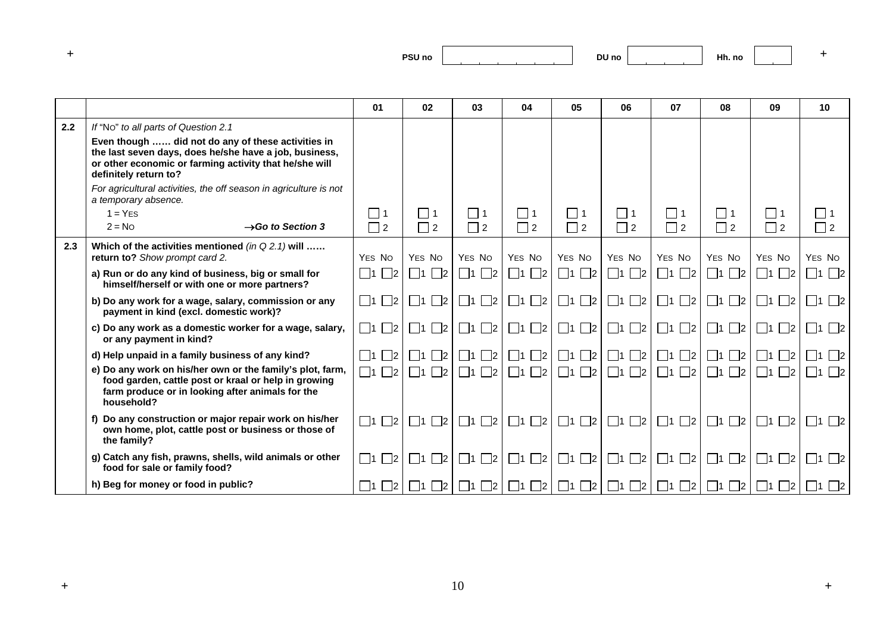PSU no | DU no | Hh. no

| | | 01 | 02 | 03 | 04 | 05 | 06 | 07 | 08 | 09 | 10 |
|---|---|---|---|---|---|---|---|---|---|---|---|
| **2.2** | *If "NO" to all parts of Question 2.1*<br>**Even though …… did not do any of these activities in the last seven days, does he/she have a job, business, or other economic or farming activity that he/she will definitely return to?**<br>*For agricultural activities, the off season in agriculture is not a temporary absence.*<br>1 = YES<br>2 = NO →***Go to Section 3*** | ☐ 1<br>☐ 2 | ☐ 1<br>☐ 2 | ☐ 1<br>☐ 2 | ☐ 1<br>☐ 2 | ☐ 1<br>☐ 2 | ☐ 1<br>☐ 2 | ☐ 1<br>☐ 2 | ☐ 1<br>☐ 2 | ☐ 1<br>☐ 2 | ☐ 1<br>☐ 2 |
| **2.3** | **Which of the activities mentioned** *(in Q 2.1)* **will …… return to?** *Show prompt card 2.* | YES NO | YES NO | YES NO | YES NO | YES NO | YES NO | YES NO | YES NO | YES NO | YES NO |
| | **a) Run or do any kind of business, big or small for himself/herself or with one or more partners?** | ☐1 ☐2 | ☐1 ☐2 | ☐1 ☐2 | ☐1 ☐2 | ☐1 ☐2 | ☐1 ☐2 | ☐1 ☐2 | ☐1 ☐2 | ☐1 ☐2 | ☐1 ☐2 |
| | **b) Do any work for a wage, salary, commission or any payment in kind (excl. domestic work)?** | ☐1 ☐2 | ☐1 ☐2 | ☐1 ☐2 | ☐1 ☐2 | ☐1 ☐2 | ☐1 ☐2 | ☐1 ☐2 | ☐1 ☐2 | ☐1 ☐2 | ☐1 ☐2 |
| | **c) Do any work as a domestic worker for a wage, salary, or any payment in kind?** | ☐1 ☐2 | ☐1 ☐2 | ☐1 ☐2 | ☐1 ☐2 | ☐1 ☐2 | ☐1 ☐2 | ☐1 ☐2 | ☐1 ☐2 | ☐1 ☐2 | ☐1 ☐2 |
| | **d) Help unpaid in a family business of any kind?** | ☐1 ☐2 | ☐1 ☐2 | ☐1 ☐2 | ☐1 ☐2 | ☐1 ☐2 | ☐1 ☐2 | ☐1 ☐2 | ☐1 ☐2 | ☐1 ☐2 | ☐1 ☐2 |
| | **e) Do any work on his/her own or the family's plot, farm, food garden, cattle post or kraal or help in growing farm produce or in looking after animals for the household?** | ☐1 ☐2 | ☐1 ☐2 | ☐1 ☐2 | ☐1 ☐2 | ☐1 ☐2 | ☐1 ☐2 | ☐1 ☐2 | ☐1 ☐2 | ☐1 ☐2 | ☐1 ☐2 |
| | **f) Do any construction or major repair work on his/her own home, plot, cattle post or business or those of the family?** | ☐1 ☐2 | ☐1 ☐2 | ☐1 ☐2 | ☐1 ☐2 | ☐1 ☐2 | ☐1 ☐2 | ☐1 ☐2 | ☐1 ☐2 | ☐1 ☐2 | ☐1 ☐2 |
| | **g) Catch any fish, prawns, shells, wild animals or other food for sale or family food?** | ☐1 ☐2 | ☐1 ☐2 | ☐1 ☐2 | ☐1 ☐2 | ☐1 ☐2 | ☐1 ☐2 | ☐1 ☐2 | ☐1 ☐2 | ☐1 ☐2 | ☐1 ☐2 |
| | **h) Beg for money or food in public?** | ☐1 ☐2 | ☐1 ☐2 | ☐1 ☐2 | ☐1 ☐2 | ☐1 ☐2 | ☐1 ☐2 | ☐1 ☐2 | ☐1 ☐2 | ☐1 ☐2 | ☐1 ☐2 |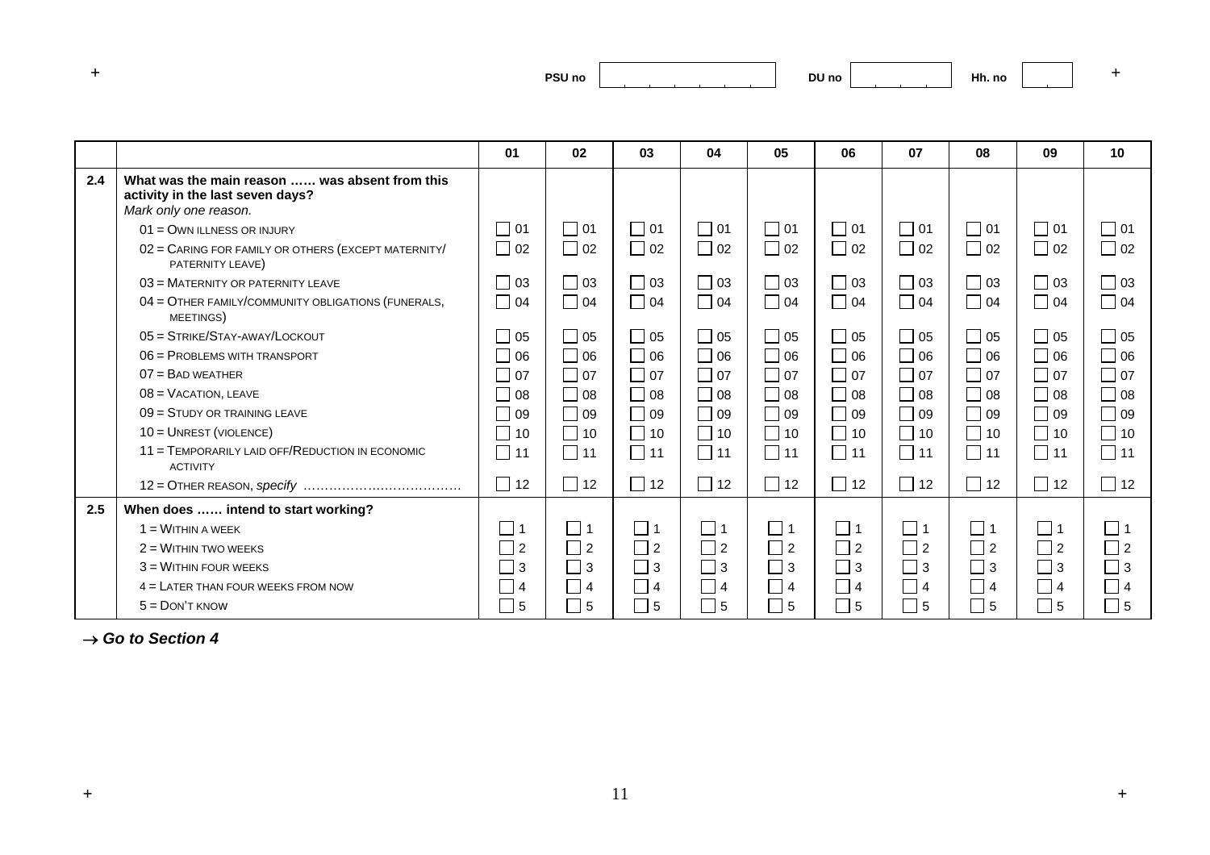PSU no | | DU no | | Hh. no | |
---|---|---|---|---|---

| | | 01 | 02 | 03 | 04 | 05 | 06 | 07 | 08 | 09 | 10 |
|---|---|---|---|---|---|---|---|---|---|---|---|
| 2.4 | **What was the main reason …… was absent from this activity in the last seven days?** *Mark only one reason.* | | | | | | | | | | |
| | 01 = OWN ILLNESS OR INJURY | ☐ 01 | ☐ 01 | ☐ 01 | ☐ 01 | ☐ 01 | ☐ 01 | ☐ 01 | ☐ 01 | ☐ 01 | ☐ 01 |
| | 02 = CARING FOR FAMILY OR OTHERS (EXCEPT MATERNITY/ PATERNITY LEAVE) | ☐ 02 | ☐ 02 | ☐ 02 | ☐ 02 | ☐ 02 | ☐ 02 | ☐ 02 | ☐ 02 | ☐ 02 | ☐ 02 |
| | 03 = MATERNITY OR PATERNITY LEAVE | ☐ 03 | ☐ 03 | ☐ 03 | ☐ 03 | ☐ 03 | ☐ 03 | ☐ 03 | ☐ 03 | ☐ 03 | ☐ 03 |
| | 04 = OTHER FAMILY/COMMUNITY OBLIGATIONS (FUNERALS, MEETINGS) | ☐ 04 | ☐ 04 | ☐ 04 | ☐ 04 | ☐ 04 | ☐ 04 | ☐ 04 | ☐ 04 | ☐ 04 | ☐ 04 |
| | 05 = STRIKE/STAY-AWAY/LOCKOUT | ☐ 05 | ☐ 05 | ☐ 05 | ☐ 05 | ☐ 05 | ☐ 05 | ☐ 05 | ☐ 05 | ☐ 05 | ☐ 05 |
| | 06 = PROBLEMS WITH TRANSPORT | ☐ 06 | ☐ 06 | ☐ 06 | ☐ 06 | ☐ 06 | ☐ 06 | ☐ 06 | ☐ 06 | ☐ 06 | ☐ 06 |
| | 07 = BAD WEATHER | ☐ 07 | ☐ 07 | ☐ 07 | ☐ 07 | ☐ 07 | ☐ 07 | ☐ 07 | ☐ 07 | ☐ 07 | ☐ 07 |
| | 08 = VACATION, LEAVE | ☐ 08 | ☐ 08 | ☐ 08 | ☐ 08 | ☐ 08 | ☐ 08 | ☐ 08 | ☐ 08 | ☐ 08 | ☐ 08 |
| | 09 = STUDY OR TRAINING LEAVE | ☐ 09 | ☐ 09 | ☐ 09 | ☐ 09 | ☐ 09 | ☐ 09 | ☐ 09 | ☐ 09 | ☐ 09 | ☐ 09 |
| | 10 = UNREST (VIOLENCE) | ☐ 10 | ☐ 10 | ☐ 10 | ☐ 10 | ☐ 10 | ☐ 10 | ☐ 10 | ☐ 10 | ☐ 10 | ☐ 10 |
| | 11 = TEMPORARILY LAID OFF/REDUCTION IN ECONOMIC ACTIVITY | ☐ 11 | ☐ 11 | ☐ 11 | ☐ 11 | ☐ 11 | ☐ 11 | ☐ 11 | ☐ 11 | ☐ 11 | ☐ 11 |
| | 12 = OTHER REASON, *specify* ………………………………. | ☐ 12 | ☐ 12 | ☐ 12 | ☐ 12 | ☐ 12 | ☐ 12 | ☐ 12 | ☐ 12 | ☐ 12 | ☐ 12 |
| 2.5 | **When does …… intend to start working?** | | | | | | | | | | |
| | 1 = WITHIN A WEEK | ☐ 1 | ☐ 1 | ☐ 1 | ☐ 1 | ☐ 1 | ☐ 1 | ☐ 1 | ☐ 1 | ☐ 1 | ☐ 1 |
| | 2 = WITHIN TWO WEEKS | ☐ 2 | ☐ 2 | ☐ 2 | ☐ 2 | ☐ 2 | ☐ 2 | ☐ 2 | ☐ 2 | ☐ 2 | ☐ 2 |
| | 3 = WITHIN FOUR WEEKS | ☐ 3 | ☐ 3 | ☐ 3 | ☐ 3 | ☐ 3 | ☐ 3 | ☐ 3 | ☐ 3 | ☐ 3 | ☐ 3 |
| | 4 = LATER THAN FOUR WEEKS FROM NOW | ☐ 4 | ☐ 4 | ☐ 4 | ☐ 4 | ☐ 4 | ☐ 4 | ☐ 4 | ☐ 4 | ☐ 4 | ☐ 4 |
| | 5 = DON'T KNOW | ☐ 5 | ☐ 5 | ☐ 5 | ☐ 5 | ☐ 5 | ☐ 5 | ☐ 5 | ☐ 5 | ☐ 5 | ☐ 5 |

→ ***Go to Section 4***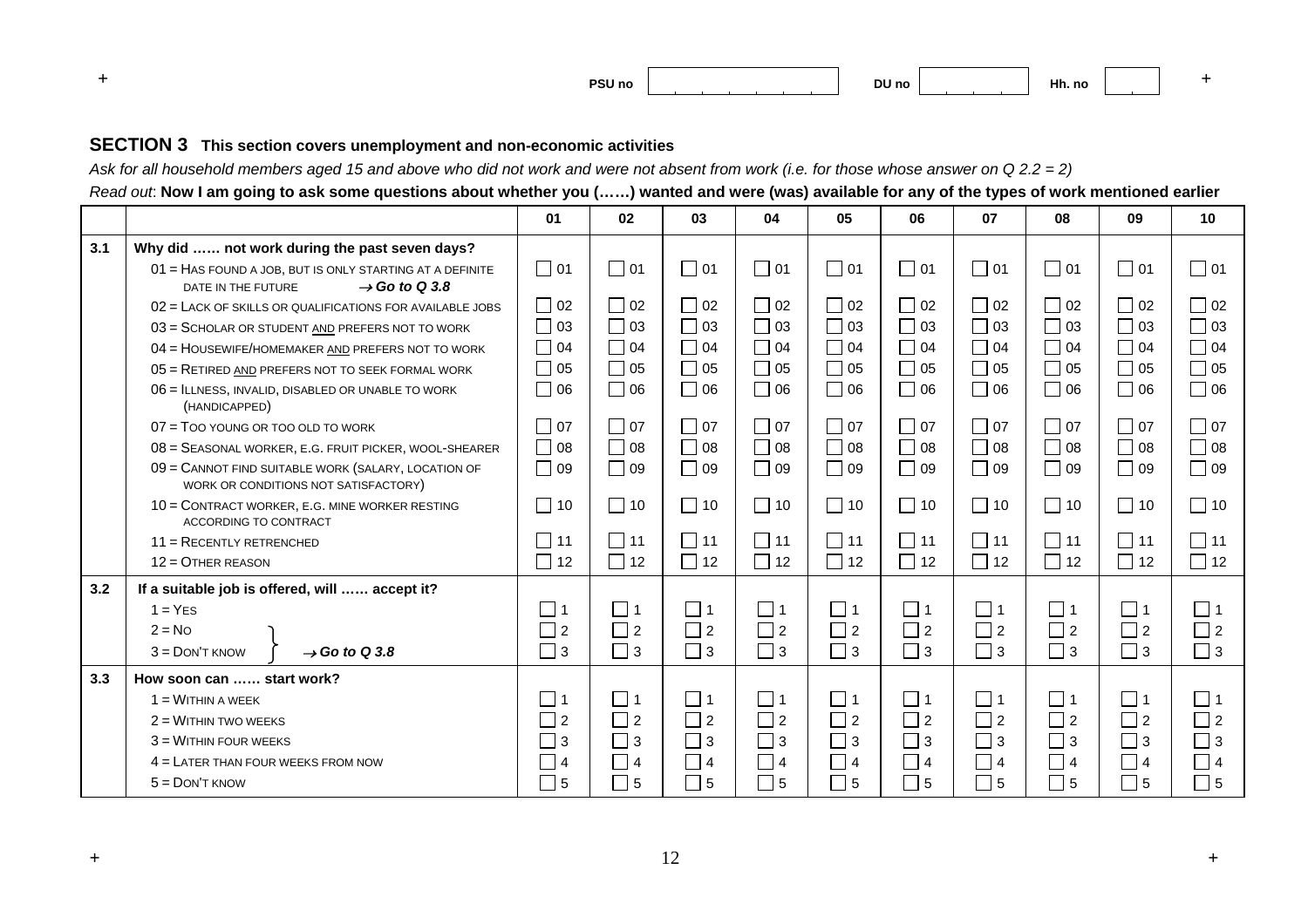PSU no | | DU no | | Hh. no | |

## SECTION 3 This section covers unemployment and non-economic activities

*Ask for all household members aged 15 and above who did not work and were not absent from work (i.e. for those whose answer on Q 2.2 = 2)*

*Read out*: **Now I am going to ask some questions about whether you (……) wanted and were (was) available for any of the types of work mentioned earlier**

| | | 01 | 02 | 03 | 04 | 05 | 06 | 07 | 08 | 09 | 10 |
|---|---|---|---|---|---|---|---|---|---|---|---|
| **3.1** | **Why did …… not work during the past seven days?** | | | | | | | | | | |
| | 01 = Has found a job, but is only starting at a definite date in the future → ***Go to Q 3.8*** | ☐ 01 | ☐ 01 | ☐ 01 | ☐ 01 | ☐ 01 | ☐ 01 | ☐ 01 | ☐ 01 | ☐ 01 | ☐ 01 |
| | 02 = Lack of skills or qualifications for available jobs | ☐ 02 | ☐ 02 | ☐ 02 | ☐ 02 | ☐ 02 | ☐ 02 | ☐ 02 | ☐ 02 | ☐ 02 | ☐ 02 |
| | 03 = Scholar or student and prefers not to work | ☐ 03 | ☐ 03 | ☐ 03 | ☐ 03 | ☐ 03 | ☐ 03 | ☐ 03 | ☐ 03 | ☐ 03 | ☐ 03 |
| | 04 = Housewife/homemaker and prefers not to work | ☐ 04 | ☐ 04 | ☐ 04 | ☐ 04 | ☐ 04 | ☐ 04 | ☐ 04 | ☐ 04 | ☐ 04 | ☐ 04 |
| | 05 = Retired and prefers not to seek formal work | ☐ 05 | ☐ 05 | ☐ 05 | ☐ 05 | ☐ 05 | ☐ 05 | ☐ 05 | ☐ 05 | ☐ 05 | ☐ 05 |
| | 06 = Illness, invalid, disabled or unable to work (handicapped) | ☐ 06 | ☐ 06 | ☐ 06 | ☐ 06 | ☐ 06 | ☐ 06 | ☐ 06 | ☐ 06 | ☐ 06 | ☐ 06 |
| | 07 = Too young or too old to work | ☐ 07 | ☐ 07 | ☐ 07 | ☐ 07 | ☐ 07 | ☐ 07 | ☐ 07 | ☐ 07 | ☐ 07 | ☐ 07 |
| | 08 = Seasonal worker, e.g. fruit picker, wool-shearer | ☐ 08 | ☐ 08 | ☐ 08 | ☐ 08 | ☐ 08 | ☐ 08 | ☐ 08 | ☐ 08 | ☐ 08 | ☐ 08 |
| | 09 = Cannot find suitable work (salary, location of work or conditions not satisfactory) | ☐ 09 | ☐ 09 | ☐ 09 | ☐ 09 | ☐ 09 | ☐ 09 | ☐ 09 | ☐ 09 | ☐ 09 | ☐ 09 |
| | 10 = Contract worker, e.g. mine worker resting according to contract | ☐ 10 | ☐ 10 | ☐ 10 | ☐ 10 | ☐ 10 | ☐ 10 | ☐ 10 | ☐ 10 | ☐ 10 | ☐ 10 |
| | 11 = Recently retrenched | ☐ 11 | ☐ 11 | ☐ 11 | ☐ 11 | ☐ 11 | ☐ 11 | ☐ 11 | ☐ 11 | ☐ 11 | ☐ 11 |
| | 12 = Other reason | ☐ 12 | ☐ 12 | ☐ 12 | ☐ 12 | ☐ 12 | ☐ 12 | ☐ 12 | ☐ 12 | ☐ 12 | ☐ 12 |
| **3.2** | **If a suitable job is offered, will …… accept it?** | | | | | | | | | | |
| | 1 = Yes | ☐ 1 | ☐ 1 | ☐ 1 | ☐ 1 | ☐ 1 | ☐ 1 | ☐ 1 | ☐ 1 | ☐ 1 | ☐ 1 |
| | 2 = No } → ***Go to Q 3.8*** | ☐ 2 | ☐ 2 | ☐ 2 | ☐ 2 | ☐ 2 | ☐ 2 | ☐ 2 | ☐ 2 | ☐ 2 | ☐ 2 |
| | 3 = Don't know } → ***Go to Q 3.8*** | ☐ 3 | ☐ 3 | ☐ 3 | ☐ 3 | ☐ 3 | ☐ 3 | ☐ 3 | ☐ 3 | ☐ 3 | ☐ 3 |
| **3.3** | **How soon can …… start work?** | | | | | | | | | | |
| | 1 = Within a week | ☐ 1 | ☐ 1 | ☐ 1 | ☐ 1 | ☐ 1 | ☐ 1 | ☐ 1 | ☐ 1 | ☐ 1 | ☐ 1 |
| | 2 = Within two weeks | ☐ 2 | ☐ 2 | ☐ 2 | ☐ 2 | ☐ 2 | ☐ 2 | ☐ 2 | ☐ 2 | ☐ 2 | ☐ 2 |
| | 3 = Within four weeks | ☐ 3 | ☐ 3 | ☐ 3 | ☐ 3 | ☐ 3 | ☐ 3 | ☐ 3 | ☐ 3 | ☐ 3 | ☐ 3 |
| | 4 = Later than four weeks from now | ☐ 4 | ☐ 4 | ☐ 4 | ☐ 4 | ☐ 4 | ☐ 4 | ☐ 4 | ☐ 4 | ☐ 4 | ☐ 4 |
| | 5 = Don't know | ☐ 5 | ☐ 5 | ☐ 5 | ☐ 5 | ☐ 5 | ☐ 5 | ☐ 5 | ☐ 5 | ☐ 5 | ☐ 5 |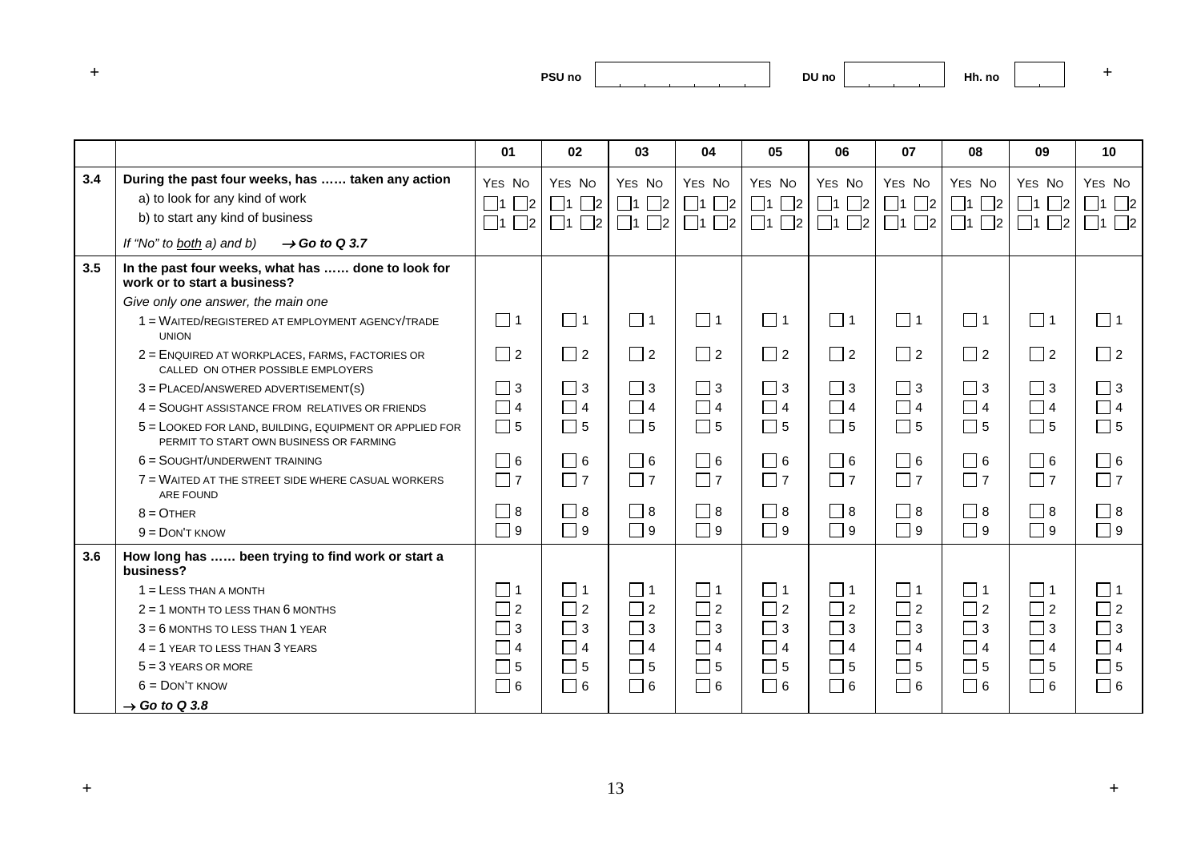PSU no | DU no | Hh. no

| | | 01 | 02 | 03 | 04 | 05 | 06 | 07 | 08 | 09 | 10 |
|---|---|---|---|---|---|---|---|---|---|---|---|
| **3.4** | **During the past four weeks, has …… taken any action** | YES NO | YES NO | YES NO | YES NO | YES NO | YES NO | YES NO | YES NO | YES NO | YES NO |
| | a) to look for any kind of work | 1 2 | 1 2 | 1 2 | 1 2 | 1 2 | 1 2 | 1 2 | 1 2 | 1 2 | 1 2 |
| | b) to start any kind of business | 1 2 | 1 2 | 1 2 | 1 2 | 1 2 | 1 2 | 1 2 | 1 2 | 1 2 | 1 2 |
| | *If "No" to both a) and b)* → ***Go to Q 3.7*** | | | | | | | | | | |
| **3.5** | **In the past four weeks, what has …… done to look for work or to start a business?** | | | | | | | | | | |
| | *Give only one answer, the main one* | | | | | | | | | | |
| | 1 = WAITED/REGISTERED AT EMPLOYMENT AGENCY/TRADE UNION | 1 | 1 | 1 | 1 | 1 | 1 | 1 | 1 | 1 | 1 |
| | 2 = ENQUIRED AT WORKPLACES, FARMS, FACTORIES OR CALLED ON OTHER POSSIBLE EMPLOYERS | 2 | 2 | 2 | 2 | 2 | 2 | 2 | 2 | 2 | 2 |
| | 3 = PLACED/ANSWERED ADVERTISEMENT(S) | 3 | 3 | 3 | 3 | 3 | 3 | 3 | 3 | 3 | 3 |
| | 4 = SOUGHT ASSISTANCE FROM RELATIVES OR FRIENDS | 4 | 4 | 4 | 4 | 4 | 4 | 4 | 4 | 4 | 4 |
| | 5 = LOOKED FOR LAND, BUILDING, EQUIPMENT OR APPLIED FOR PERMIT TO START OWN BUSINESS OR FARMING | 5 | 5 | 5 | 5 | 5 | 5 | 5 | 5 | 5 | 5 |
| | 6 = SOUGHT/UNDERWENT TRAINING | 6 | 6 | 6 | 6 | 6 | 6 | 6 | 6 | 6 | 6 |
| | 7 = WAITED AT THE STREET SIDE WHERE CASUAL WORKERS ARE FOUND | 7 | 7 | 7 | 7 | 7 | 7 | 7 | 7 | 7 | 7 |
| | 8 = OTHER | 8 | 8 | 8 | 8 | 8 | 8 | 8 | 8 | 8 | 8 |
| | 9 = DON'T KNOW | 9 | 9 | 9 | 9 | 9 | 9 | 9 | 9 | 9 | 9 |
| **3.6** | **How long has …… been trying to find work or start a business?** | | | | | | | | | | |
| | 1 = LESS THAN A MONTH | 1 | 1 | 1 | 1 | 1 | 1 | 1 | 1 | 1 | 1 |
| | 2 = 1 MONTH TO LESS THAN 6 MONTHS | 2 | 2 | 2 | 2 | 2 | 2 | 2 | 2 | 2 | 2 |
| | 3 = 6 MONTHS TO LESS THAN 1 YEAR | 3 | 3 | 3 | 3 | 3 | 3 | 3 | 3 | 3 | 3 |
| | 4 = 1 YEAR TO LESS THAN 3 YEARS | 4 | 4 | 4 | 4 | 4 | 4 | 4 | 4 | 4 | 4 |
| | 5 = 3 YEARS OR MORE | 5 | 5 | 5 | 5 | 5 | 5 | 5 | 5 | 5 | 5 |
| | 6 = DON'T KNOW | 6 | 6 | 6 | 6 | 6 | 6 | 6 | 6 | 6 | 6 |
| | → ***Go to Q 3.8*** | | | | | | | | | | |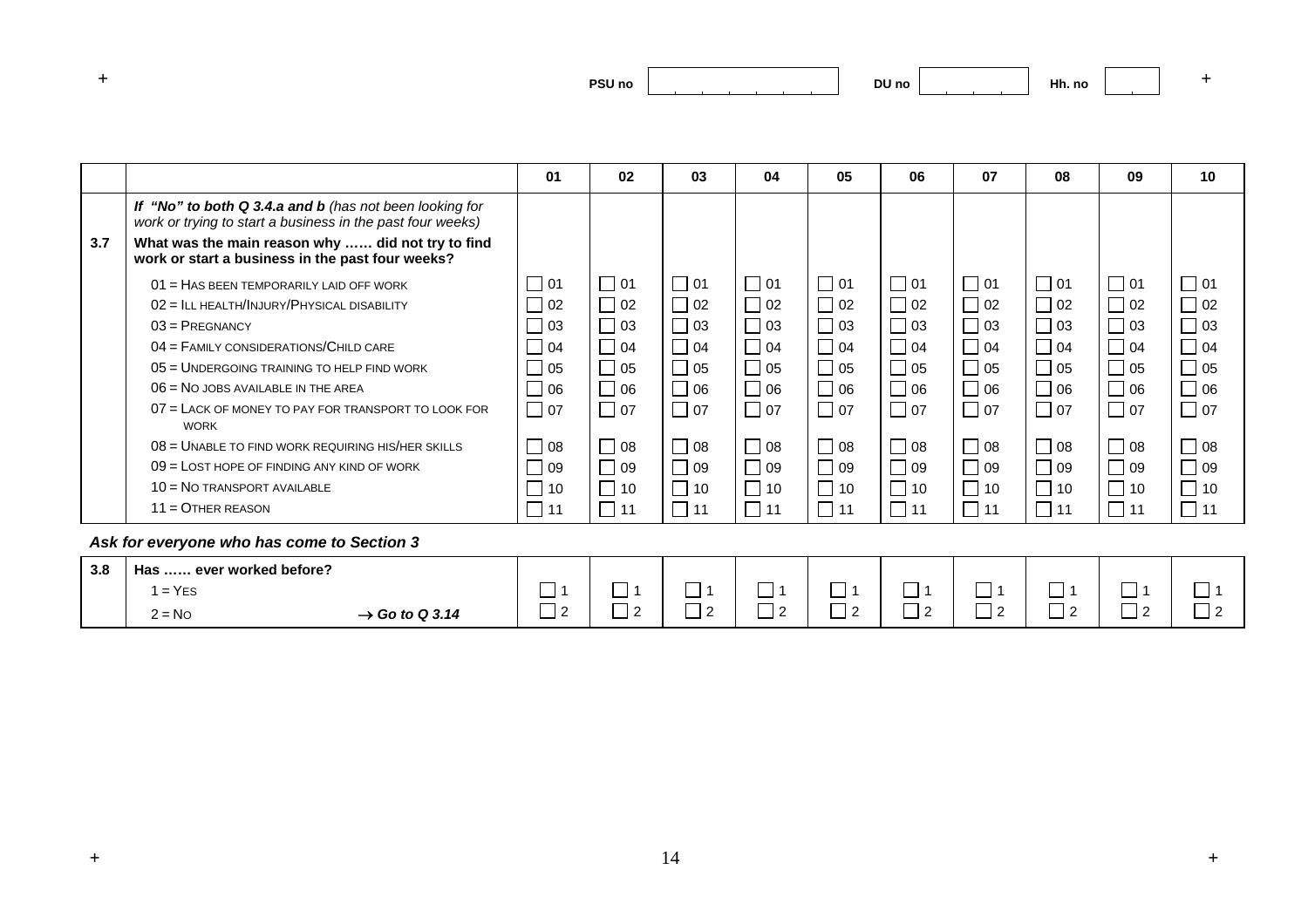PSU no | DU no | Hh. no

| | | 01 | 02 | 03 | 04 | 05 | 06 | 07 | 08 | 09 | 10 |
|---|---|---|---|---|---|---|---|---|---|---|---|
| 3.7 | *If "No" to both Q 3.4.a and b (has not been looking for work or trying to start a business in the past four weeks)* **What was the main reason why …… did not try to find work or start a business in the past four weeks?** | | | | | | | | | | |
| | 01 = HAS BEEN TEMPORARILY LAID OFF WORK | ☐ 01 | ☐ 01 | ☐ 01 | ☐ 01 | ☐ 01 | ☐ 01 | ☐ 01 | ☐ 01 | ☐ 01 | ☐ 01 |
| | 02 = ILL HEALTH/INJURY/PHYSICAL DISABILITY | ☐ 02 | ☐ 02 | ☐ 02 | ☐ 02 | ☐ 02 | ☐ 02 | ☐ 02 | ☐ 02 | ☐ 02 | ☐ 02 |
| | 03 = PREGNANCY | ☐ 03 | ☐ 03 | ☐ 03 | ☐ 03 | ☐ 03 | ☐ 03 | ☐ 03 | ☐ 03 | ☐ 03 | ☐ 03 |
| | 04 = FAMILY CONSIDERATIONS/CHILD CARE | ☐ 04 | ☐ 04 | ☐ 04 | ☐ 04 | ☐ 04 | ☐ 04 | ☐ 04 | ☐ 04 | ☐ 04 | ☐ 04 |
| | 05 = UNDERGOING TRAINING TO HELP FIND WORK | ☐ 05 | ☐ 05 | ☐ 05 | ☐ 05 | ☐ 05 | ☐ 05 | ☐ 05 | ☐ 05 | ☐ 05 | ☐ 05 |
| | 06 = NO JOBS AVAILABLE IN THE AREA | ☐ 06 | ☐ 06 | ☐ 06 | ☐ 06 | ☐ 06 | ☐ 06 | ☐ 06 | ☐ 06 | ☐ 06 | ☐ 06 |
| | 07 = LACK OF MONEY TO PAY FOR TRANSPORT TO LOOK FOR WORK | ☐ 07 | ☐ 07 | ☐ 07 | ☐ 07 | ☐ 07 | ☐ 07 | ☐ 07 | ☐ 07 | ☐ 07 | ☐ 07 |
| | 08 = UNABLE TO FIND WORK REQUIRING HIS/HER SKILLS | ☐ 08 | ☐ 08 | ☐ 08 | ☐ 08 | ☐ 08 | ☐ 08 | ☐ 08 | ☐ 08 | ☐ 08 | ☐ 08 |
| | 09 = LOST HOPE OF FINDING ANY KIND OF WORK | ☐ 09 | ☐ 09 | ☐ 09 | ☐ 09 | ☐ 09 | ☐ 09 | ☐ 09 | ☐ 09 | ☐ 09 | ☐ 09 |
| | 10 = NO TRANSPORT AVAILABLE | ☐ 10 | ☐ 10 | ☐ 10 | ☐ 10 | ☐ 10 | ☐ 10 | ☐ 10 | ☐ 10 | ☐ 10 | ☐ 10 |
| | 11 = OTHER REASON | ☐ 11 | ☐ 11 | ☐ 11 | ☐ 11 | ☐ 11 | ☐ 11 | ☐ 11 | ☐ 11 | ☐ 11 | ☐ 11 |

***Ask for everyone who has come to Section 3***

| | | 01 | 02 | 03 | 04 | 05 | 06 | 07 | 08 | 09 | 10 |
|---|---|---|---|---|---|---|---|---|---|---|---|
| 3.8 | **Has …… ever worked before?** | | | | | | | | | | |
| | 1 = YES | ☐ 1 | ☐ 1 | ☐ 1 | ☐ 1 | ☐ 1 | ☐ 1 | ☐ 1 | ☐ 1 | ☐ 1 | ☐ 1 |
| | 2 = NO → ***Go to Q 3.14*** | ☐ 2 | ☐ 2 | ☐ 2 | ☐ 2 | ☐ 2 | ☐ 2 | ☐ 2 | ☐ 2 | ☐ 2 | ☐ 2 |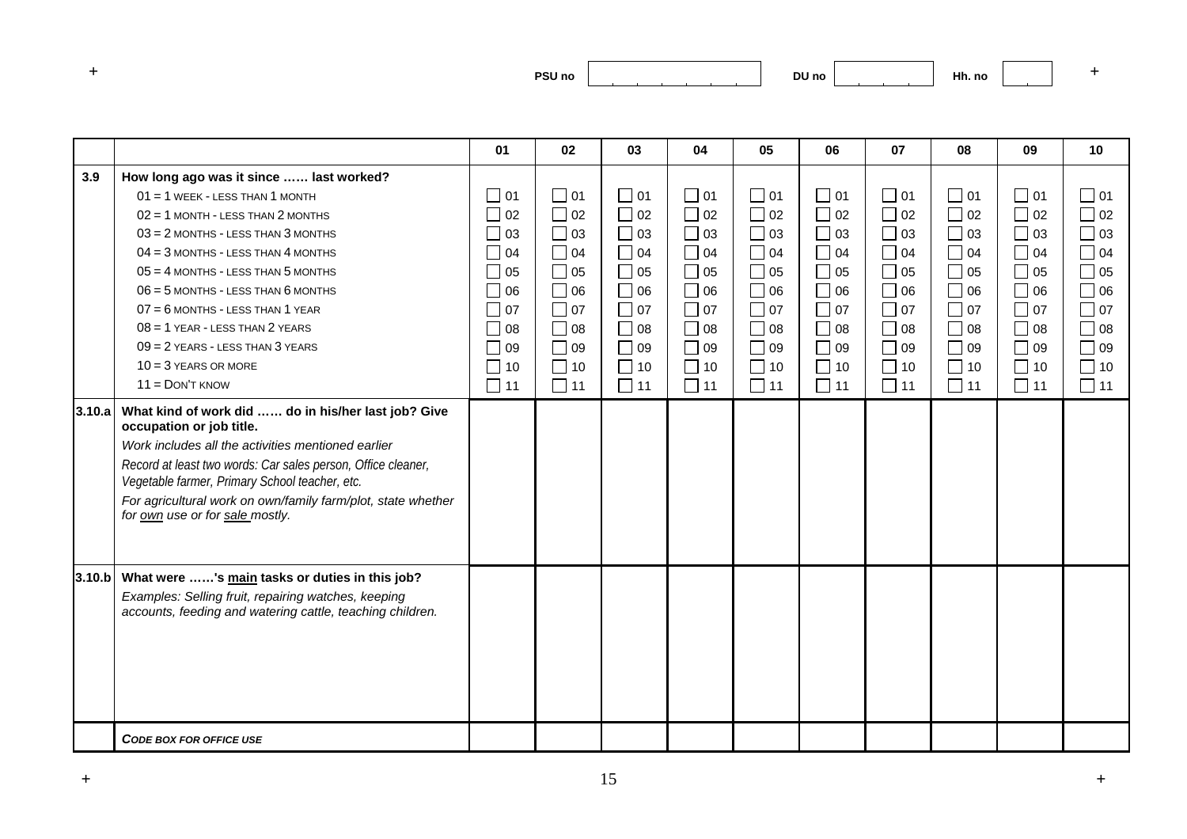PSU no | DU no | Hh. no

| | | 01 | 02 | 03 | 04 | 05 | 06 | 07 | 08 | 09 | 10 |
|---|---|---|---|---|---|---|---|---|---|---|---|
| 3.9 | **How long ago was it since …… last worked?**<br>01 = 1 WEEK - LESS THAN 1 MONTH<br>02 = 1 MONTH - LESS THAN 2 MONTHS<br>03 = 2 MONTHS - LESS THAN 3 MONTHS<br>04 = 3 MONTHS - LESS THAN 4 MONTHS<br>05 = 4 MONTHS - LESS THAN 5 MONTHS<br>06 = 5 MONTHS - LESS THAN 6 MONTHS<br>07 = 6 MONTHS - LESS THAN 1 YEAR<br>08 = 1 YEAR - LESS THAN 2 YEARS<br>09 = 2 YEARS - LESS THAN 3 YEARS<br>10 = 3 YEARS OR MORE<br>11 = DON'T KNOW | ☐ 01<br>☐ 02<br>☐ 03<br>☐ 04<br>☐ 05<br>☐ 06<br>☐ 07<br>☐ 08<br>☐ 09<br>☐ 10<br>☐ 11 | ☐ 01<br>☐ 02<br>☐ 03<br>☐ 04<br>☐ 05<br>☐ 06<br>☐ 07<br>☐ 08<br>☐ 09<br>☐ 10<br>☐ 11 | ☐ 01<br>☐ 02<br>☐ 03<br>☐ 04<br>☐ 05<br>☐ 06<br>☐ 07<br>☐ 08<br>☐ 09<br>☐ 10<br>☐ 11 | ☐ 01<br>☐ 02<br>☐ 03<br>☐ 04<br>☐ 05<br>☐ 06<br>☐ 07<br>☐ 08<br>☐ 09<br>☐ 10<br>☐ 11 | ☐ 01<br>☐ 02<br>☐ 03<br>☐ 04<br>☐ 05<br>☐ 06<br>☐ 07<br>☐ 08<br>☐ 09<br>☐ 10<br>☐ 11 | ☐ 01<br>☐ 02<br>☐ 03<br>☐ 04<br>☐ 05<br>☐ 06<br>☐ 07<br>☐ 08<br>☐ 09<br>☐ 10<br>☐ 11 | ☐ 01<br>☐ 02<br>☐ 03<br>☐ 04<br>☐ 05<br>☐ 06<br>☐ 07<br>☐ 08<br>☐ 09<br>☐ 10<br>☐ 11 | ☐ 01<br>☐ 02<br>☐ 03<br>☐ 04<br>☐ 05<br>☐ 06<br>☐ 07<br>☐ 08<br>☐ 09<br>☐ 10<br>☐ 11 | ☐ 01<br>☐ 02<br>☐ 03<br>☐ 04<br>☐ 05<br>☐ 06<br>☐ 07<br>☐ 08<br>☐ 09<br>☐ 10<br>☐ 11 | ☐ 01<br>☐ 02<br>☐ 03<br>☐ 04<br>☐ 05<br>☐ 06<br>☐ 07<br>☐ 08<br>☐ 09<br>☐ 10<br>☐ 11 |
| 3.10.a | **What kind of work did …… do in his/her last job? Give occupation or job title.**<br>*Work includes all the activities mentioned earlier*<br>*Record at least two words: Car sales person, Office cleaner, Vegetable farmer, Primary School teacher, etc.*<br>*For agricultural work on own/family farm/plot, state whether for own use or for sale mostly.* | | | | | | | | | | |
| 3.10.b | **What were ……'s main tasks or duties in this job?**<br>*Examples: Selling fruit, repairing watches, keeping accounts, feeding and watering cattle, teaching children.* | | | | | | | | | | |
| | ***CODE BOX FOR OFFICE USE*** | | | | | | | | | | |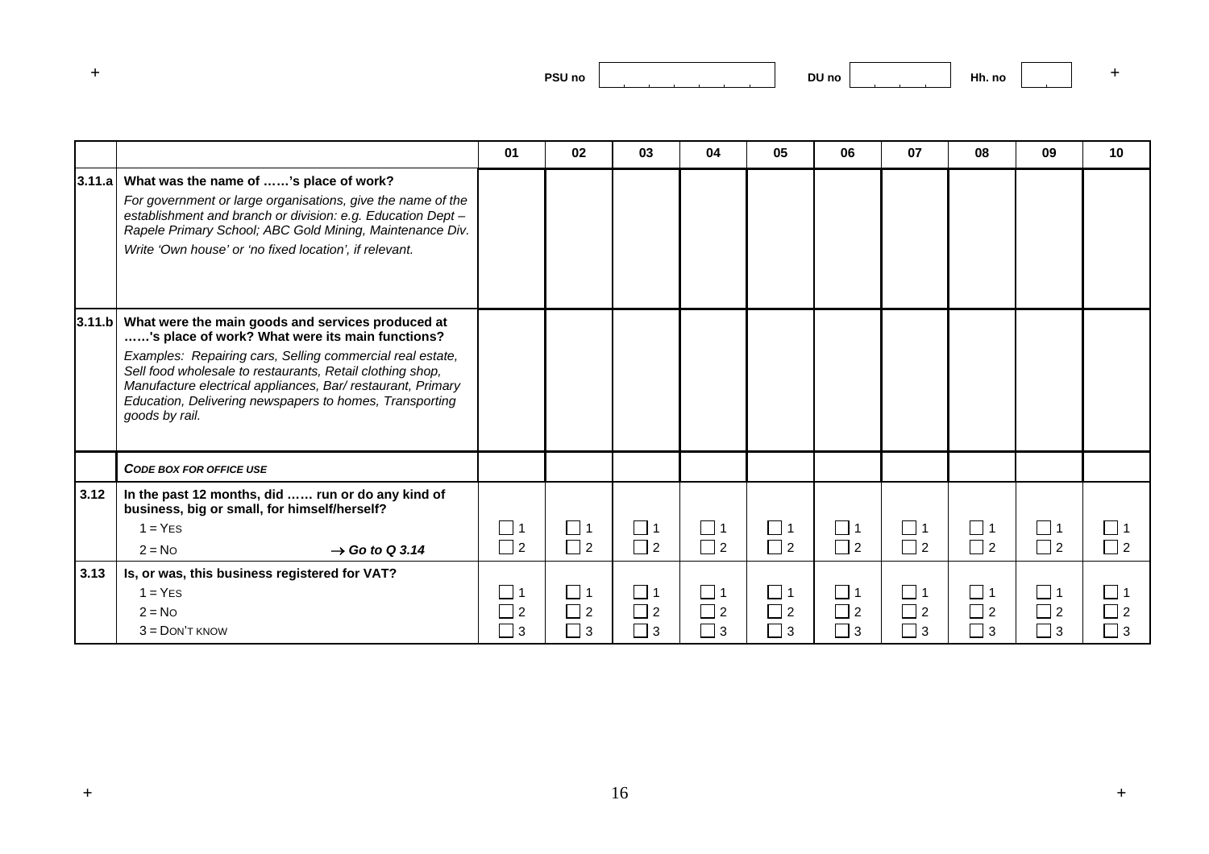PSU no | DU no | Hh. no

| | | 01 | 02 | 03 | 04 | 05 | 06 | 07 | 08 | 09 | 10 |
|---|---|---|---|---|---|---|---|---|---|---|---|
| 3.11.a | **What was the name of ……'s place of work?**<br>*For government or large organisations, give the name of the establishment and branch or division: e.g. Education Dept – Rapele Primary School; ABC Gold Mining, Maintenance Div.*<br>*Write 'Own house' or 'no fixed location', if relevant.* | | | | | | | | | | |
| 3.11.b | **What were the main goods and services produced at ……'s place of work? What were its main functions?**<br>*Examples: Repairing cars, Selling commercial real estate, Sell food wholesale to restaurants, Retail clothing shop, Manufacture electrical appliances, Bar/ restaurant, Primary Education, Delivering newspapers to homes, Transporting goods by rail.* | | | | | | | | | | |
| | ***CODE BOX FOR OFFICE USE*** | | | | | | | | | | |
| 3.12 | **In the past 12 months, did …… run or do any kind of business, big or small, for himself/herself?**<br>1 = YES<br>2 = NO → ***Go to Q 3.14*** | ☐ 1<br>☐ 2 | ☐ 1<br>☐ 2 | ☐ 1<br>☐ 2 | ☐ 1<br>☐ 2 | ☐ 1<br>☐ 2 | ☐ 1<br>☐ 2 | ☐ 1<br>☐ 2 | ☐ 1<br>☐ 2 | ☐ 1<br>☐ 2 | ☐ 1<br>☐ 2 |
| 3.13 | **Is, or was, this business registered for VAT?**<br>1 = YES<br>2 = NO<br>3 = DON'T KNOW | ☐ 1<br>☐ 2<br>☐ 3 | ☐ 1<br>☐ 2<br>☐ 3 | ☐ 1<br>☐ 2<br>☐ 3 | ☐ 1<br>☐ 2<br>☐ 3 | ☐ 1<br>☐ 2<br>☐ 3 | ☐ 1<br>☐ 2<br>☐ 3 | ☐ 1<br>☐ 2<br>☐ 3 | ☐ 1<br>☐ 2<br>☐ 3 | ☐ 1<br>☐ 2<br>☐ 3 | ☐ 1<br>☐ 2<br>☐ 3 |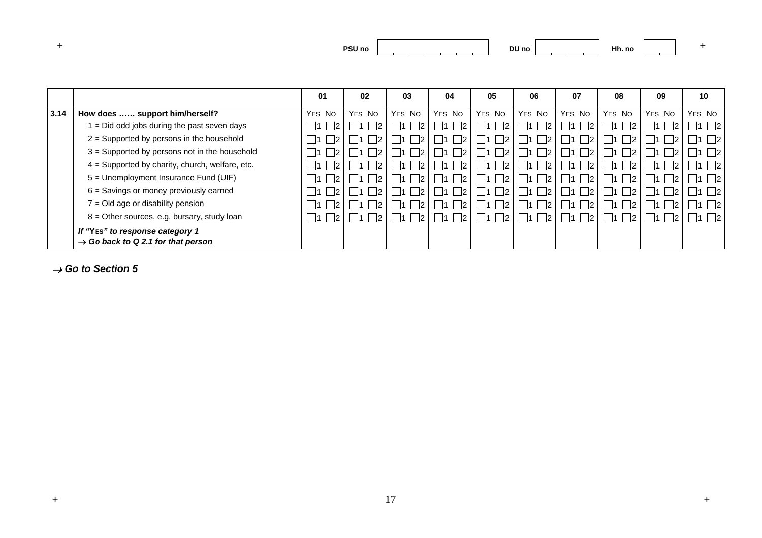PSU no | | DU no | | Hh. no | |
---|---|---|---|---|---

| | | 01 | 02 | 03 | 04 | 05 | 06 | 07 | 08 | 09 | 10 |
|---|---|---|---|---|---|---|---|---|---|---|---|
| **3.14** | **How does …… support him/herself?** | YES NO | YES NO | YES NO | YES NO | YES NO | YES NO | YES NO | YES NO | YES NO | YES NO |
| | 1 = Did odd jobs during the past seven days | ☐1 ☐2 | ☐1 ☐2 | ☐1 ☐2 | ☐1 ☐2 | ☐1 ☐2 | ☐1 ☐2 | ☐1 ☐2 | ☐1 ☐2 | ☐1 ☐2 | ☐1 ☐2 |
| | 2 = Supported by persons in the household | ☐1 ☐2 | ☐1 ☐2 | ☐1 ☐2 | ☐1 ☐2 | ☐1 ☐2 | ☐1 ☐2 | ☐1 ☐2 | ☐1 ☐2 | ☐1 ☐2 | ☐1 ☐2 |
| | 3 = Supported by persons not in the household | ☐1 ☐2 | ☐1 ☐2 | ☐1 ☐2 | ☐1 ☐2 | ☐1 ☐2 | ☐1 ☐2 | ☐1 ☐2 | ☐1 ☐2 | ☐1 ☐2 | ☐1 ☐2 |
| | 4 = Supported by charity, church, welfare, etc. | ☐1 ☐2 | ☐1 ☐2 | ☐1 ☐2 | ☐1 ☐2 | ☐1 ☐2 | ☐1 ☐2 | ☐1 ☐2 | ☐1 ☐2 | ☐1 ☐2 | ☐1 ☐2 |
| | 5 = Unemployment Insurance Fund (UIF) | ☐1 ☐2 | ☐1 ☐2 | ☐1 ☐2 | ☐1 ☐2 | ☐1 ☐2 | ☐1 ☐2 | ☐1 ☐2 | ☐1 ☐2 | ☐1 ☐2 | ☐1 ☐2 |
| | 6 = Savings or money previously earned | ☐1 ☐2 | ☐1 ☐2 | ☐1 ☐2 | ☐1 ☐2 | ☐1 ☐2 | ☐1 ☐2 | ☐1 ☐2 | ☐1 ☐2 | ☐1 ☐2 | ☐1 ☐2 |
| | 7 = Old age or disability pension | ☐1 ☐2 | ☐1 ☐2 | ☐1 ☐2 | ☐1 ☐2 | ☐1 ☐2 | ☐1 ☐2 | ☐1 ☐2 | ☐1 ☐2 | ☐1 ☐2 | ☐1 ☐2 |
| | 8 = Other sources, e.g. bursary, study loan | ☐1 ☐2 | ☐1 ☐2 | ☐1 ☐2 | ☐1 ☐2 | ☐1 ☐2 | ☐1 ☐2 | ☐1 ☐2 | ☐1 ☐2 | ☐1 ☐2 | ☐1 ☐2 |
| | ***If "YES" to response category 1*** ***→ Go back to Q 2.1 for that person*** | | | | | | | | | | |

***→ Go to Section 5***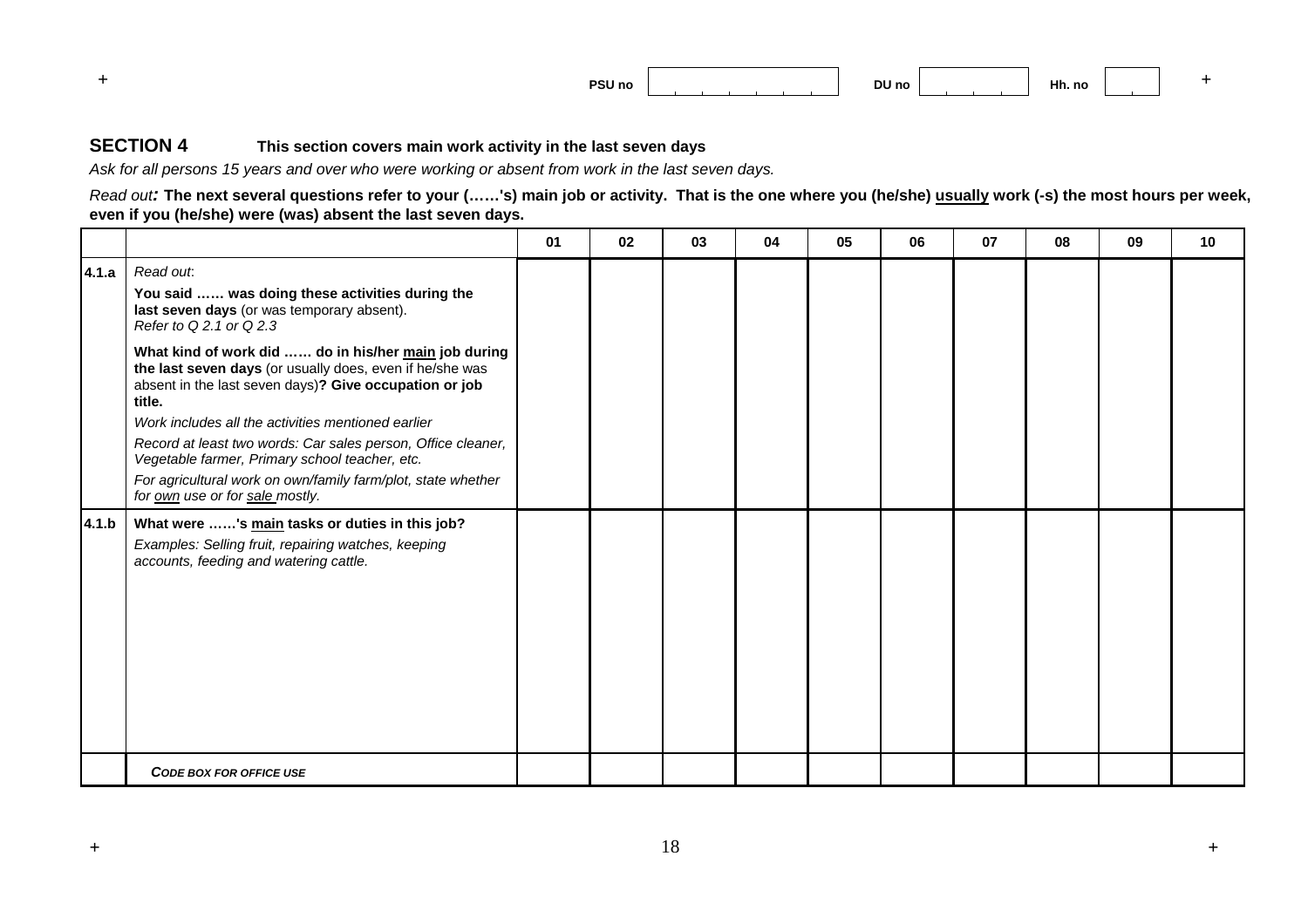PSU no | DU no | Hh. no

## SECTION 4 **This section covers main work activity in the last seven days**

*Ask for all persons 15 years and over who were working or absent from work in the last seven days.*

*Read out:* **The next several questions refer to your (……'s) main job or activity. That is the one where you (he/she) usually work (-s) the most hours per week, even if you (he/she) were (was) absent the last seven days.**

| | | 01 | 02 | 03 | 04 | 05 | 06 | 07 | 08 | 09 | 10 |
|---|---|---|---|---|---|---|---|---|---|---|---|
| **4.1.a** | *Read out*: **You said …… was doing these activities during the last seven days** (or was temporary absent). *Refer to Q 2.1 or Q 2.3* **What kind of work did …… do in his/her main job during the last seven days** (or usually does, even if he/she was absent in the last seven days)**? Give occupation or job title.** *Work includes all the activities mentioned earlier* *Record at least two words: Car sales person, Office cleaner, Vegetable farmer, Primary school teacher, etc.* *For agricultural work on own/family farm/plot, state whether for own use or for sale mostly.* | | | | | | | | | | |
| **4.1.b** | **What were ……'s main tasks or duties in this job?** *Examples: Selling fruit, repairing watches, keeping accounts, feeding and watering cattle.* | | | | | | | | | | |
| | ***CODE BOX FOR OFFICE USE*** | | | | | | | | | | |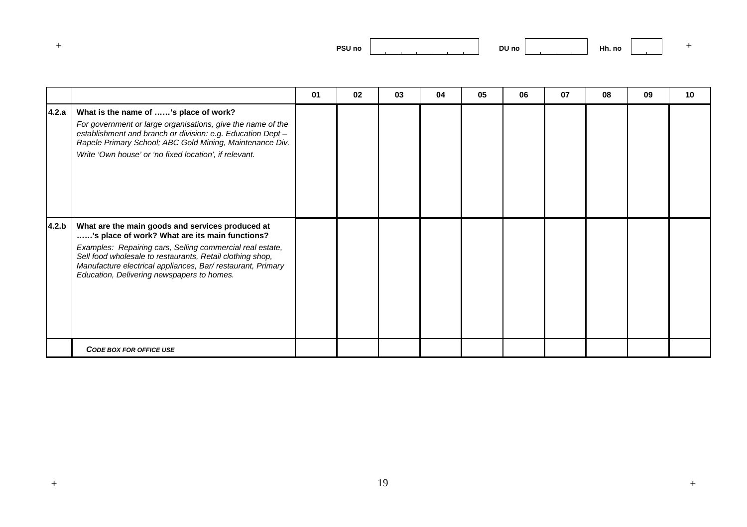PSU no | DU no | Hh. no

| | | 01 | 02 | 03 | 04 | 05 | 06 | 07 | 08 | 09 | 10 |
|---|---|---|---|---|---|---|---|---|---|---|---|
| **4.2.a** | **What is the name of ……'s place of work?** *For government or large organisations, give the name of the establishment and branch or division: e.g. Education Dept – Rapele Primary School; ABC Gold Mining, Maintenance Div.* *Write 'Own house' or 'no fixed location', if relevant.* | | | | | | | | | | |
| **4.2.b** | **What are the main goods and services produced at ……'s place of work? What are its main functions?** *Examples: Repairing cars, Selling commercial real estate, Sell food wholesale to restaurants, Retail clothing shop, Manufacture electrical appliances, Bar/ restaurant, Primary Education, Delivering newspapers to homes.* | | | | | | | | | | |
| | ***CODE BOX FOR OFFICE USE*** | | | | | | | | | | |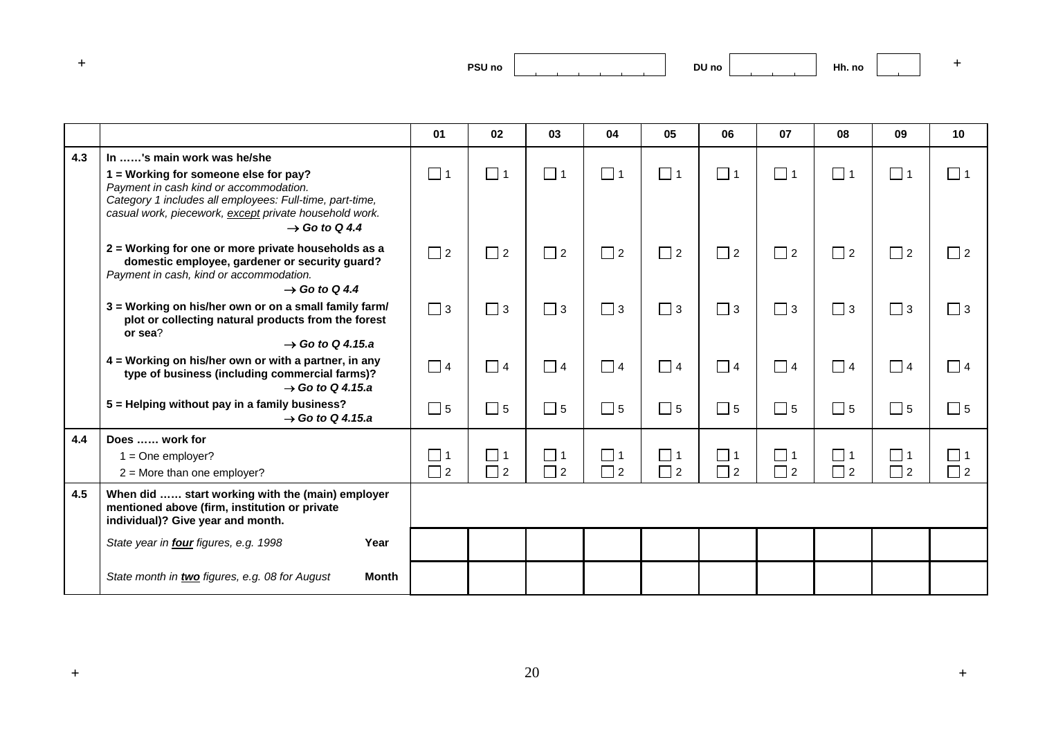PSU no | DU no | Hh. no

| | | 01 | 02 | 03 | 04 | 05 | 06 | 07 | 08 | 09 | 10 |
|---|---|---|---|---|---|---|---|---|---|---|---|
| 4.3 | **In ……'s main work was he/she** | | | | | | | | | | |
| | **1 = Working for someone else for pay?** *Payment in cash kind or accommodation. Category 1 includes all employees: Full-time, part-time, casual work, piecework, except private household work.* **→ Go to Q 4.4** | ☐ 1 | ☐ 1 | ☐ 1 | ☐ 1 | ☐ 1 | ☐ 1 | ☐ 1 | ☐ 1 | ☐ 1 | ☐ 1 |
| | **2 = Working for one or more private households as a domestic employee, gardener or security guard?** *Payment in cash, kind or accommodation.* **→ Go to Q 4.4** | ☐ 2 | ☐ 2 | ☐ 2 | ☐ 2 | ☐ 2 | ☐ 2 | ☐ 2 | ☐ 2 | ☐ 2 | ☐ 2 |
| | **3 = Working on his/her own or on a small family farm/ plot or collecting natural products from the forest or sea?** **→ Go to Q 4.15.a** | ☐ 3 | ☐ 3 | ☐ 3 | ☐ 3 | ☐ 3 | ☐ 3 | ☐ 3 | ☐ 3 | ☐ 3 | ☐ 3 |
| | **4 = Working on his/her own or with a partner, in any type of business (including commercial farms)?** **→ Go to Q 4.15.a** | ☐ 4 | ☐ 4 | ☐ 4 | ☐ 4 | ☐ 4 | ☐ 4 | ☐ 4 | ☐ 4 | ☐ 4 | ☐ 4 |
| | **5 = Helping without pay in a family business?** **→ Go to Q 4.15.a** | ☐ 5 | ☐ 5 | ☐ 5 | ☐ 5 | ☐ 5 | ☐ 5 | ☐ 5 | ☐ 5 | ☐ 5 | ☐ 5 |
| 4.4 | **Does …… work for** | | | | | | | | | | |
| | 1 = One employer? | ☐ 1 | ☐ 1 | ☐ 1 | ☐ 1 | ☐ 1 | ☐ 1 | ☐ 1 | ☐ 1 | ☐ 1 | ☐ 1 |
| | 2 = More than one employer? | ☐ 2 | ☐ 2 | ☐ 2 | ☐ 2 | ☐ 2 | ☐ 2 | ☐ 2 | ☐ 2 | ☐ 2 | ☐ 2 |
| 4.5 | **When did …… start working with the (main) employer mentioned above (firm, institution or private individual)? Give year and month.** | | | | | | | | | | |
| | *State year in **four** figures, e.g. 1998* **Year** | | | | | | | | | | |
| | *State month in **two** figures, e.g. 08 for August* **Month** | | | | | | | | | | |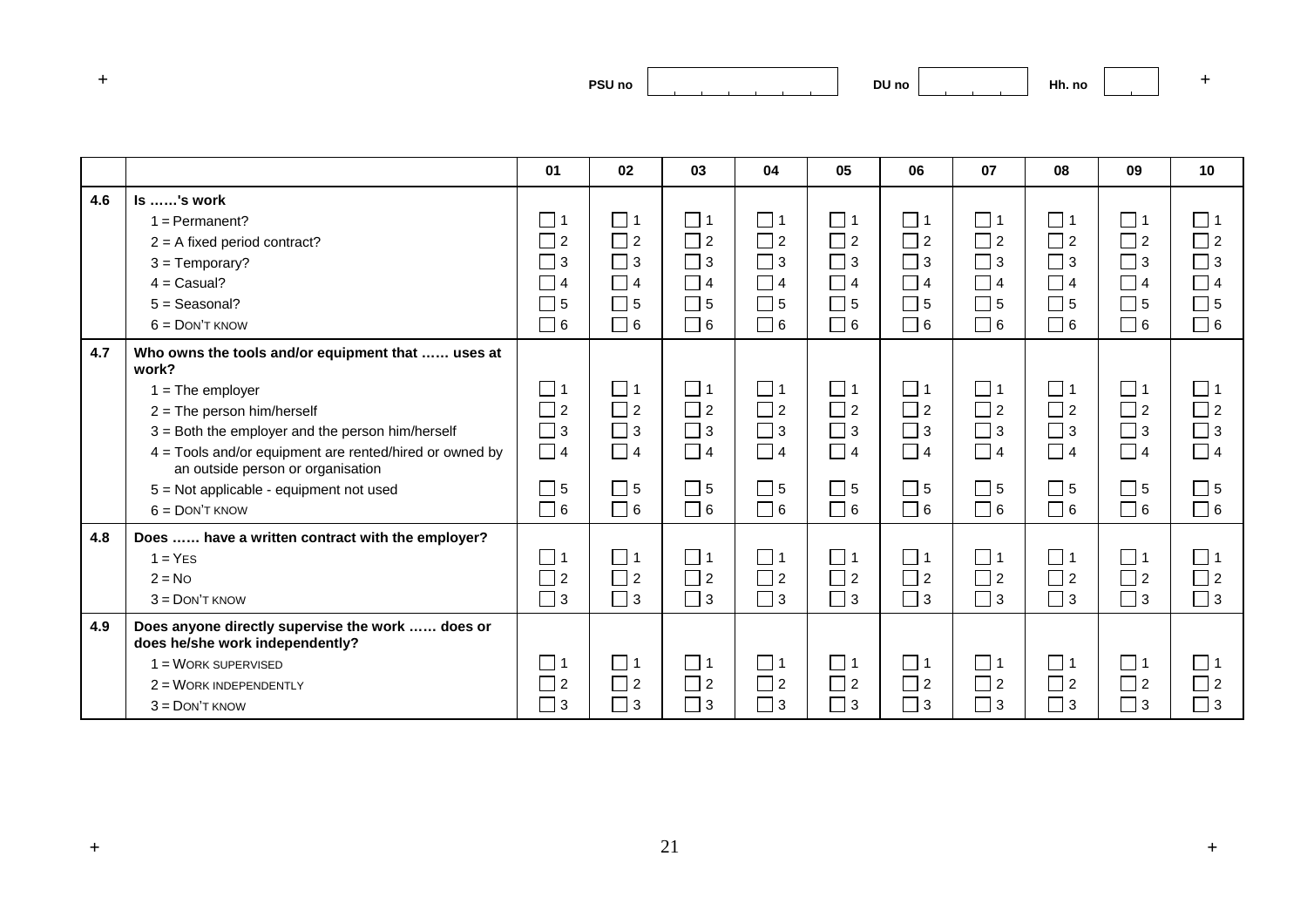PSU no | DU no | Hh. no

| | | 01 | 02 | 03 | 04 | 05 | 06 | 07 | 08 | 09 | 10 |
|---|---|---|---|---|---|---|---|---|---|---|---|
| **4.6** | **Is ……'s work** | | | | | | | | | | |
| | 1 = Permanent? | 1 | 1 | 1 | 1 | 1 | 1 | 1 | 1 | 1 | 1 |
| | 2 = A fixed period contract? | 2 | 2 | 2 | 2 | 2 | 2 | 2 | 2 | 2 | 2 |
| | 3 = Temporary? | 3 | 3 | 3 | 3 | 3 | 3 | 3 | 3 | 3 | 3 |
| | 4 = Casual? | 4 | 4 | 4 | 4 | 4 | 4 | 4 | 4 | 4 | 4 |
| | 5 = Seasonal? | 5 | 5 | 5 | 5 | 5 | 5 | 5 | 5 | 5 | 5 |
| | 6 = DON'T KNOW | 6 | 6 | 6 | 6 | 6 | 6 | 6 | 6 | 6 | 6 |
| **4.7** | **Who owns the tools and/or equipment that …… uses at work?** | | | | | | | | | | |
| | 1 = The employer | 1 | 1 | 1 | 1 | 1 | 1 | 1 | 1 | 1 | 1 |
| | 2 = The person him/herself | 2 | 2 | 2 | 2 | 2 | 2 | 2 | 2 | 2 | 2 |
| | 3 = Both the employer and the person him/herself | 3 | 3 | 3 | 3 | 3 | 3 | 3 | 3 | 3 | 3 |
| | 4 = Tools and/or equipment are rented/hired or owned by an outside person or organisation | 4 | 4 | 4 | 4 | 4 | 4 | 4 | 4 | 4 | 4 |
| | 5 = Not applicable - equipment not used | 5 | 5 | 5 | 5 | 5 | 5 | 5 | 5 | 5 | 5 |
| | 6 = DON'T KNOW | 6 | 6 | 6 | 6 | 6 | 6 | 6 | 6 | 6 | 6 |
| **4.8** | **Does …… have a written contract with the employer?** | | | | | | | | | | |
| | 1 = YES | 1 | 1 | 1 | 1 | 1 | 1 | 1 | 1 | 1 | 1 |
| | 2 = NO | 2 | 2 | 2 | 2 | 2 | 2 | 2 | 2 | 2 | 2 |
| | 3 = DON'T KNOW | 3 | 3 | 3 | 3 | 3 | 3 | 3 | 3 | 3 | 3 |
| **4.9** | **Does anyone directly supervise the work …… does or does he/she work independently?** | | | | | | | | | | |
| | 1 = WORK SUPERVISED | 1 | 1 | 1 | 1 | 1 | 1 | 1 | 1 | 1 | 1 |
| | 2 = WORK INDEPENDENTLY | 2 | 2 | 2 | 2 | 2 | 2 | 2 | 2 | 2 | 2 |
| | 3 = DON'T KNOW | 3 | 3 | 3 | 3 | 3 | 3 | 3 | 3 | 3 | 3 |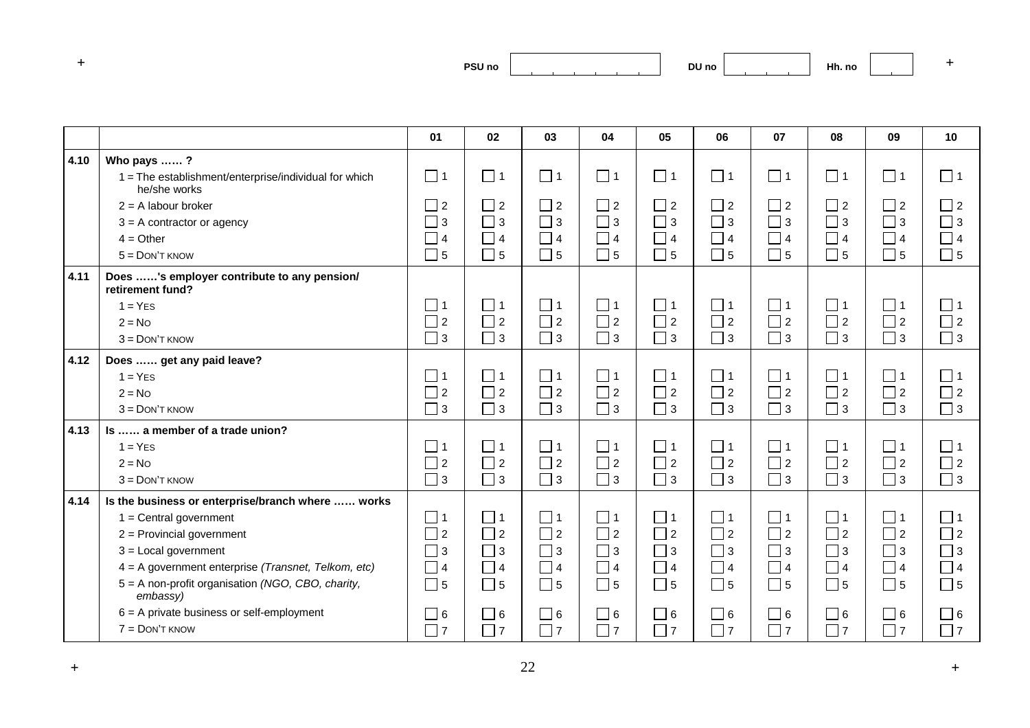PSU no | | DU no | | Hh. no | |

| | | 01 | 02 | 03 | 04 | 05 | 06 | 07 | 08 | 09 | 10 |
|---|---|---|---|---|---|---|---|---|---|---|---|
| 4.10 | **Who pays …… ?** | | | | | | | | | | |
| | 1 = The establishment/enterprise/individual for which he/she works | ☐ 1 | ☐ 1 | ☐ 1 | ☐ 1 | ☐ 1 | ☐ 1 | ☐ 1 | ☐ 1 | ☐ 1 | ☐ 1 |
| | 2 = A labour broker | ☐ 2 | ☐ 2 | ☐ 2 | ☐ 2 | ☐ 2 | ☐ 2 | ☐ 2 | ☐ 2 | ☐ 2 | ☐ 2 |
| | 3 = A contractor or agency | ☐ 3 | ☐ 3 | ☐ 3 | ☐ 3 | ☐ 3 | ☐ 3 | ☐ 3 | ☐ 3 | ☐ 3 | ☐ 3 |
| | 4 = Other | ☐ 4 | ☐ 4 | ☐ 4 | ☐ 4 | ☐ 4 | ☐ 4 | ☐ 4 | ☐ 4 | ☐ 4 | ☐ 4 |
| | 5 = DON'T KNOW | ☐ 5 | ☐ 5 | ☐ 5 | ☐ 5 | ☐ 5 | ☐ 5 | ☐ 5 | ☐ 5 | ☐ 5 | ☐ 5 |
| 4.11 | **Does ……'s employer contribute to any pension/ retirement fund?** | | | | | | | | | | |
| | 1 = YES | ☐ 1 | ☐ 1 | ☐ 1 | ☐ 1 | ☐ 1 | ☐ 1 | ☐ 1 | ☐ 1 | ☐ 1 | ☐ 1 |
| | 2 = NO | ☐ 2 | ☐ 2 | ☐ 2 | ☐ 2 | ☐ 2 | ☐ 2 | ☐ 2 | ☐ 2 | ☐ 2 | ☐ 2 |
| | 3 = DON'T KNOW | ☐ 3 | ☐ 3 | ☐ 3 | ☐ 3 | ☐ 3 | ☐ 3 | ☐ 3 | ☐ 3 | ☐ 3 | ☐ 3 |
| 4.12 | **Does …… get any paid leave?** | | | | | | | | | | |
| | 1 = YES | ☐ 1 | ☐ 1 | ☐ 1 | ☐ 1 | ☐ 1 | ☐ 1 | ☐ 1 | ☐ 1 | ☐ 1 | ☐ 1 |
| | 2 = NO | ☐ 2 | ☐ 2 | ☐ 2 | ☐ 2 | ☐ 2 | ☐ 2 | ☐ 2 | ☐ 2 | ☐ 2 | ☐ 2 |
| | 3 = DON'T KNOW | ☐ 3 | ☐ 3 | ☐ 3 | ☐ 3 | ☐ 3 | ☐ 3 | ☐ 3 | ☐ 3 | ☐ 3 | ☐ 3 |
| 4.13 | **Is …… a member of a trade union?** | | | | | | | | | | |
| | 1 = YES | ☐ 1 | ☐ 1 | ☐ 1 | ☐ 1 | ☐ 1 | ☐ 1 | ☐ 1 | ☐ 1 | ☐ 1 | ☐ 1 |
| | 2 = NO | ☐ 2 | ☐ 2 | ☐ 2 | ☐ 2 | ☐ 2 | ☐ 2 | ☐ 2 | ☐ 2 | ☐ 2 | ☐ 2 |
| | 3 = DON'T KNOW | ☐ 3 | ☐ 3 | ☐ 3 | ☐ 3 | ☐ 3 | ☐ 3 | ☐ 3 | ☐ 3 | ☐ 3 | ☐ 3 |
| 4.14 | **Is the business or enterprise/branch where …… works** | | | | | | | | | | |
| | 1 = Central government | ☐ 1 | ☐ 1 | ☐ 1 | ☐ 1 | ☐ 1 | ☐ 1 | ☐ 1 | ☐ 1 | ☐ 1 | ☐ 1 |
| | 2 = Provincial government | ☐ 2 | ☐ 2 | ☐ 2 | ☐ 2 | ☐ 2 | ☐ 2 | ☐ 2 | ☐ 2 | ☐ 2 | ☐ 2 |
| | 3 = Local government | ☐ 3 | ☐ 3 | ☐ 3 | ☐ 3 | ☐ 3 | ☐ 3 | ☐ 3 | ☐ 3 | ☐ 3 | ☐ 3 |
| | 4 = A government enterprise *(Transnet, Telkom, etc)* | ☐ 4 | ☐ 4 | ☐ 4 | ☐ 4 | ☐ 4 | ☐ 4 | ☐ 4 | ☐ 4 | ☐ 4 | ☐ 4 |
| | 5 = A non-profit organisation *(NGO, CBO, charity, embassy)* | ☐ 5 | ☐ 5 | ☐ 5 | ☐ 5 | ☐ 5 | ☐ 5 | ☐ 5 | ☐ 5 | ☐ 5 | ☐ 5 |
| | 6 = A private business or self-employment | ☐ 6 | ☐ 6 | ☐ 6 | ☐ 6 | ☐ 6 | ☐ 6 | ☐ 6 | ☐ 6 | ☐ 6 | ☐ 6 |
| | 7 = DON'T KNOW | ☐ 7 | ☐ 7 | ☐ 7 | ☐ 7 | ☐ 7 | ☐ 7 | ☐ 7 | ☐ 7 | ☐ 7 | ☐ 7 |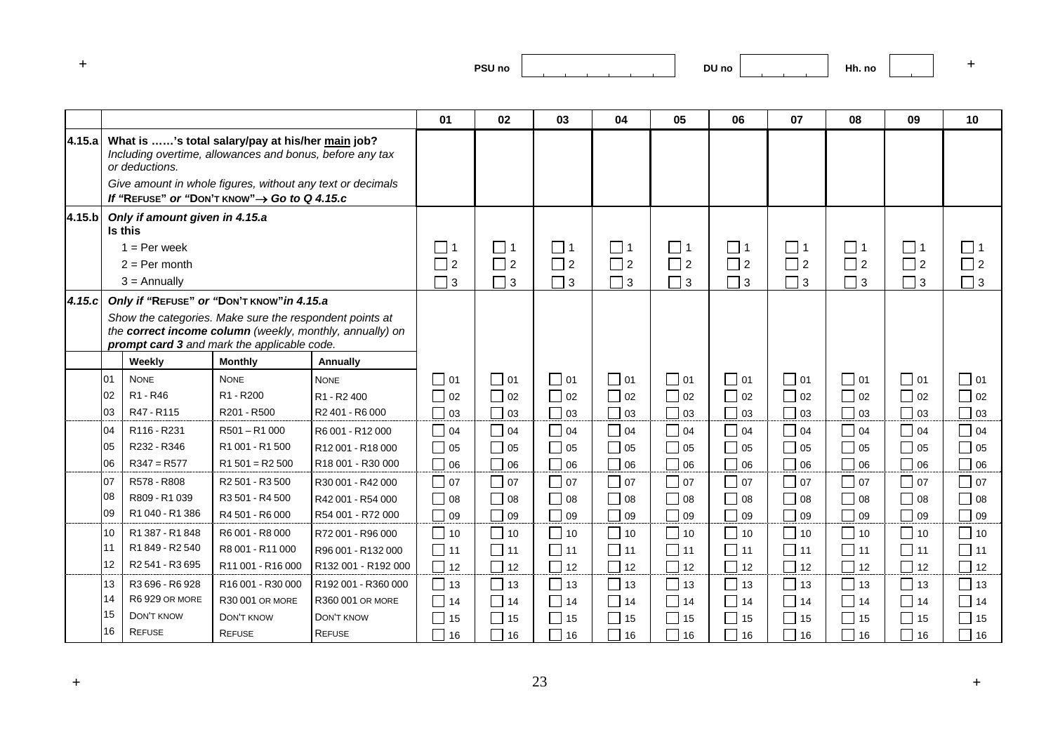PSU no | DU no | Hh. no

| | | | | | 01 | 02 | 03 | 04 | 05 | 06 | 07 | 08 | 09 | 10 |
|---|---|---|---|---|---|---|---|---|---|---|---|---|---|---|
| 4.15.a | **What is ……'s total salary/pay at his/her main job?** *Including overtime, allowances and bonus, before any tax or deductions.* *Give amount in whole figures, without any text or decimals* ***If "Refuse" or "Don't know"→ Go to Q 4.15.c*** | | | | | | | | | | | | | |
| 4.15.b | ***Only if amount given in 4.15.a*** **Is this** | | | | | | | | | | | | | |
| | 1 = Per week | | | | 1 | 1 | 1 | 1 | 1 | 1 | 1 | 1 | 1 | 1 |
| | 2 = Per month | | | | 2 | 2 | 2 | 2 | 2 | 2 | 2 | 2 | 2 | 2 |
| | 3 = Annually | | | | 3 | 3 | 3 | 3 | 3 | 3 | 3 | 3 | 3 | 3 |
| *4.15.c* | ***Only if "Refuse" or "Don't know" in 4.15.a*** *Show the categories. Make sure the respondent points at the **correct income column** (weekly, monthly, annually) on **prompt card 3** and mark the applicable code.* | | | | | | | | | | | | | |
| | | **Weekly** | **Monthly** | **Annually** | | | | | | | | | | |
| | 01 | None | None | None | 01 | 01 | 01 | 01 | 01 | 01 | 01 | 01 | 01 | 01 |
| | 02 | R1 - R46 | R1 - R200 | R1 - R2 400 | 02 | 02 | 02 | 02 | 02 | 02 | 02 | 02 | 02 | 02 |
| | 03 | R47 - R115 | R201 - R500 | R2 401 - R6 000 | 03 | 03 | 03 | 03 | 03 | 03 | 03 | 03 | 03 | 03 |
| | 04 | R116 - R231 | R501 – R1 000 | R6 001 - R12 000 | 04 | 04 | 04 | 04 | 04 | 04 | 04 | 04 | 04 | 04 |
| | 05 | R232 - R346 | R1 001 - R1 500 | R12 001 - R18 000 | 05 | 05 | 05 | 05 | 05 | 05 | 05 | 05 | 05 | 05 |
| | 06 | R347 = R577 | R1 501 = R2 500 | R18 001 - R30 000 | 06 | 06 | 06 | 06 | 06 | 06 | 06 | 06 | 06 | 06 |
| | 07 | R578 - R808 | R2 501 - R3 500 | R30 001 - R42 000 | 07 | 07 | 07 | 07 | 07 | 07 | 07 | 07 | 07 | 07 |
| | 08 | R809 - R1 039 | R3 501 - R4 500 | R42 001 - R54 000 | 08 | 08 | 08 | 08 | 08 | 08 | 08 | 08 | 08 | 08 |
| | 09 | R1 040 - R1 386 | R4 501 - R6 000 | R54 001 - R72 000 | 09 | 09 | 09 | 09 | 09 | 09 | 09 | 09 | 09 | 09 |
| | 10 | R1 387 - R1 848 | R6 001 - R8 000 | R72 001 - R96 000 | 10 | 10 | 10 | 10 | 10 | 10 | 10 | 10 | 10 | 10 |
| | 11 | R1 849 - R2 540 | R8 001 - R11 000 | R96 001 - R132 000 | 11 | 11 | 11 | 11 | 11 | 11 | 11 | 11 | 11 | 11 |
| | 12 | R2 541 - R3 695 | R11 001 - R16 000 | R132 001 - R192 000 | 12 | 12 | 12 | 12 | 12 | 12 | 12 | 12 | 12 | 12 |
| | 13 | R3 696 - R6 928 | R16 001 - R30 000 | R192 001 - R360 000 | 13 | 13 | 13 | 13 | 13 | 13 | 13 | 13 | 13 | 13 |
| | 14 | R6 929 or more | R30 001 or more | R360 001 or more | 14 | 14 | 14 | 14 | 14 | 14 | 14 | 14 | 14 | 14 |
| | 15 | Don't know | Don't know | Don't know | 15 | 15 | 15 | 15 | 15 | 15 | 15 | 15 | 15 | 15 |
| | 16 | Refuse | Refuse | Refuse | 16 | 16 | 16 | 16 | 16 | 16 | 16 | 16 | 16 | 16 |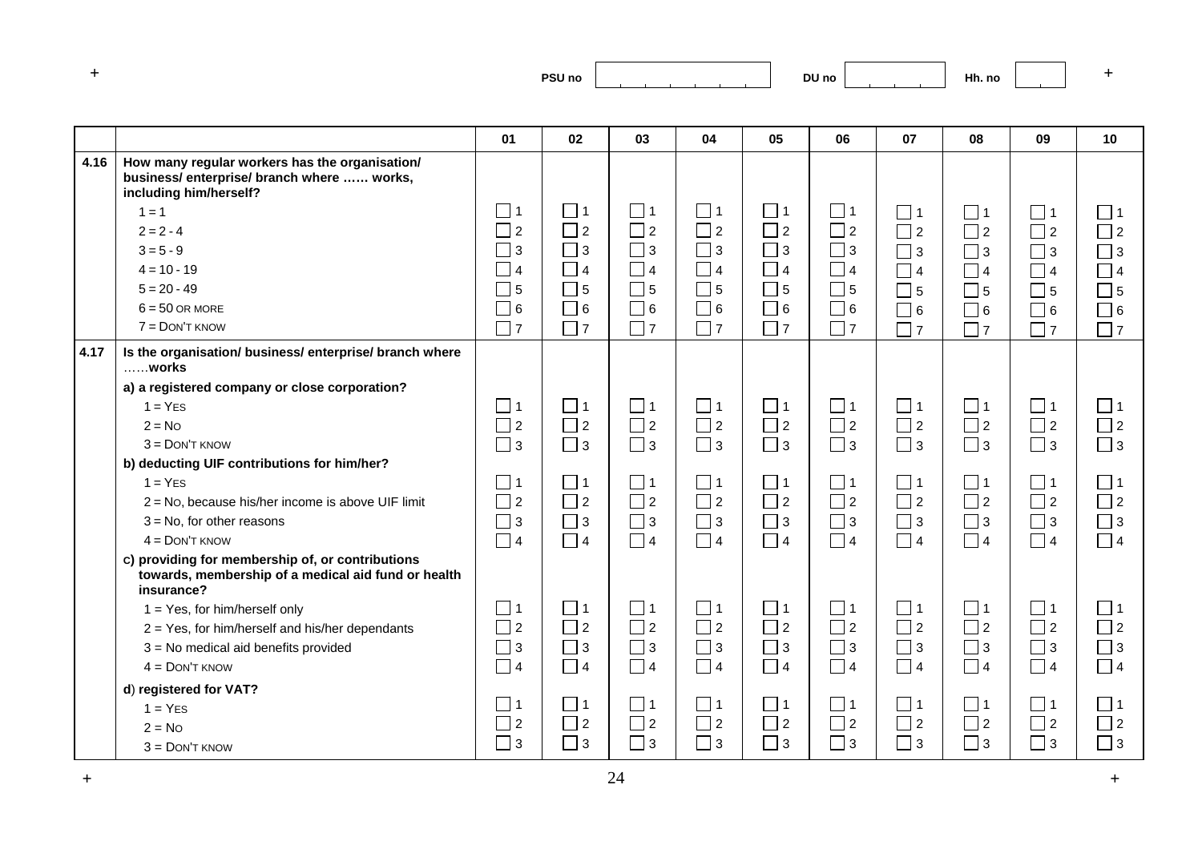PSU no | DU no | Hh. no

| | | 01 | 02 | 03 | 04 | 05 | 06 | 07 | 08 | 09 | 10 |
|---|---|---|---|---|---|---|---|---|---|---|---|
| **4.16** | **How many regular workers has the organisation/ business/ enterprise/ branch where …… works, including him/herself?** | | | | | | | | | | |
| | 1 = 1 | ☐ 1 | ☐ 1 | ☐ 1 | ☐ 1 | ☐ 1 | ☐ 1 | ☐ 1 | ☐ 1 | ☐ 1 | ☐ 1 |
| | 2 = 2 - 4 | ☐ 2 | ☐ 2 | ☐ 2 | ☐ 2 | ☐ 2 | ☐ 2 | ☐ 2 | ☐ 2 | ☐ 2 | ☐ 2 |
| | 3 = 5 - 9 | ☐ 3 | ☐ 3 | ☐ 3 | ☐ 3 | ☐ 3 | ☐ 3 | ☐ 3 | ☐ 3 | ☐ 3 | ☐ 3 |
| | 4 = 10 - 19 | ☐ 4 | ☐ 4 | ☐ 4 | ☐ 4 | ☐ 4 | ☐ 4 | ☐ 4 | ☐ 4 | ☐ 4 | ☐ 4 |
| | 5 = 20 - 49 | ☐ 5 | ☐ 5 | ☐ 5 | ☐ 5 | ☐ 5 | ☐ 5 | ☐ 5 | ☐ 5 | ☐ 5 | ☐ 5 |
| | 6 = 50 OR MORE | ☐ 6 | ☐ 6 | ☐ 6 | ☐ 6 | ☐ 6 | ☐ 6 | ☐ 6 | ☐ 6 | ☐ 6 | ☐ 6 |
| | 7 = DON'T KNOW | ☐ 7 | ☐ 7 | ☐ 7 | ☐ 7 | ☐ 7 | ☐ 7 | ☐ 7 | ☐ 7 | ☐ 7 | ☐ 7 |
| **4.17** | **Is the organisation/ business/ enterprise/ branch where ……works** | | | | | | | | | | |
| | **a) a registered company or close corporation?** | | | | | | | | | | |
| | 1 = YES | ☐ 1 | ☐ 1 | ☐ 1 | ☐ 1 | ☐ 1 | ☐ 1 | ☐ 1 | ☐ 1 | ☐ 1 | ☐ 1 |
| | 2 = NO | ☐ 2 | ☐ 2 | ☐ 2 | ☐ 2 | ☐ 2 | ☐ 2 | ☐ 2 | ☐ 2 | ☐ 2 | ☐ 2 |
| | 3 = DON'T KNOW | ☐ 3 | ☐ 3 | ☐ 3 | ☐ 3 | ☐ 3 | ☐ 3 | ☐ 3 | ☐ 3 | ☐ 3 | ☐ 3 |
| | **b) deducting UIF contributions for him/her?** | | | | | | | | | | |
| | 1 = YES | ☐ 1 | ☐ 1 | ☐ 1 | ☐ 1 | ☐ 1 | ☐ 1 | ☐ 1 | ☐ 1 | ☐ 1 | ☐ 1 |
| | 2 = NO, because his/her income is above UIF limit | ☐ 2 | ☐ 2 | ☐ 2 | ☐ 2 | ☐ 2 | ☐ 2 | ☐ 2 | ☐ 2 | ☐ 2 | ☐ 2 |
| | 3 = No, for other reasons | ☐ 3 | ☐ 3 | ☐ 3 | ☐ 3 | ☐ 3 | ☐ 3 | ☐ 3 | ☐ 3 | ☐ 3 | ☐ 3 |
| | 4 = DON'T KNOW | ☐ 4 | ☐ 4 | ☐ 4 | ☐ 4 | ☐ 4 | ☐ 4 | ☐ 4 | ☐ 4 | ☐ 4 | ☐ 4 |
| | **c) providing for membership of, or contributions towards, membership of a medical aid fund or health insurance?** | | | | | | | | | | |
| | 1 = Yes, for him/herself only | ☐ 1 | ☐ 1 | ☐ 1 | ☐ 1 | ☐ 1 | ☐ 1 | ☐ 1 | ☐ 1 | ☐ 1 | ☐ 1 |
| | 2 = Yes, for him/herself and his/her dependants | ☐ 2 | ☐ 2 | ☐ 2 | ☐ 2 | ☐ 2 | ☐ 2 | ☐ 2 | ☐ 2 | ☐ 2 | ☐ 2 |
| | 3 = No medical aid benefits provided | ☐ 3 | ☐ 3 | ☐ 3 | ☐ 3 | ☐ 3 | ☐ 3 | ☐ 3 | ☐ 3 | ☐ 3 | ☐ 3 |
| | 4 = DON'T KNOW | ☐ 4 | ☐ 4 | ☐ 4 | ☐ 4 | ☐ 4 | ☐ 4 | ☐ 4 | ☐ 4 | ☐ 4 | ☐ 4 |
| | **d) registered for VAT?** | | | | | | | | | | |
| | 1 = YES | ☐ 1 | ☐ 1 | ☐ 1 | ☐ 1 | ☐ 1 | ☐ 1 | ☐ 1 | ☐ 1 | ☐ 1 | ☐ 1 |
| | 2 = NO | ☐ 2 | ☐ 2 | ☐ 2 | ☐ 2 | ☐ 2 | ☐ 2 | ☐ 2 | ☐ 2 | ☐ 2 | ☐ 2 |
| | 3 = DON'T KNOW | ☐ 3 | ☐ 3 | ☐ 3 | ☐ 3 | ☐ 3 | ☐ 3 | ☐ 3 | ☐ 3 | ☐ 3 | ☐ 3 |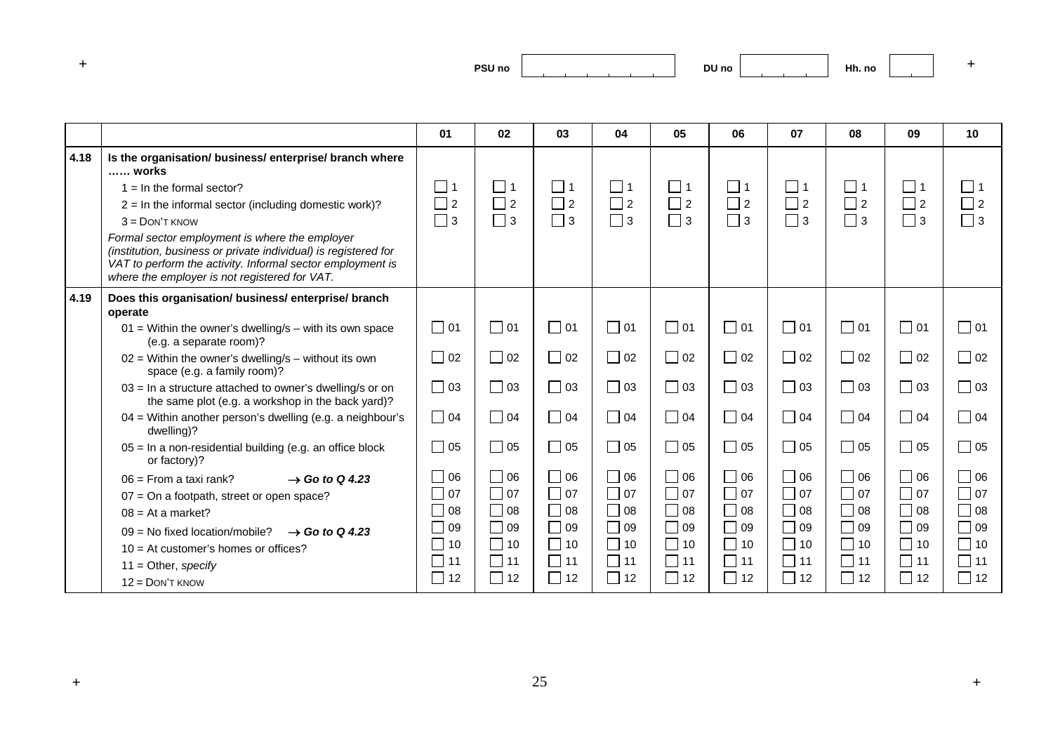PSU no | DU no | Hh. no

| | | 01 | 02 | 03 | 04 | 05 | 06 | 07 | 08 | 09 | 10 |
|---|---|---|---|---|---|---|---|---|---|---|---|
| 4.18 | **Is the organisation/ business/ enterprise/ branch where …… works** | | | | | | | | | | |
| | 1 = In the formal sector? | ☐ 1 | ☐ 1 | ☐ 1 | ☐ 1 | ☐ 1 | ☐ 1 | ☐ 1 | ☐ 1 | ☐ 1 | ☐ 1 |
| | 2 = In the informal sector (including domestic work)? | ☐ 2 | ☐ 2 | ☐ 2 | ☐ 2 | ☐ 2 | ☐ 2 | ☐ 2 | ☐ 2 | ☐ 2 | ☐ 2 |
| | 3 = DON'T KNOW | ☐ 3 | ☐ 3 | ☐ 3 | ☐ 3 | ☐ 3 | ☐ 3 | ☐ 3 | ☐ 3 | ☐ 3 | ☐ 3 |
| | *Formal sector employment is where the employer (institution, business or private individual) is registered for VAT to perform the activity. Informal sector employment is where the employer is not registered for VAT.* | | | | | | | | | | |
| 4.19 | **Does this organisation/ business/ enterprise/ branch operate** | | | | | | | | | | |
| | 01 = Within the owner's dwelling/s – with its own space (e.g. a separate room)? | ☐ 01 | ☐ 01 | ☐ 01 | ☐ 01 | ☐ 01 | ☐ 01 | ☐ 01 | ☐ 01 | ☐ 01 | ☐ 01 |
| | 02 = Within the owner's dwelling/s – without its own space (e.g. a family room)? | ☐ 02 | ☐ 02 | ☐ 02 | ☐ 02 | ☐ 02 | ☐ 02 | ☐ 02 | ☐ 02 | ☐ 02 | ☐ 02 |
| | 03 = In a structure attached to owner's dwelling/s or on the same plot (e.g. a workshop in the back yard)? | ☐ 03 | ☐ 03 | ☐ 03 | ☐ 03 | ☐ 03 | ☐ 03 | ☐ 03 | ☐ 03 | ☐ 03 | ☐ 03 |
| | 04 = Within another person's dwelling (e.g. a neighbour's dwelling)? | ☐ 04 | ☐ 04 | ☐ 04 | ☐ 04 | ☐ 04 | ☐ 04 | ☐ 04 | ☐ 04 | ☐ 04 | ☐ 04 |
| | 05 = In a non-residential building (e.g. an office block or factory)? | ☐ 05 | ☐ 05 | ☐ 05 | ☐ 05 | ☐ 05 | ☐ 05 | ☐ 05 | ☐ 05 | ☐ 05 | ☐ 05 |
| | 06 = From a taxi rank? → ***Go to Q 4.23*** | ☐ 06 | ☐ 06 | ☐ 06 | ☐ 06 | ☐ 06 | ☐ 06 | ☐ 06 | ☐ 06 | ☐ 06 | ☐ 06 |
| | 07 = On a footpath, street or open space? | ☐ 07 | ☐ 07 | ☐ 07 | ☐ 07 | ☐ 07 | ☐ 07 | ☐ 07 | ☐ 07 | ☐ 07 | ☐ 07 |
| | 08 = At a market? | ☐ 08 | ☐ 08 | ☐ 08 | ☐ 08 | ☐ 08 | ☐ 08 | ☐ 08 | ☐ 08 | ☐ 08 | ☐ 08 |
| | 09 = No fixed location/mobile? → ***Go to Q 4.23*** | ☐ 09 | ☐ 09 | ☐ 09 | ☐ 09 | ☐ 09 | ☐ 09 | ☐ 09 | ☐ 09 | ☐ 09 | ☐ 09 |
| | 10 = At customer's homes or offices? | ☐ 10 | ☐ 10 | ☐ 10 | ☐ 10 | ☐ 10 | ☐ 10 | ☐ 10 | ☐ 10 | ☐ 10 | ☐ 10 |
| | 11 = Other, *specify* | ☐ 11 | ☐ 11 | ☐ 11 | ☐ 11 | ☐ 11 | ☐ 11 | ☐ 11 | ☐ 11 | ☐ 11 | ☐ 11 |
| | 12 = DON'T KNOW | ☐ 12 | ☐ 12 | ☐ 12 | ☐ 12 | ☐ 12 | ☐ 12 | ☐ 12 | ☐ 12 | ☐ 12 | ☐ 12 |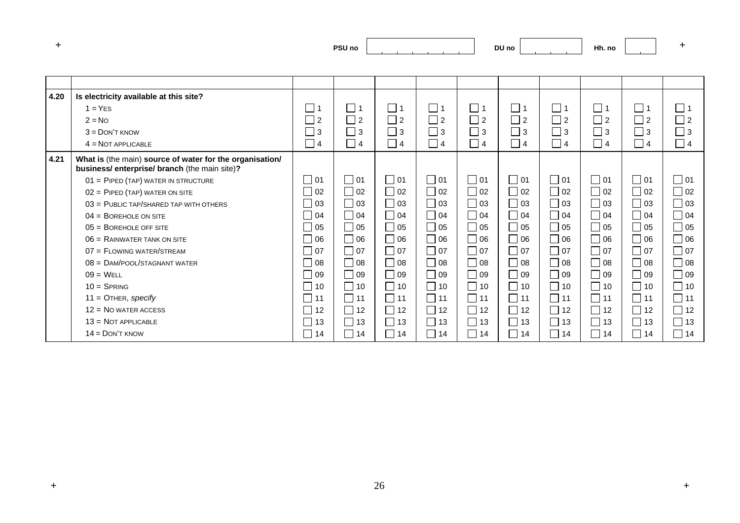PSU no | DU no | Hh. no

| | | | | | | | | | | | |
|---|---|---|---|---|---|---|---|---|---|---|---|
| **4.20** | **Is electricity available at this site?** | | | | | | | | | | |
| | 1 = YES | ☐ 1 | ☐ 1 | ☐ 1 | ☐ 1 | ☐ 1 | ☐ 1 | ☐ 1 | ☐ 1 | ☐ 1 | ☐ 1 |
| | 2 = NO | ☐ 2 | ☐ 2 | ☐ 2 | ☐ 2 | ☐ 2 | ☐ 2 | ☐ 2 | ☐ 2 | ☐ 2 | ☐ 2 |
| | 3 = DON'T KNOW | ☐ 3 | ☐ 3 | ☐ 3 | ☐ 3 | ☐ 3 | ☐ 3 | ☐ 3 | ☐ 3 | ☐ 3 | ☐ 3 |
| | 4 = NOT APPLICABLE | ☐ 4 | ☐ 4 | ☐ 4 | ☐ 4 | ☐ 4 | ☐ 4 | ☐ 4 | ☐ 4 | ☐ 4 | ☐ 4 |
| **4.21** | **What is** (the main) **source of water for the organisation/ business/ enterprise/ branch** (the main site)**?** | | | | | | | | | | |
| | 01 = PIPED (TAP) WATER IN STRUCTURE | ☐ 01 | ☐ 01 | ☐ 01 | ☐ 01 | ☐ 01 | ☐ 01 | ☐ 01 | ☐ 01 | ☐ 01 | ☐ 01 |
| | 02 = PIPED (TAP) WATER ON SITE | ☐ 02 | ☐ 02 | ☐ 02 | ☐ 02 | ☐ 02 | ☐ 02 | ☐ 02 | ☐ 02 | ☐ 02 | ☐ 02 |
| | 03 = PUBLIC TAP/SHARED TAP WITH OTHERS | ☐ 03 | ☐ 03 | ☐ 03 | ☐ 03 | ☐ 03 | ☐ 03 | ☐ 03 | ☐ 03 | ☐ 03 | ☐ 03 |
| | 04 = BOREHOLE ON SITE | ☐ 04 | ☐ 04 | ☐ 04 | ☐ 04 | ☐ 04 | ☐ 04 | ☐ 04 | ☐ 04 | ☐ 04 | ☐ 04 |
| | 05 = BOREHOLE OFF SITE | ☐ 05 | ☐ 05 | ☐ 05 | ☐ 05 | ☐ 05 | ☐ 05 | ☐ 05 | ☐ 05 | ☐ 05 | ☐ 05 |
| | 06 = RAINWATER TANK ON SITE | ☐ 06 | ☐ 06 | ☐ 06 | ☐ 06 | ☐ 06 | ☐ 06 | ☐ 06 | ☐ 06 | ☐ 06 | ☐ 06 |
| | 07 = FLOWING WATER/STREAM | ☐ 07 | ☐ 07 | ☐ 07 | ☐ 07 | ☐ 07 | ☐ 07 | ☐ 07 | ☐ 07 | ☐ 07 | ☐ 07 |
| | 08 = DAM/POOL/STAGNANT WATER | ☐ 08 | ☐ 08 | ☐ 08 | ☐ 08 | ☐ 08 | ☐ 08 | ☐ 08 | ☐ 08 | ☐ 08 | ☐ 08 |
| | 09 = WELL | ☐ 09 | ☐ 09 | ☐ 09 | ☐ 09 | ☐ 09 | ☐ 09 | ☐ 09 | ☐ 09 | ☐ 09 | ☐ 09 |
| | 10 = SPRING | ☐ 10 | ☐ 10 | ☐ 10 | ☐ 10 | ☐ 10 | ☐ 10 | ☐ 10 | ☐ 10 | ☐ 10 | ☐ 10 |
| | 11 = OTHER, *specify* | ☐ 11 | ☐ 11 | ☐ 11 | ☐ 11 | ☐ 11 | ☐ 11 | ☐ 11 | ☐ 11 | ☐ 11 | ☐ 11 |
| | 12 = NO WATER ACCESS | ☐ 12 | ☐ 12 | ☐ 12 | ☐ 12 | ☐ 12 | ☐ 12 | ☐ 12 | ☐ 12 | ☐ 12 | ☐ 12 |
| | 13 = NOT APPLICABLE | ☐ 13 | ☐ 13 | ☐ 13 | ☐ 13 | ☐ 13 | ☐ 13 | ☐ 13 | ☐ 13 | ☐ 13 | ☐ 13 |
| | 14 = DON'T KNOW | ☐ 14 | ☐ 14 | ☐ 14 | ☐ 14 | ☐ 14 | ☐ 14 | ☐ 14 | ☐ 14 | ☐ 14 | ☐ 14 |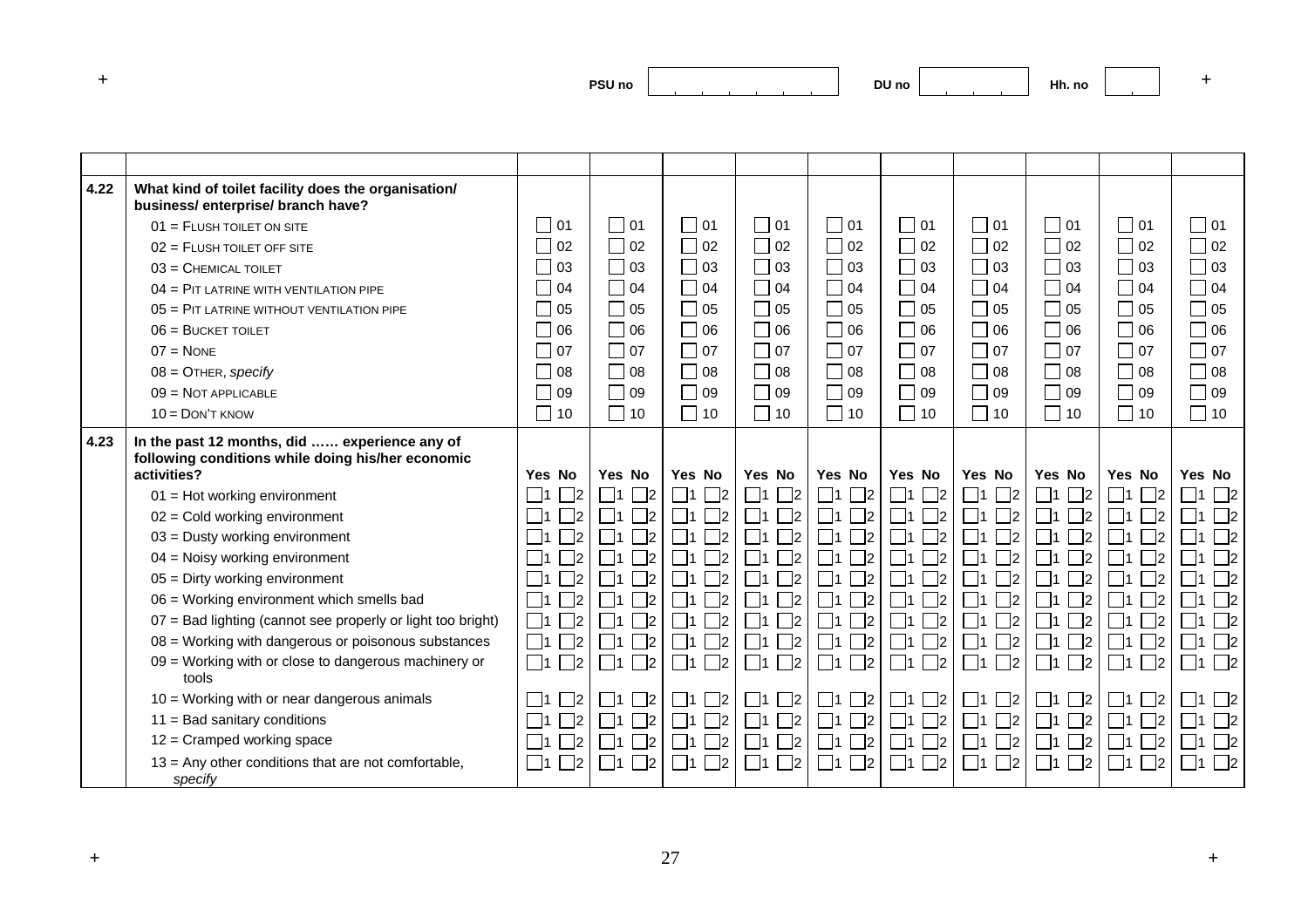PSU no | DU no | Hh. no

| | | | | | | | | | | | |
|---|---|---|---|---|---|---|---|---|---|---|---|
| **4.22** | **What kind of toilet facility does the organisation/ business/ enterprise/ branch have?** | | | | | | | | | | |
| | 01 = FLUSH TOILET ON SITE | ☐ 01 | ☐ 01 | ☐ 01 | ☐ 01 | ☐ 01 | ☐ 01 | ☐ 01 | ☐ 01 | ☐ 01 | ☐ 01 |
| | 02 = FLUSH TOILET OFF SITE | ☐ 02 | ☐ 02 | ☐ 02 | ☐ 02 | ☐ 02 | ☐ 02 | ☐ 02 | ☐ 02 | ☐ 02 | ☐ 02 |
| | 03 = CHEMICAL TOILET | ☐ 03 | ☐ 03 | ☐ 03 | ☐ 03 | ☐ 03 | ☐ 03 | ☐ 03 | ☐ 03 | ☐ 03 | ☐ 03 |
| | 04 = PIT LATRINE WITH VENTILATION PIPE | ☐ 04 | ☐ 04 | ☐ 04 | ☐ 04 | ☐ 04 | ☐ 04 | ☐ 04 | ☐ 04 | ☐ 04 | ☐ 04 |
| | 05 = PIT LATRINE WITHOUT VENTILATION PIPE | ☐ 05 | ☐ 05 | ☐ 05 | ☐ 05 | ☐ 05 | ☐ 05 | ☐ 05 | ☐ 05 | ☐ 05 | ☐ 05 |
| | 06 = BUCKET TOILET | ☐ 06 | ☐ 06 | ☐ 06 | ☐ 06 | ☐ 06 | ☐ 06 | ☐ 06 | ☐ 06 | ☐ 06 | ☐ 06 |
| | 07 = NONE | ☐ 07 | ☐ 07 | ☐ 07 | ☐ 07 | ☐ 07 | ☐ 07 | ☐ 07 | ☐ 07 | ☐ 07 | ☐ 07 |
| | 08 = OTHER, *specify* | ☐ 08 | ☐ 08 | ☐ 08 | ☐ 08 | ☐ 08 | ☐ 08 | ☐ 08 | ☐ 08 | ☐ 08 | ☐ 08 |
| | 09 = NOT APPLICABLE | ☐ 09 | ☐ 09 | ☐ 09 | ☐ 09 | ☐ 09 | ☐ 09 | ☐ 09 | ☐ 09 | ☐ 09 | ☐ 09 |
| | 10 = DON'T KNOW | ☐ 10 | ☐ 10 | ☐ 10 | ☐ 10 | ☐ 10 | ☐ 10 | ☐ 10 | ☐ 10 | ☐ 10 | ☐ 10 |
| **4.23** | **In the past 12 months, did …… experience any of following conditions while doing his/her economic activities?** | **Yes No** | **Yes No** | **Yes No** | **Yes No** | **Yes No** | **Yes No** | **Yes No** | **Yes No** | **Yes No** | **Yes No** |
| | 01 = Hot working environment | ☐1 ☐2 | ☐1 ☐2 | ☐1 ☐2 | ☐1 ☐2 | ☐1 ☐2 | ☐1 ☐2 | ☐1 ☐2 | ☐1 ☐2 | ☐1 ☐2 | ☐1 ☐2 |
| | 02 = Cold working environment | ☐1 ☐2 | ☐1 ☐2 | ☐1 ☐2 | ☐1 ☐2 | ☐1 ☐2 | ☐1 ☐2 | ☐1 ☐2 | ☐1 ☐2 | ☐1 ☐2 | ☐1 ☐2 |
| | 03 = Dusty working environment | ☐1 ☐2 | ☐1 ☐2 | ☐1 ☐2 | ☐1 ☐2 | ☐1 ☐2 | ☐1 ☐2 | ☐1 ☐2 | ☐1 ☐2 | ☐1 ☐2 | ☐1 ☐2 |
| | 04 = Noisy working environment | ☐1 ☐2 | ☐1 ☐2 | ☐1 ☐2 | ☐1 ☐2 | ☐1 ☐2 | ☐1 ☐2 | ☐1 ☐2 | ☐1 ☐2 | ☐1 ☐2 | ☐1 ☐2 |
| | 05 = Dirty working environment | ☐1 ☐2 | ☐1 ☐2 | ☐1 ☐2 | ☐1 ☐2 | ☐1 ☐2 | ☐1 ☐2 | ☐1 ☐2 | ☐1 ☐2 | ☐1 ☐2 | ☐1 ☐2 |
| | 06 = Working environment which smells bad | ☐1 ☐2 | ☐1 ☐2 | ☐1 ☐2 | ☐1 ☐2 | ☐1 ☐2 | ☐1 ☐2 | ☐1 ☐2 | ☐1 ☐2 | ☐1 ☐2 | ☐1 ☐2 |
| | 07 = Bad lighting (cannot see properly or light too bright) | ☐1 ☐2 | ☐1 ☐2 | ☐1 ☐2 | ☐1 ☐2 | ☐1 ☐2 | ☐1 ☐2 | ☐1 ☐2 | ☐1 ☐2 | ☐1 ☐2 | ☐1 ☐2 |
| | 08 = Working with dangerous or poisonous substances | ☐1 ☐2 | ☐1 ☐2 | ☐1 ☐2 | ☐1 ☐2 | ☐1 ☐2 | ☐1 ☐2 | ☐1 ☐2 | ☐1 ☐2 | ☐1 ☐2 | ☐1 ☐2 |
| | 09 = Working with or close to dangerous machinery or tools | ☐1 ☐2 | ☐1 ☐2 | ☐1 ☐2 | ☐1 ☐2 | ☐1 ☐2 | ☐1 ☐2 | ☐1 ☐2 | ☐1 ☐2 | ☐1 ☐2 | ☐1 ☐2 |
| | 10 = Working with or near dangerous animals | ☐1 ☐2 | ☐1 ☐2 | ☐1 ☐2 | ☐1 ☐2 | ☐1 ☐2 | ☐1 ☐2 | ☐1 ☐2 | ☐1 ☐2 | ☐1 ☐2 | ☐1 ☐2 |
| | 11 = Bad sanitary conditions | ☐1 ☐2 | ☐1 ☐2 | ☐1 ☐2 | ☐1 ☐2 | ☐1 ☐2 | ☐1 ☐2 | ☐1 ☐2 | ☐1 ☐2 | ☐1 ☐2 | ☐1 ☐2 |
| | 12 = Cramped working space | ☐1 ☐2 | ☐1 ☐2 | ☐1 ☐2 | ☐1 ☐2 | ☐1 ☐2 | ☐1 ☐2 | ☐1 ☐2 | ☐1 ☐2 | ☐1 ☐2 | ☐1 ☐2 |
| | 13 = Any other conditions that are not comfortable, *specify* | ☐1 ☐2 | ☐1 ☐2 | ☐1 ☐2 | ☐1 ☐2 | ☐1 ☐2 | ☐1 ☐2 | ☐1 ☐2 | ☐1 ☐2 | ☐1 ☐2 | ☐1 ☐2 |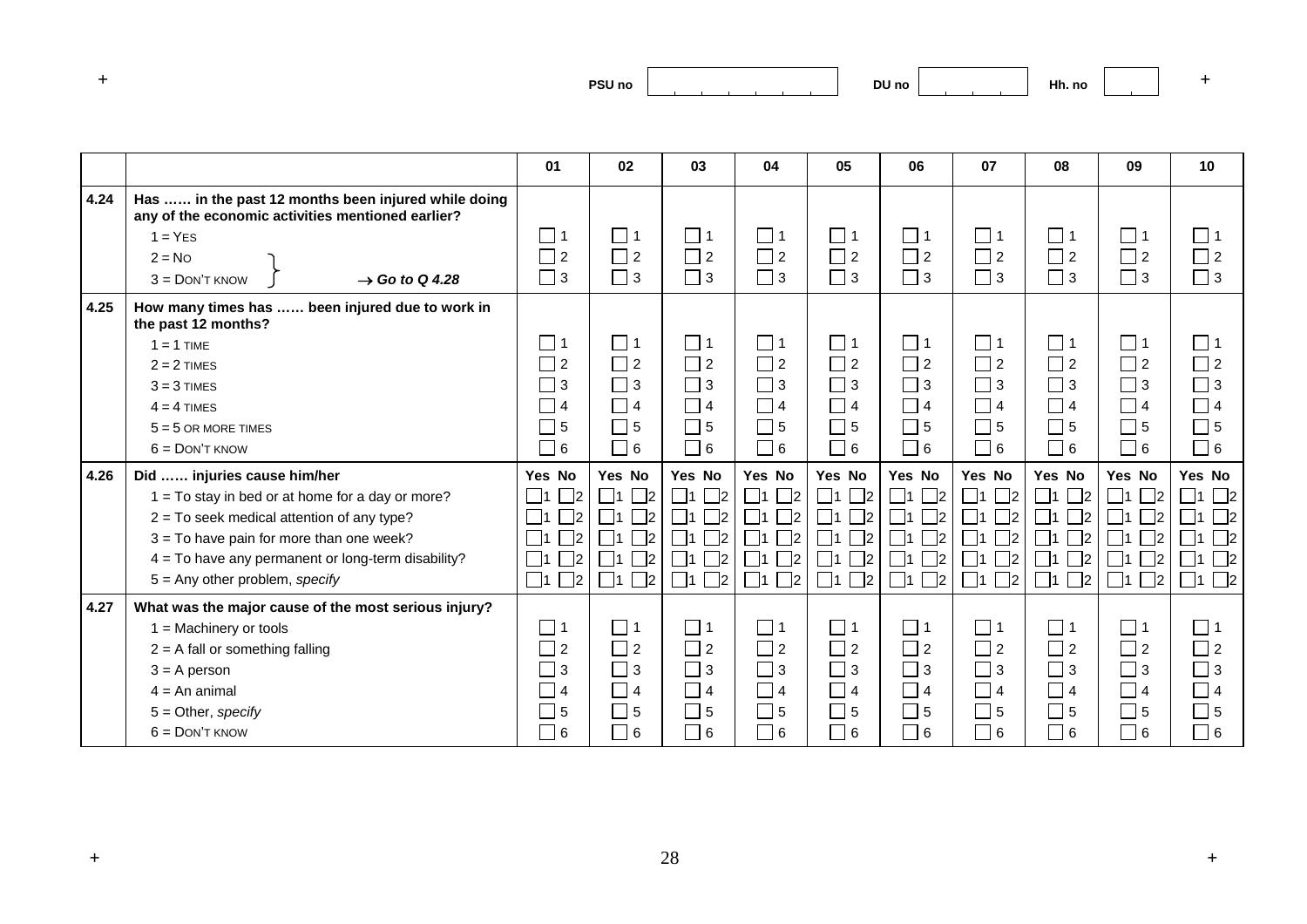PSU no | | DU no | | Hh. no | |

| | | 01 | 02 | 03 | 04 | 05 | 06 | 07 | 08 | 09 | 10 |
|---|---|---|---|---|---|---|---|---|---|---|---|
| **4.24** | **Has …… in the past 12 months been injured while doing any of the economic activities mentioned earlier?** | | | | | | | | | | |
| | 1 = YES | ☐ 1 | ☐ 1 | ☐ 1 | ☐ 1 | ☐ 1 | ☐ 1 | ☐ 1 | ☐ 1 | ☐ 1 | ☐ 1 |
| | 2 = NO | ☐ 2 | ☐ 2 | ☐ 2 | ☐ 2 | ☐ 2 | ☐ 2 | ☐ 2 | ☐ 2 | ☐ 2 | ☐ 2 |
| | 3 = DON'T KNOW } → ***Go to Q 4.28*** | ☐ 3 | ☐ 3 | ☐ 3 | ☐ 3 | ☐ 3 | ☐ 3 | ☐ 3 | ☐ 3 | ☐ 3 | ☐ 3 |
| **4.25** | **How many times has …… been injured due to work in the past 12 months?** | | | | | | | | | | |
| | 1 = 1 TIME | ☐ 1 | ☐ 1 | ☐ 1 | ☐ 1 | ☐ 1 | ☐ 1 | ☐ 1 | ☐ 1 | ☐ 1 | ☐ 1 |
| | 2 = 2 TIMES | ☐ 2 | ☐ 2 | ☐ 2 | ☐ 2 | ☐ 2 | ☐ 2 | ☐ 2 | ☐ 2 | ☐ 2 | ☐ 2 |
| | 3 = 3 TIMES | ☐ 3 | ☐ 3 | ☐ 3 | ☐ 3 | ☐ 3 | ☐ 3 | ☐ 3 | ☐ 3 | ☐ 3 | ☐ 3 |
| | 4 = 4 TIMES | ☐ 4 | ☐ 4 | ☐ 4 | ☐ 4 | ☐ 4 | ☐ 4 | ☐ 4 | ☐ 4 | ☐ 4 | ☐ 4 |
| | 5 = 5 OR MORE TIMES | ☐ 5 | ☐ 5 | ☐ 5 | ☐ 5 | ☐ 5 | ☐ 5 | ☐ 5 | ☐ 5 | ☐ 5 | ☐ 5 |
| | 6 = DON'T KNOW | ☐ 6 | ☐ 6 | ☐ 6 | ☐ 6 | ☐ 6 | ☐ 6 | ☐ 6 | ☐ 6 | ☐ 6 | ☐ 6 |
| **4.26** | **Did …… injuries cause him/her** | **Yes No** | **Yes No** | **Yes No** | **Yes No** | **Yes No** | **Yes No** | **Yes No** | **Yes No** | **Yes No** | **Yes No** |
| | 1 = To stay in bed or at home for a day or more? | ☐1 ☐2 | ☐1 ☐2 | ☐1 ☐2 | ☐1 ☐2 | ☐1 ☐2 | ☐1 ☐2 | ☐1 ☐2 | ☐1 ☐2 | ☐1 ☐2 | ☐1 ☐2 |
| | 2 = To seek medical attention of any type? | ☐1 ☐2 | ☐1 ☐2 | ☐1 ☐2 | ☐1 ☐2 | ☐1 ☐2 | ☐1 ☐2 | ☐1 ☐2 | ☐1 ☐2 | ☐1 ☐2 | ☐1 ☐2 |
| | 3 = To have pain for more than one week? | ☐1 ☐2 | ☐1 ☐2 | ☐1 ☐2 | ☐1 ☐2 | ☐1 ☐2 | ☐1 ☐2 | ☐1 ☐2 | ☐1 ☐2 | ☐1 ☐2 | ☐1 ☐2 |
| | 4 = To have any permanent or long-term disability? | ☐1 ☐2 | ☐1 ☐2 | ☐1 ☐2 | ☐1 ☐2 | ☐1 ☐2 | ☐1 ☐2 | ☐1 ☐2 | ☐1 ☐2 | ☐1 ☐2 | ☐1 ☐2 |
| | 5 = Any other problem, *specify* | ☐1 ☐2 | ☐1 ☐2 | ☐1 ☐2 | ☐1 ☐2 | ☐1 ☐2 | ☐1 ☐2 | ☐1 ☐2 | ☐1 ☐2 | ☐1 ☐2 | ☐1 ☐2 |
| **4.27** | **What was the major cause of the most serious injury?** | | | | | | | | | | |
| | 1 = Machinery or tools | ☐ 1 | ☐ 1 | ☐ 1 | ☐ 1 | ☐ 1 | ☐ 1 | ☐ 1 | ☐ 1 | ☐ 1 | ☐ 1 |
| | 2 = A fall or something falling | ☐ 2 | ☐ 2 | ☐ 2 | ☐ 2 | ☐ 2 | ☐ 2 | ☐ 2 | ☐ 2 | ☐ 2 | ☐ 2 |
| | 3 = A person | ☐ 3 | ☐ 3 | ☐ 3 | ☐ 3 | ☐ 3 | ☐ 3 | ☐ 3 | ☐ 3 | ☐ 3 | ☐ 3 |
| | 4 = An animal | ☐ 4 | ☐ 4 | ☐ 4 | ☐ 4 | ☐ 4 | ☐ 4 | ☐ 4 | ☐ 4 | ☐ 4 | ☐ 4 |
| | 5 = Other, *specify* | ☐ 5 | ☐ 5 | ☐ 5 | ☐ 5 | ☐ 5 | ☐ 5 | ☐ 5 | ☐ 5 | ☐ 5 | ☐ 5 |
| | 6 = DON'T KNOW | ☐ 6 | ☐ 6 | ☐ 6 | ☐ 6 | ☐ 6 | ☐ 6 | ☐ 6 | ☐ 6 | ☐ 6 | ☐ 6 |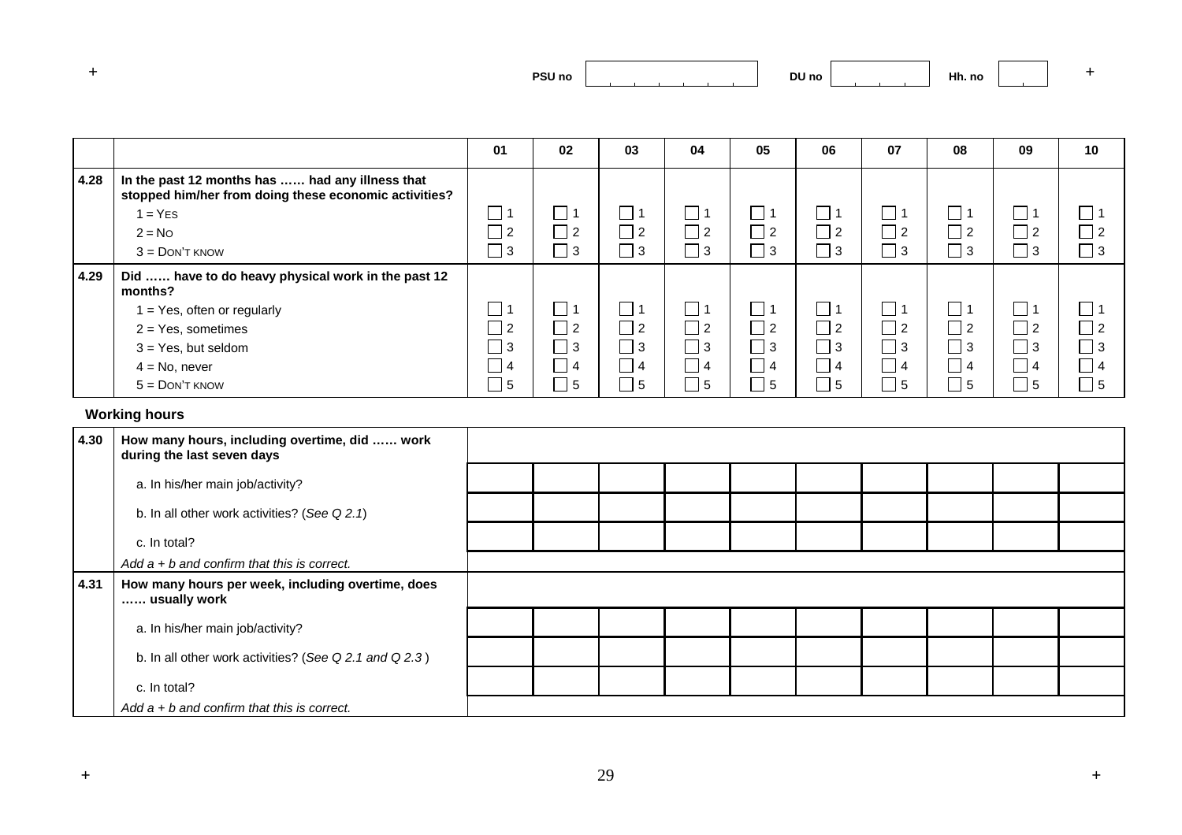PSU no | | DU no | | Hh. no | |
---|---|---|---|---|---

| | | 01 | 02 | 03 | 04 | 05 | 06 | 07 | 08 | 09 | 10 |
|---|---|---|---|---|---|---|---|---|---|---|---|
| **4.28** | **In the past 12 months has …… had any illness that stopped him/her from doing these economic activities?** | | | | | | | | | | |
| | 1 = YES | ☐ 1 | ☐ 1 | ☐ 1 | ☐ 1 | ☐ 1 | ☐ 1 | ☐ 1 | ☐ 1 | ☐ 1 | ☐ 1 |
| | 2 = NO | ☐ 2 | ☐ 2 | ☐ 2 | ☐ 2 | ☐ 2 | ☐ 2 | ☐ 2 | ☐ 2 | ☐ 2 | ☐ 2 |
| | 3 = DON'T KNOW | ☐ 3 | ☐ 3 | ☐ 3 | ☐ 3 | ☐ 3 | ☐ 3 | ☐ 3 | ☐ 3 | ☐ 3 | ☐ 3 |
| **4.29** | **Did …… have to do heavy physical work in the past 12 months?** | | | | | | | | | | |
| | 1 = Yes, often or regularly | ☐ 1 | ☐ 1 | ☐ 1 | ☐ 1 | ☐ 1 | ☐ 1 | ☐ 1 | ☐ 1 | ☐ 1 | ☐ 1 |
| | 2 = Yes, sometimes | ☐ 2 | ☐ 2 | ☐ 2 | ☐ 2 | ☐ 2 | ☐ 2 | ☐ 2 | ☐ 2 | ☐ 2 | ☐ 2 |
| | 3 = Yes, but seldom | ☐ 3 | ☐ 3 | ☐ 3 | ☐ 3 | ☐ 3 | ☐ 3 | ☐ 3 | ☐ 3 | ☐ 3 | ☐ 3 |
| | 4 = No, never | ☐ 4 | ☐ 4 | ☐ 4 | ☐ 4 | ☐ 4 | ☐ 4 | ☐ 4 | ☐ 4 | ☐ 4 | ☐ 4 |
| | 5 = DON'T KNOW | ☐ 5 | ☐ 5 | ☐ 5 | ☐ 5 | ☐ 5 | ☐ 5 | ☐ 5 | ☐ 5 | ☐ 5 | ☐ 5 |

**Working hours**

| | | 01 | 02 | 03 | 04 | 05 | 06 | 07 | 08 | 09 | 10 |
|---|---|---|---|---|---|---|---|---|---|---|---|
| **4.30** | **How many hours, including overtime, did …… work during the last seven days** | | | | | | | | | | |
| | a. In his/her main job/activity? | | | | | | | | | | |
| | b. In all other work activities? (*See Q 2.1*) | | | | | | | | | | |
| | c. In total? | | | | | | | | | | |
| | *Add a + b and confirm that this is correct.* | | | | | | | | | | |
| **4.31** | **How many hours per week, including overtime, does …… usually work** | | | | | | | | | | |
| | a. In his/her main job/activity? | | | | | | | | | | |
| | b. In all other work activities? (*See Q 2.1 and Q 2.3*) | | | | | | | | | | |
| | c. In total? | | | | | | | | | | |
| | *Add a + b and confirm that this is correct.* | | | | | | | | | | |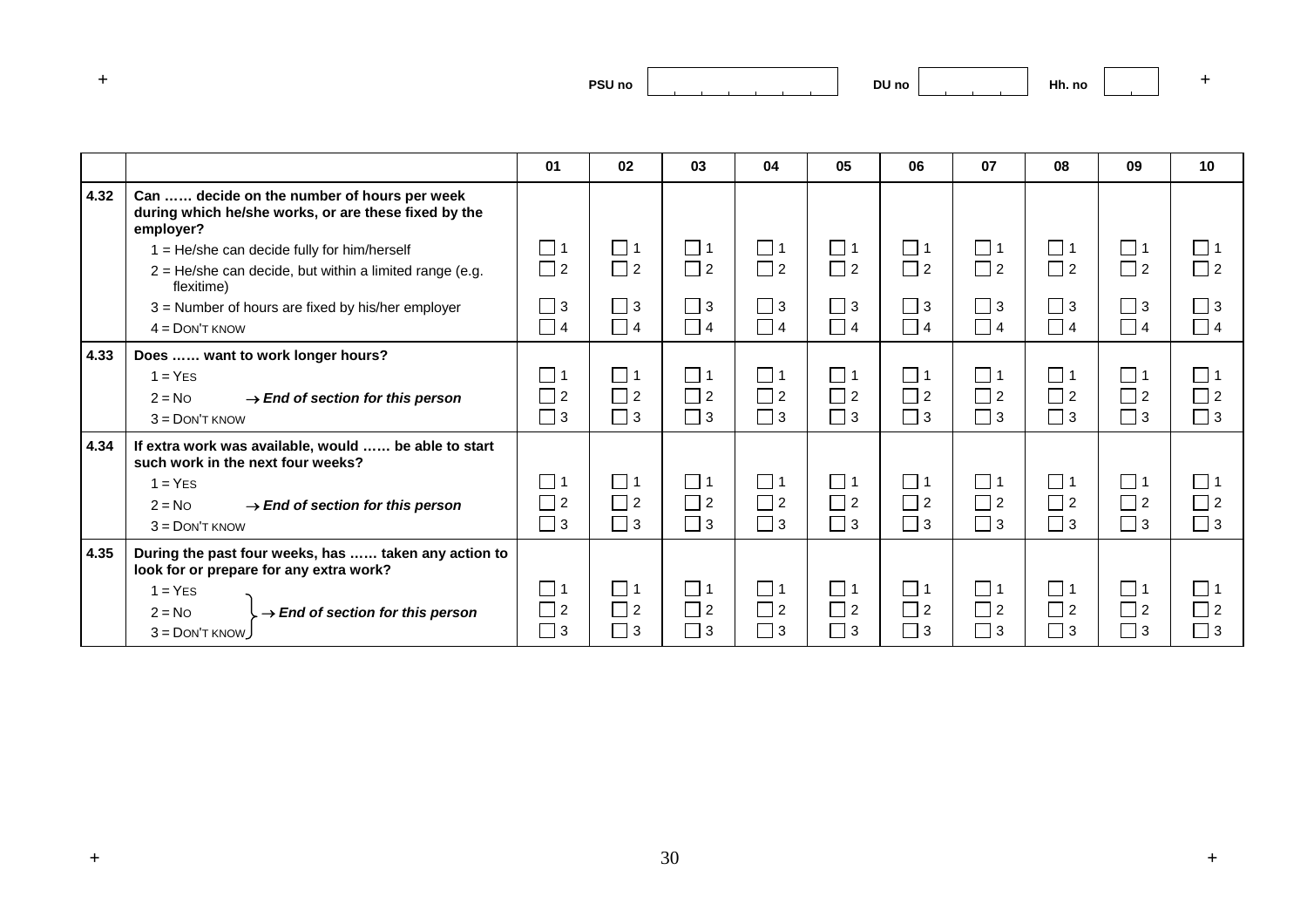PSU no | | DU no | | Hh. no | |

| | | 01 | 02 | 03 | 04 | 05 | 06 | 07 | 08 | 09 | 10 |
|---|---|---|---|---|---|---|---|---|---|---|---|
| 4.32 | **Can …… decide on the number of hours per week during which he/she works, or are these fixed by the employer?** | | | | | | | | | | |
| | 1 = He/she can decide fully for him/herself | ☐ 1 | ☐ 1 | ☐ 1 | ☐ 1 | ☐ 1 | ☐ 1 | ☐ 1 | ☐ 1 | ☐ 1 | ☐ 1 |
| | 2 = He/she can decide, but within a limited range (e.g. flexitime) | ☐ 2 | ☐ 2 | ☐ 2 | ☐ 2 | ☐ 2 | ☐ 2 | ☐ 2 | ☐ 2 | ☐ 2 | ☐ 2 |
| | 3 = Number of hours are fixed by his/her employer | ☐ 3 | ☐ 3 | ☐ 3 | ☐ 3 | ☐ 3 | ☐ 3 | ☐ 3 | ☐ 3 | ☐ 3 | ☐ 3 |
| | 4 = DON'T KNOW | ☐ 4 | ☐ 4 | ☐ 4 | ☐ 4 | ☐ 4 | ☐ 4 | ☐ 4 | ☐ 4 | ☐ 4 | ☐ 4 |
| 4.33 | **Does …… want to work longer hours?** | | | | | | | | | | |
| | 1 = YES | ☐ 1 | ☐ 1 | ☐ 1 | ☐ 1 | ☐ 1 | ☐ 1 | ☐ 1 | ☐ 1 | ☐ 1 | ☐ 1 |
| | 2 = NO → ***End of section for this person*** | ☐ 2 | ☐ 2 | ☐ 2 | ☐ 2 | ☐ 2 | ☐ 2 | ☐ 2 | ☐ 2 | ☐ 2 | ☐ 2 |
| | 3 = DON'T KNOW | ☐ 3 | ☐ 3 | ☐ 3 | ☐ 3 | ☐ 3 | ☐ 3 | ☐ 3 | ☐ 3 | ☐ 3 | ☐ 3 |
| 4.34 | **If extra work was available, would …… be able to start such work in the next four weeks?** | | | | | | | | | | |
| | 1 = YES | ☐ 1 | ☐ 1 | ☐ 1 | ☐ 1 | ☐ 1 | ☐ 1 | ☐ 1 | ☐ 1 | ☐ 1 | ☐ 1 |
| | 2 = NO → ***End of section for this person*** | ☐ 2 | ☐ 2 | ☐ 2 | ☐ 2 | ☐ 2 | ☐ 2 | ☐ 2 | ☐ 2 | ☐ 2 | ☐ 2 |
| | 3 = DON'T KNOW | ☐ 3 | ☐ 3 | ☐ 3 | ☐ 3 | ☐ 3 | ☐ 3 | ☐ 3 | ☐ 3 | ☐ 3 | ☐ 3 |
| 4.35 | **During the past four weeks, has …… taken any action to look for or prepare for any extra work?** | | | | | | | | | | |
| | 1 = YES | ☐ 1 | ☐ 1 | ☐ 1 | ☐ 1 | ☐ 1 | ☐ 1 | ☐ 1 | ☐ 1 | ☐ 1 | ☐ 1 |
| | 2 = NO } → ***End of section for this person*** | ☐ 2 | ☐ 2 | ☐ 2 | ☐ 2 | ☐ 2 | ☐ 2 | ☐ 2 | ☐ 2 | ☐ 2 | ☐ 2 |
| | 3 = DON'T KNOW } | ☐ 3 | ☐ 3 | ☐ 3 | ☐ 3 | ☐ 3 | ☐ 3 | ☐ 3 | ☐ 3 | ☐ 3 | ☐ 3 |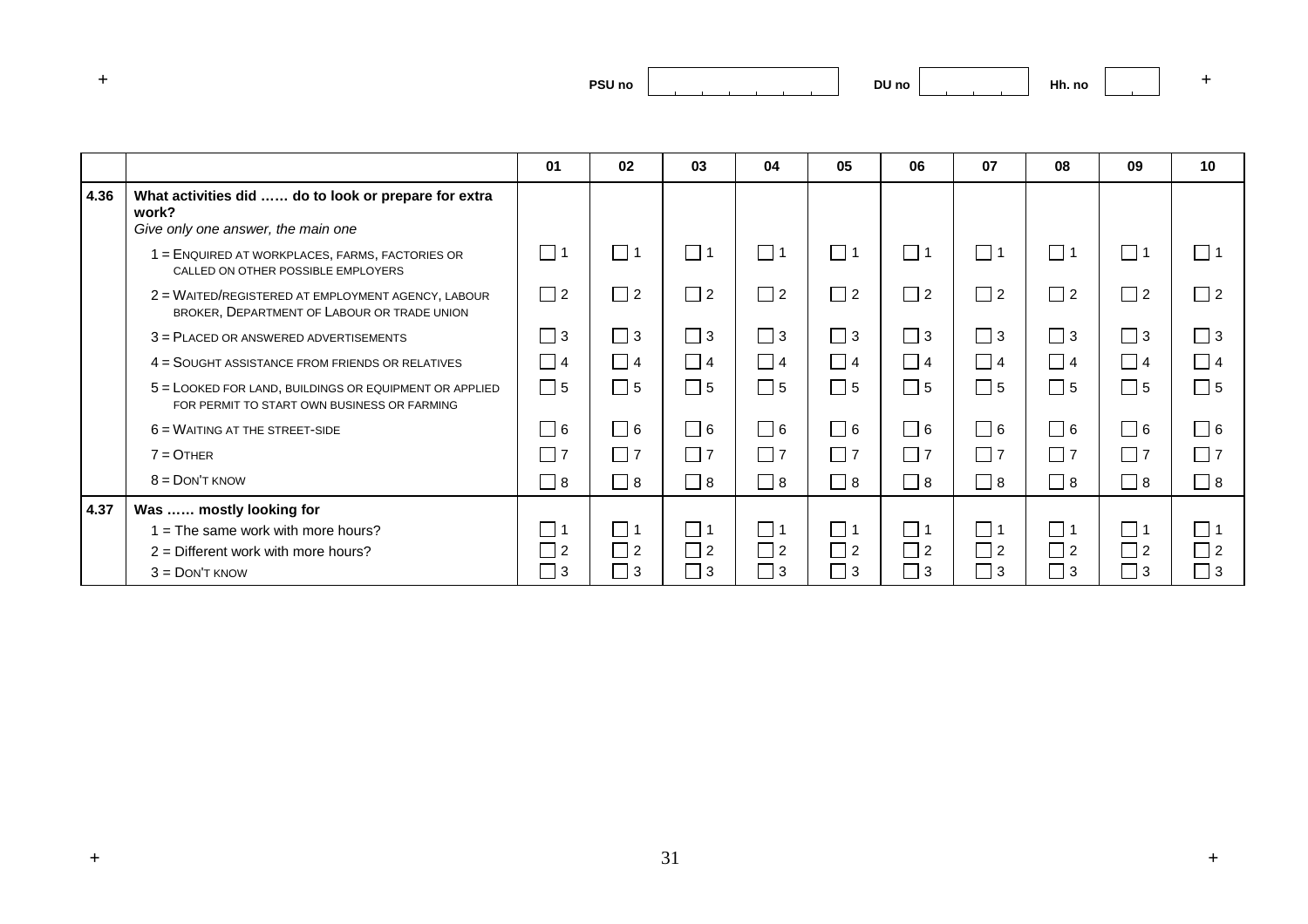PSU no | DU no | Hh. no

| | | 01 | 02 | 03 | 04 | 05 | 06 | 07 | 08 | 09 | 10 |
|---|---|---|---|---|---|---|---|---|---|---|---|
| **4.36** | **What activities did …… do to look or prepare for extra work?** *Give only one answer, the main one* | | | | | | | | | | |
| | 1 = ENQUIRED AT WORKPLACES, FARMS, FACTORIES OR CALLED ON OTHER POSSIBLE EMPLOYERS | ☐ 1 | ☐ 1 | ☐ 1 | ☐ 1 | ☐ 1 | ☐ 1 | ☐ 1 | ☐ 1 | ☐ 1 | ☐ 1 |
| | 2 = WAITED/REGISTERED AT EMPLOYMENT AGENCY, LABOUR BROKER, DEPARTMENT OF LABOUR OR TRADE UNION | ☐ 2 | ☐ 2 | ☐ 2 | ☐ 2 | ☐ 2 | ☐ 2 | ☐ 2 | ☐ 2 | ☐ 2 | ☐ 2 |
| | 3 = PLACED OR ANSWERED ADVERTISEMENTS | ☐ 3 | ☐ 3 | ☐ 3 | ☐ 3 | ☐ 3 | ☐ 3 | ☐ 3 | ☐ 3 | ☐ 3 | ☐ 3 |
| | 4 = SOUGHT ASSISTANCE FROM FRIENDS OR RELATIVES | ☐ 4 | ☐ 4 | ☐ 4 | ☐ 4 | ☐ 4 | ☐ 4 | ☐ 4 | ☐ 4 | ☐ 4 | ☐ 4 |
| | 5 = LOOKED FOR LAND, BUILDINGS OR EQUIPMENT OR APPLIED FOR PERMIT TO START OWN BUSINESS OR FARMING | ☐ 5 | ☐ 5 | ☐ 5 | ☐ 5 | ☐ 5 | ☐ 5 | ☐ 5 | ☐ 5 | ☐ 5 | ☐ 5 |
| | 6 = WAITING AT THE STREET-SIDE | ☐ 6 | ☐ 6 | ☐ 6 | ☐ 6 | ☐ 6 | ☐ 6 | ☐ 6 | ☐ 6 | ☐ 6 | ☐ 6 |
| | 7 = OTHER | ☐ 7 | ☐ 7 | ☐ 7 | ☐ 7 | ☐ 7 | ☐ 7 | ☐ 7 | ☐ 7 | ☐ 7 | ☐ 7 |
| | 8 = DON'T KNOW | ☐ 8 | ☐ 8 | ☐ 8 | ☐ 8 | ☐ 8 | ☐ 8 | ☐ 8 | ☐ 8 | ☐ 8 | ☐ 8 |
| **4.37** | **Was …… mostly looking for** | | | | | | | | | | |
| | 1 = The same work with more hours? | ☐ 1 | ☐ 1 | ☐ 1 | ☐ 1 | ☐ 1 | ☐ 1 | ☐ 1 | ☐ 1 | ☐ 1 | ☐ 1 |
| | 2 = Different work with more hours? | ☐ 2 | ☐ 2 | ☐ 2 | ☐ 2 | ☐ 2 | ☐ 2 | ☐ 2 | ☐ 2 | ☐ 2 | ☐ 2 |
| | 3 = DON'T KNOW | ☐ 3 | ☐ 3 | ☐ 3 | ☐ 3 | ☐ 3 | ☐ 3 | ☐ 3 | ☐ 3 | ☐ 3 | ☐ 3 |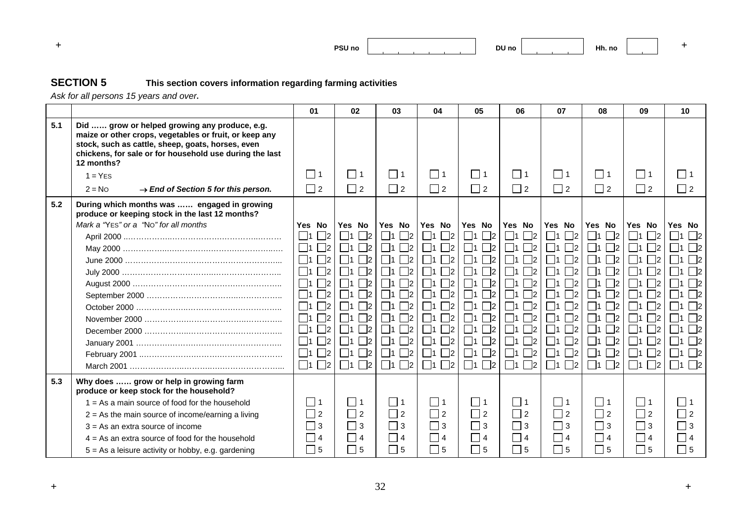PSU no | DU no | Hh. no

## SECTION 5 This section covers information regarding farming activities

*Ask for all persons 15 years and over.*

| | | 01 | 02 | 03 | 04 | 05 | 06 | 07 | 08 | 09 | 10 |
|---|---|---|---|---|---|---|---|---|---|---|---|
| **5.1** | **Did …… grow or helped growing any produce, e.g. maize or other crops, vegetables or fruit, or keep any stock, such as cattle, sheep, goats, horses, even chickens, for sale or for household use during the last 12 months?** | | | | | | | | | | |
| | 1 = YES | ☐ 1 | ☐ 1 | ☐ 1 | ☐ 1 | ☐ 1 | ☐ 1 | ☐ 1 | ☐ 1 | ☐ 1 | ☐ 1 |
| | 2 = NO → ***End of Section 5 for this person.*** | ☐ 2 | ☐ 2 | ☐ 2 | ☐ 2 | ☐ 2 | ☐ 2 | ☐ 2 | ☐ 2 | ☐ 2 | ☐ 2 |
| **5.2** | **During which months was …… engaged in growing produce or keeping stock in the last 12 months?** | | | | | | | | | | |
| | *Mark a "YES" or a "NO" for all months* | Yes No | Yes No | Yes No | Yes No | Yes No | Yes No | Yes No | Yes No | Yes No | Yes No |
| | April 2000 ……………………………………………… | ☐1 ☐2 | ☐1 ☐2 | ☐1 ☐2 | ☐1 ☐2 | ☐1 ☐2 | ☐1 ☐2 | ☐1 ☐2 | ☐1 ☐2 | ☐1 ☐2 | ☐1 ☐2 |
| | May 2000 ……………………………………………… | ☐1 ☐2 | ☐1 ☐2 | ☐1 ☐2 | ☐1 ☐2 | ☐1 ☐2 | ☐1 ☐2 | ☐1 ☐2 | ☐1 ☐2 | ☐1 ☐2 | ☐1 ☐2 |
| | June 2000 ……………………………………………… | ☐1 ☐2 | ☐1 ☐2 | ☐1 ☐2 | ☐1 ☐2 | ☐1 ☐2 | ☐1 ☐2 | ☐1 ☐2 | ☐1 ☐2 | ☐1 ☐2 | ☐1 ☐2 |
| | July 2000 ……………………………………………… | ☐1 ☐2 | ☐1 ☐2 | ☐1 ☐2 | ☐1 ☐2 | ☐1 ☐2 | ☐1 ☐2 | ☐1 ☐2 | ☐1 ☐2 | ☐1 ☐2 | ☐1 ☐2 |
| | August 2000 ……………………………………………… | ☐1 ☐2 | ☐1 ☐2 | ☐1 ☐2 | ☐1 ☐2 | ☐1 ☐2 | ☐1 ☐2 | ☐1 ☐2 | ☐1 ☐2 | ☐1 ☐2 | ☐1 ☐2 |
| | September 2000 ……………………………………… | ☐1 ☐2 | ☐1 ☐2 | ☐1 ☐2 | ☐1 ☐2 | ☐1 ☐2 | ☐1 ☐2 | ☐1 ☐2 | ☐1 ☐2 | ☐1 ☐2 | ☐1 ☐2 |
| | October 2000 ………………………………………… | ☐1 ☐2 | ☐1 ☐2 | ☐1 ☐2 | ☐1 ☐2 | ☐1 ☐2 | ☐1 ☐2 | ☐1 ☐2 | ☐1 ☐2 | ☐1 ☐2 | ☐1 ☐2 |
| | November 2000 ……………………………………… | ☐1 ☐2 | ☐1 ☐2 | ☐1 ☐2 | ☐1 ☐2 | ☐1 ☐2 | ☐1 ☐2 | ☐1 ☐2 | ☐1 ☐2 | ☐1 ☐2 | ☐1 ☐2 |
| | December 2000 ……………………………………… | ☐1 ☐2 | ☐1 ☐2 | ☐1 ☐2 | ☐1 ☐2 | ☐1 ☐2 | ☐1 ☐2 | ☐1 ☐2 | ☐1 ☐2 | ☐1 ☐2 | ☐1 ☐2 |
| | January 2001 ………………………………………… | ☐1 ☐2 | ☐1 ☐2 | ☐1 ☐2 | ☐1 ☐2 | ☐1 ☐2 | ☐1 ☐2 | ☐1 ☐2 | ☐1 ☐2 | ☐1 ☐2 | ☐1 ☐2 |
| | February 2001 ………………………………………… | ☐1 ☐2 | ☐1 ☐2 | ☐1 ☐2 | ☐1 ☐2 | ☐1 ☐2 | ☐1 ☐2 | ☐1 ☐2 | ☐1 ☐2 | ☐1 ☐2 | ☐1 ☐2 |
| | March 2001 ……………………………………………… | ☐1 ☐2 | ☐1 ☐2 | ☐1 ☐2 | ☐1 ☐2 | ☐1 ☐2 | ☐1 ☐2 | ☐1 ☐2 | ☐1 ☐2 | ☐1 ☐2 | ☐1 ☐2 |
| **5.3** | **Why does …… grow or help in growing farm produce or keep stock for the household?** | | | | | | | | | | |
| | 1 = As a main source of food for the household | ☐ 1 | ☐ 1 | ☐ 1 | ☐ 1 | ☐ 1 | ☐ 1 | ☐ 1 | ☐ 1 | ☐ 1 | ☐ 1 |
| | 2 = As the main source of income/earning a living | ☐ 2 | ☐ 2 | ☐ 2 | ☐ 2 | ☐ 2 | ☐ 2 | ☐ 2 | ☐ 2 | ☐ 2 | ☐ 2 |
| | 3 = As an extra source of income | ☐ 3 | ☐ 3 | ☐ 3 | ☐ 3 | ☐ 3 | ☐ 3 | ☐ 3 | ☐ 3 | ☐ 3 | ☐ 3 |
| | 4 = As an extra source of food for the household | ☐ 4 | ☐ 4 | ☐ 4 | ☐ 4 | ☐ 4 | ☐ 4 | ☐ 4 | ☐ 4 | ☐ 4 | ☐ 4 |
| | 5 = As a leisure activity or hobby, e.g. gardening | ☐ 5 | ☐ 5 | ☐ 5 | ☐ 5 | ☐ 5 | ☐ 5 | ☐ 5 | ☐ 5 | ☐ 5 | ☐ 5 |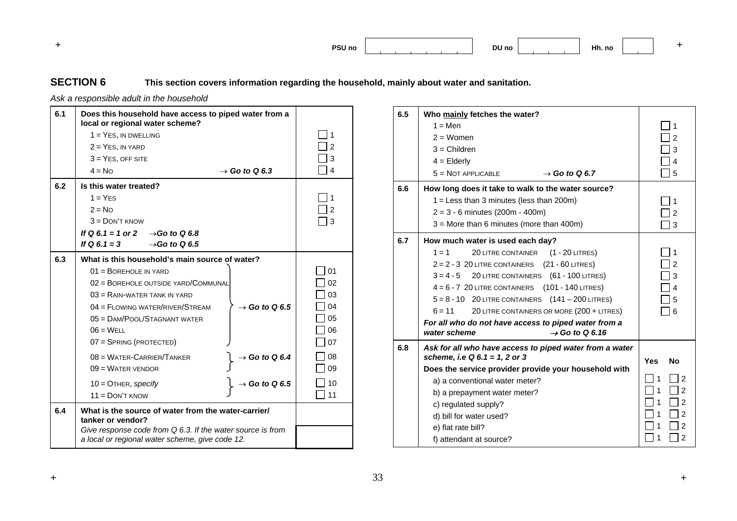PSU no | DU no | Hh. no

## SECTION 6 This section covers information regarding the household, mainly about water and sanitation.

*Ask a responsible adult in the household*

| | | |
|---|---|---|
| **6.1** | **Does this household have access to piped water from a local or regional water scheme?** | |
| | 1 = YES, IN DWELLING | 1 |
| | 2 = YES, IN YARD | 2 |
| | 3 = YES, OFF SITE | 3 |
| | 4 = NO → ***Go to Q 6.3*** | 4 |
| **6.2** | **Is this water treated?** | |
| | 1 = YES | 1 |
| | 2 = NO | 2 |
| | 3 = DON'T KNOW | 3 |
| | ***If Q 6.1 = 1 or 2 →Go to Q 6.8*** | |
| | ***If Q 6.1 = 3 →Go to Q 6.5*** | |
| **6.3** | **What is this household's main source of water?** | |
| | 01 = BOREHOLE IN YARD → ***Go to Q 6.5*** | 01 |
| | 02 = BOREHOLE OUTSIDE YARD/COMMUNAL → ***Go to Q 6.5*** | 02 |
| | 03 = RAIN-WATER TANK IN YARD → ***Go to Q 6.5*** | 03 |
| | 04 = FLOWING WATER/RIVER/STREAM → ***Go to Q 6.5*** | 04 |
| | 05 = DAM/POOL/STAGNANT WATER → ***Go to Q 6.5*** | 05 |
| | 06 = WELL → ***Go to Q 6.5*** | 06 |
| | 07 = SPRING (PROTECTED) → ***Go to Q 6.5*** | 07 |
| | 08 = WATER-CARRIER/TANKER → ***Go to Q 6.4*** | 08 |
| | 09 = WATER VENDOR → ***Go to Q 6.4*** | 09 |
| | 10 = OTHER, *specify* → ***Go to Q 6.5*** | 10 |
| | 11 = DON'T KNOW → ***Go to Q 6.5*** | 11 |
| **6.4** | **What is the source of water from the water-carrier/ tanker or vendor?** | |
| | *Give response code from Q 6.3. If the water source is from a local or regional water scheme, give code 12.* | |

| | | |
|---|---|---|
| **6.5** | **Who mainly fetches the water?** | |
| | 1 = Men | 1 |
| | 2 = Women | 2 |
| | 3 = Children | 3 |
| | 4 = Elderly | 4 |
| | 5 = NOT APPLICABLE → ***Go to Q 6.7*** | 5 |
| **6.6** | **How long does it take to walk to the water source?** | |
| | 1 = Less than 3 minutes (less than 200m) | 1 |
| | 2 = 3 - 6 minutes (200m - 400m) | 2 |
| | 3 = More than 6 minutes (more than 400m) | 3 |
| **6.7** | **How much water is used each day?** | |
| | 1 = 1 20 LITRE CONTAINER (1 - 20 LITRES) | 1 |
| | 2 = 2 - 3 20 LITRE CONTAINERS (21 - 60 LITRES) | 2 |
| | 3 = 4 - 5 20 LITRE CONTAINERS (61 - 100 LITRES) | 3 |
| | 4 = 6 - 7 20 LITRE CONTAINERS (101 - 140 LITRES) | 4 |
| | 5 = 8 - 10 20 LITRE CONTAINERS (141 – 200 LITRES) | 5 |
| | 6 = 11 20 LITRE CONTAINERS OR MORE (200 + LITRES) | 6 |
| | ***For all who do not have access to piped water from a water scheme → Go to Q 6.16*** | |
| **6.8** | ***Ask for all who have access to piped water from a water scheme, i.e Q 6.1 = 1, 2 or 3*** | **Yes No** |
| | **Does the service provider supply your household with** | |
| | a) a conventional water meter? | 1 2 |
| | b) a prepayment water meter? | 1 2 |
| | c) regulated supply? | 1 2 |
| | d) bill for water used? | 1 2 |
| | e) flat rate bill? | 1 2 |
| | f) attendant at source? | 1 2 |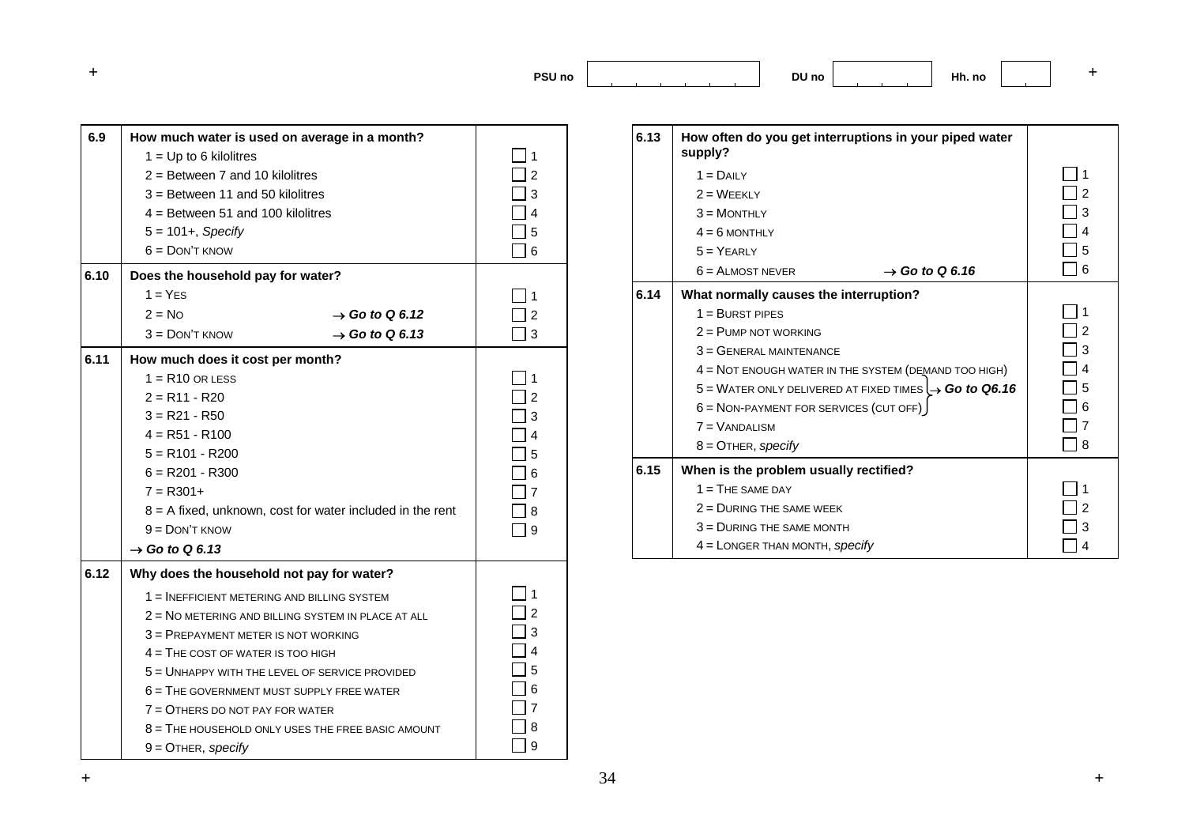PSU no | DU no | Hh. no

| | | |
|---|---|---|
| **6.9** | **How much water is used on average in a month?** | |
| | 1 = Up to 6 kilolitres | 1 |
| | 2 = Between 7 and 10 kilolitres | 2 |
| | 3 = Between 11 and 50 kilolitres | 3 |
| | 4 = Between 51 and 100 kilolitres | 4 |
| | 5 = 101+, *Specify* | 5 |
| | 6 = DON'T KNOW | 6 |
| **6.10** | **Does the household pay for water?** | |
| | 1 = YES | 1 |
| | 2 = NO → ***Go to Q 6.12*** | 2 |
| | 3 = DON'T KNOW → ***Go to Q 6.13*** | 3 |
| **6.11** | **How much does it cost per month?** | |
| | 1 = R10 OR LESS | 1 |
| | 2 = R11 - R20 | 2 |
| | 3 = R21 - R50 | 3 |
| | 4 = R51 - R100 | 4 |
| | 5 = R101 - R200 | 5 |
| | 6 = R201 - R300 | 6 |
| | 7 = R301+ | 7 |
| | 8 = A fixed, unknown, cost for water included in the rent | 8 |
| | 9 = DON'T KNOW | 9 |
| | → ***Go to Q 6.13*** | |
| **6.12** | **Why does the household not pay for water?** | |
| | 1 = INEFFICIENT METERING AND BILLING SYSTEM | 1 |
| | 2 = NO METERING AND BILLING SYSTEM IN PLACE AT ALL | 2 |
| | 3 = PREPAYMENT METER IS NOT WORKING | 3 |
| | 4 = THE COST OF WATER IS TOO HIGH | 4 |
| | 5 = UNHAPPY WITH THE LEVEL OF SERVICE PROVIDED | 5 |
| | 6 = THE GOVERNMENT MUST SUPPLY FREE WATER | 6 |
| | 7 = OTHERS DO NOT PAY FOR WATER | 7 |
| | 8 = THE HOUSEHOLD ONLY USES THE FREE BASIC AMOUNT | 8 |
| | 9 = OTHER, *specify* | 9 |

| | | |
|---|---|---|
| **6.13** | **How often do you get interruptions in your piped water supply?** | |
| | 1 = DAILY | 1 |
| | 2 = WEEKLY | 2 |
| | 3 = MONTHLY | 3 |
| | 4 = 6 MONTHLY | 4 |
| | 5 = YEARLY | 5 |
| | 6 = ALMOST NEVER → ***Go to Q 6.16*** | 6 |
| **6.14** | **What normally causes the interruption?** | |
| | 1 = BURST PIPES | 1 |
| | 2 = PUMP NOT WORKING | 2 |
| | 3 = GENERAL MAINTENANCE | 3 |
| | 4 = NOT ENOUGH WATER IN THE SYSTEM (DEMAND TOO HIGH) | 4 |
| | 5 = WATER ONLY DELIVERED AT FIXED TIMES → ***Go to Q6.16*** | 5 |
| | 6 = NON-PAYMENT FOR SERVICES (CUT OFF) → ***Go to Q6.16*** | 6 |
| | 7 = VANDALISM | 7 |
| | 8 = OTHER, *specify* | 8 |
| **6.15** | **When is the problem usually rectified?** | |
| | 1 = THE SAME DAY | 1 |
| | 2 = DURING THE SAME WEEK | 2 |
| | 3 = DURING THE SAME MONTH | 3 |
| | 4 = LONGER THAN MONTH, *specify* | 4 |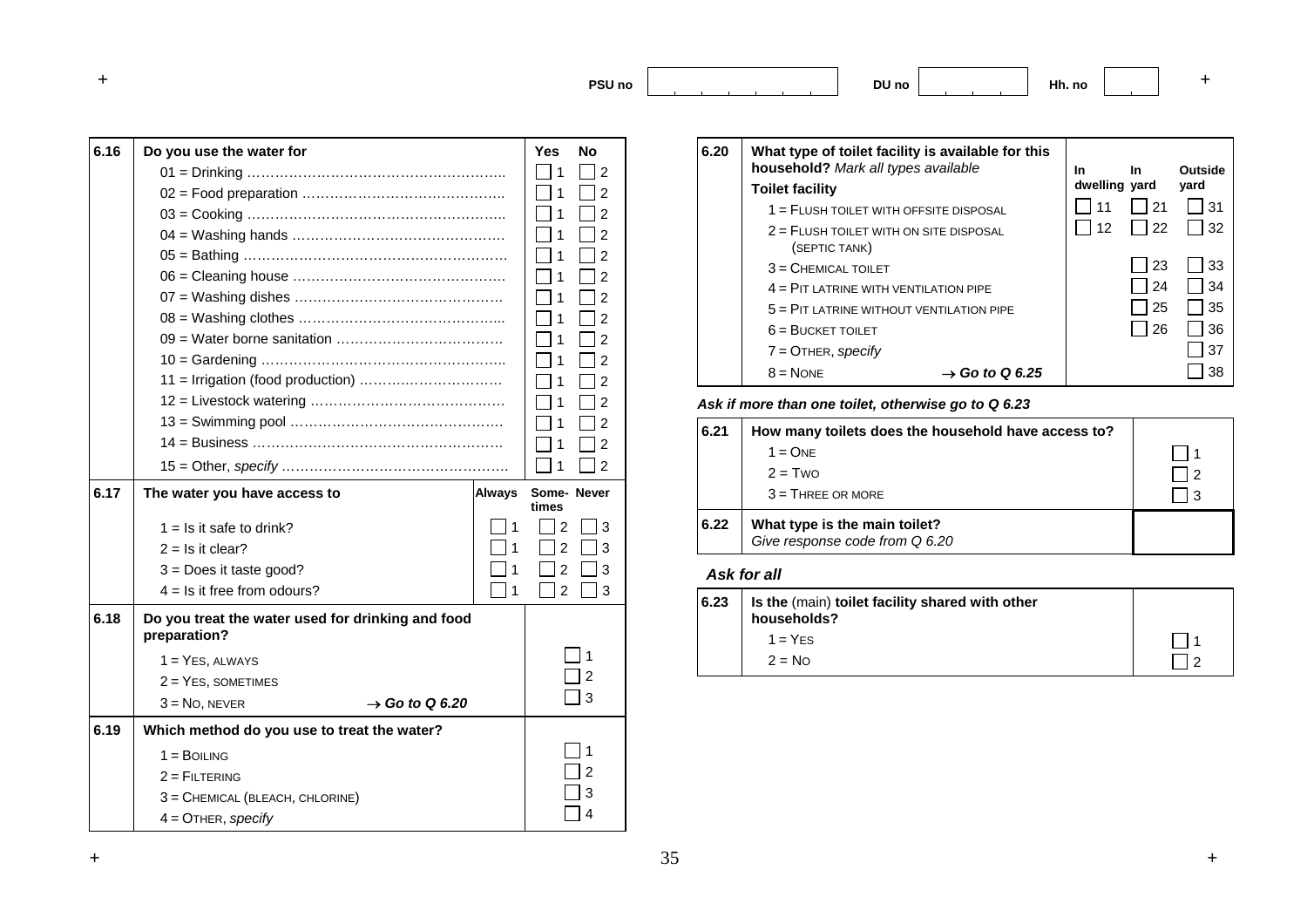PSU no | DU no | Hh. no

| 6.16 | Do you use the water for | Yes | No |
|---|---|---|---|
| | 01 = Drinking | 1 | 2 |
| | 02 = Food preparation | 1 | 2 |
| | 03 = Cooking | 1 | 2 |
| | 04 = Washing hands | 1 | 2 |
| | 05 = Bathing | 1 | 2 |
| | 06 = Cleaning house | 1 | 2 |
| | 07 = Washing dishes | 1 | 2 |
| | 08 = Washing clothes | 1 | 2 |
| | 09 = Water borne sanitation | 1 | 2 |
| | 10 = Gardening | 1 | 2 |
| | 11 = Irrigation (food production) | 1 | 2 |
| | 12 = Livestock watering | 1 | 2 |
| | 13 = Swimming pool | 1 | 2 |
| | 14 = Business | 1 | 2 |
| | 15 = Other, *specify* | 1 | 2 |

| 6.17 | The water you have access to | Always | Sometimes | Never |
|---|---|---|---|---|
| | 1 = Is it safe to drink? | 1 | 2 | 3 |
| | 2 = Is it clear? | 1 | 2 | 3 |
| | 3 = Does it taste good? | 1 | 2 | 3 |
| | 4 = Is it free from odours? | 1 | 2 | 3 |

| 6.18 | Do you treat the water used for drinking and food preparation? | |
|---|---|---|
| | 1 = YES, ALWAYS | 1 |
| | 2 = YES, SOMETIMES | 2 |
| | 3 = NO, NEVER → ***Go to Q 6.20*** | 3 |

| 6.19 | Which method do you use to treat the water? | |
|---|---|---|
| | 1 = BOILING | 1 |
| | 2 = FILTERING | 2 |
| | 3 = CHEMICAL (BLEACH, CHLORINE) | 3 |
| | 4 = OTHER, *specify* | 4 |

| 6.20 | What type of toilet facility is available for this household? *Mark all types available* | In dwelling | In yard | Outside yard |
|---|---|---|---|---|
| | **Toilet facility** | | | |
| | 1 = FLUSH TOILET WITH OFFSITE DISPOSAL | 11 | 21 | 31 |
| | 2 = FLUSH TOILET WITH ON SITE DISPOSAL (SEPTIC TANK) | 12 | 22 | 32 |
| | 3 = CHEMICAL TOILET | | 23 | 33 |
| | 4 = PIT LATRINE WITH VENTILATION PIPE | | 24 | 34 |
| | 5 = PIT LATRINE WITHOUT VENTILATION PIPE | | 25 | 35 |
| | 6 = BUCKET TOILET | | 26 | 36 |
| | 7 = OTHER, *specify* | | | 37 |
| | 8 = NONE → ***Go to Q 6.25*** | | | 38 |

***Ask if more than one toilet, otherwise go to Q 6.23***

| 6.21 | How many toilets does the household have access to? | |
|---|---|---|
| | 1 = ONE | 1 |
| | 2 = TWO | 2 |
| | 3 = THREE OR MORE | 3 |

| 6.22 | What type is the main toilet? *Give response code from Q 6.20* | |
|---|---|---|

***Ask for all***

| 6.23 | Is the (main) toilet facility shared with other households? | |
|---|---|---|
| | 1 = YES | 1 |
| | 2 = NO | 2 |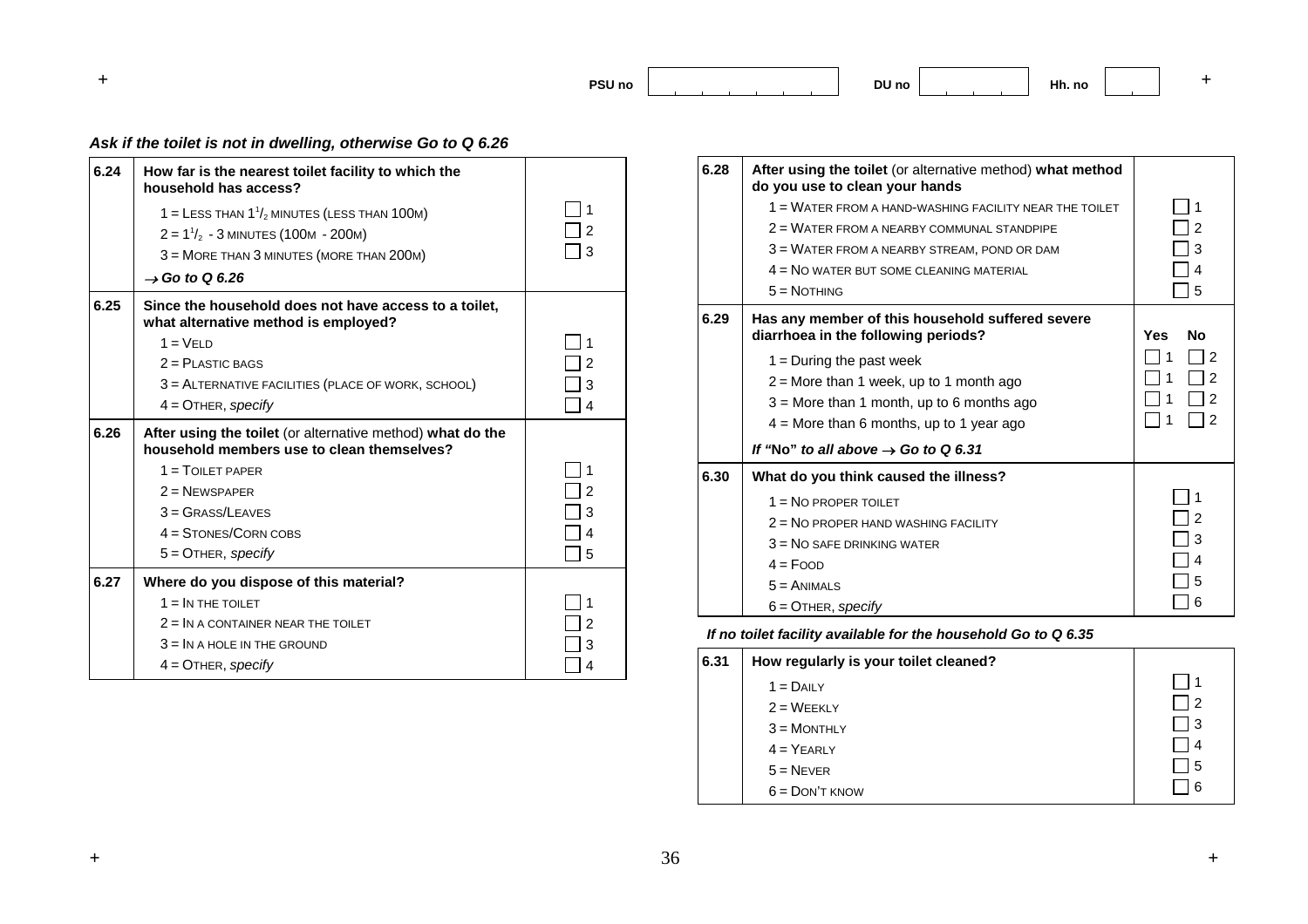PSU no | DU no | Hh. no

*Ask if the toilet is not in dwelling, otherwise Go to Q 6.26*

| | | |
|---|---|---|
| **6.24** | **How far is the nearest toilet facility to which the household has access?**<br>1 = Less than $1^1/_2$ minutes (less than 100m)<br>2 = $1^1/_2$ - 3 minutes (100m - 200m)<br>3 = More than 3 minutes (more than 200m)<br>*→ Go to Q 6.26* | ☐ 1<br>☐ 2<br>☐ 3 |
| **6.25** | **Since the household does not have access to a toilet, what alternative method is employed?**<br>1 = Veld<br>2 = Plastic bags<br>3 = Alternative facilities (place of work, school)<br>4 = Other, *specify* | ☐ 1<br>☐ 2<br>☐ 3<br>☐ 4 |
| **6.26** | **After using the toilet** (or alternative method) **what do the household members use to clean themselves?**<br>1 = Toilet paper<br>2 = Newspaper<br>3 = Grass/Leaves<br>4 = Stones/Corn cobs<br>5 = Other, *specify* | ☐ 1<br>☐ 2<br>☐ 3<br>☐ 4<br>☐ 5 |
| **6.27** | **Where do you dispose of this material?**<br>1 = In the toilet<br>2 = In a container near the toilet<br>3 = In a hole in the ground<br>4 = Other, *specify* | ☐ 1<br>☐ 2<br>☐ 3<br>☐ 4 |

| | | |
|---|---|---|
| **6.28** | **After using the toilet** (or alternative method) **what method do you use to clean your hands**<br>1 = Water from a hand-washing facility near the toilet<br>2 = Water from a nearby communal standpipe<br>3 = Water from a nearby stream, pond or dam<br>4 = No water but some cleaning material<br>5 = Nothing | ☐ 1<br>☐ 2<br>☐ 3<br>☐ 4<br>☐ 5 |

| | | Yes | No |
|---|---|---|---|
| **6.29** | **Has any member of this household suffered severe diarrhoea in the following periods?** | | |
| | 1 = During the past week | ☐ 1 | ☐ 2 |
| | 2 = More than 1 week, up to 1 month ago | ☐ 1 | ☐ 2 |
| | 3 = More than 1 month, up to 6 months ago | ☐ 1 | ☐ 2 |
| | 4 = More than 6 months, up to 1 year ago | ☐ 1 | ☐ 2 |
| | *If "No" to all above → Go to Q 6.31* | | |

| | | |
|---|---|---|
| **6.30** | **What do you think caused the illness?**<br>1 = No proper toilet<br>2 = No proper hand washing facility<br>3 = No safe drinking water<br>4 = Food<br>5 = Animals<br>6 = Other, *specify* | ☐ 1<br>☐ 2<br>☐ 3<br>☐ 4<br>☐ 5<br>☐ 6 |

*If no toilet facility available for the household Go to Q 6.35*

| | | |
|---|---|---|
| **6.31** | **How regularly is your toilet cleaned?**<br>1 = Daily<br>2 = Weekly<br>3 = Monthly<br>4 = Yearly<br>5 = Never<br>6 = Don't know | ☐ 1<br>☐ 2<br>☐ 3<br>☐ 4<br>☐ 5<br>☐ 6 |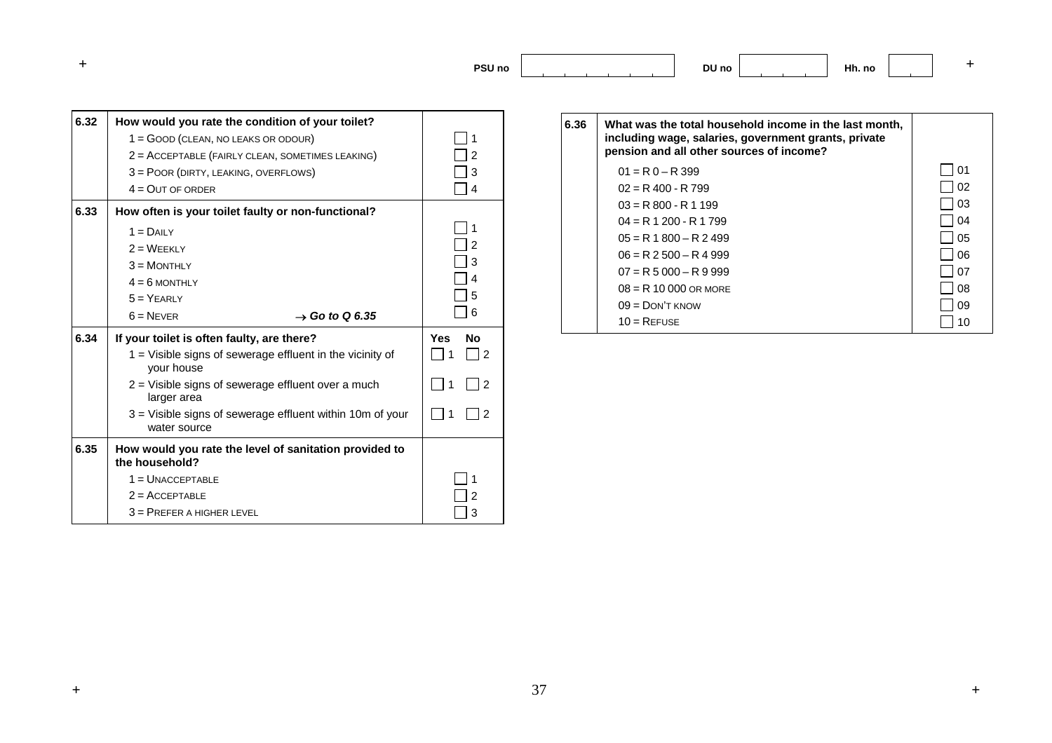PSU no | DU no | Hh. no

| | | |
|---|---|---|
| **6.32** | **How would you rate the condition of your toilet?** | |
| | 1 = GOOD (CLEAN, NO LEAKS OR ODOUR) | ☐ 1 |
| | 2 = ACCEPTABLE (FAIRLY CLEAN, SOMETIMES LEAKING) | ☐ 2 |
| | 3 = POOR (DIRTY, LEAKING, OVERFLOWS) | ☐ 3 |
| | 4 = OUT OF ORDER | ☐ 4 |
| **6.33** | **How often is your toilet faulty or non-functional?** | |
| | 1 = DAILY | ☐ 1 |
| | 2 = WEEKLY | ☐ 2 |
| | 3 = MONTHLY | ☐ 3 |
| | 4 = 6 MONTHLY | ☐ 4 |
| | 5 = YEARLY | ☐ 5 |
| | 6 = NEVER → ***Go to Q 6.35*** | ☐ 6 |
| **6.34** | **If your toilet is often faulty, are there?** | **Yes** **No** |
| | 1 = Visible signs of sewerage effluent in the vicinity of your house | ☐ 1 ☐ 2 |
| | 2 = Visible signs of sewerage effluent over a much larger area | ☐ 1 ☐ 2 |
| | 3 = Visible signs of sewerage effluent within 10m of your water source | ☐ 1 ☐ 2 |
| **6.35** | **How would you rate the level of sanitation provided to the household?** | |
| | 1 = UNACCEPTABLE | ☐ 1 |
| | 2 = ACCEPTABLE | ☐ 2 |
| | 3 = PREFER A HIGHER LEVEL | ☐ 3 |

| | | |
|---|---|---|
| **6.36** | **What was the total household income in the last month, including wage, salaries, government grants, private pension and all other sources of income?** | |
| | 01 = R 0 – R 399 | ☐ 01 |
| | 02 = R 400 - R 799 | ☐ 02 |
| | 03 = R 800 - R 1 199 | ☐ 03 |
| | 04 = R 1 200 - R 1 799 | ☐ 04 |
| | 05 = R 1 800 – R 2 499 | ☐ 05 |
| | 06 = R 2 500 – R 4 999 | ☐ 06 |
| | 07 = R 5 000 – R 9 999 | ☐ 07 |
| | 08 = R 10 000 OR MORE | ☐ 08 |
| | 09 = DON'T KNOW | ☐ 09 |
| | 10 = REFUSE | ☐ 10 |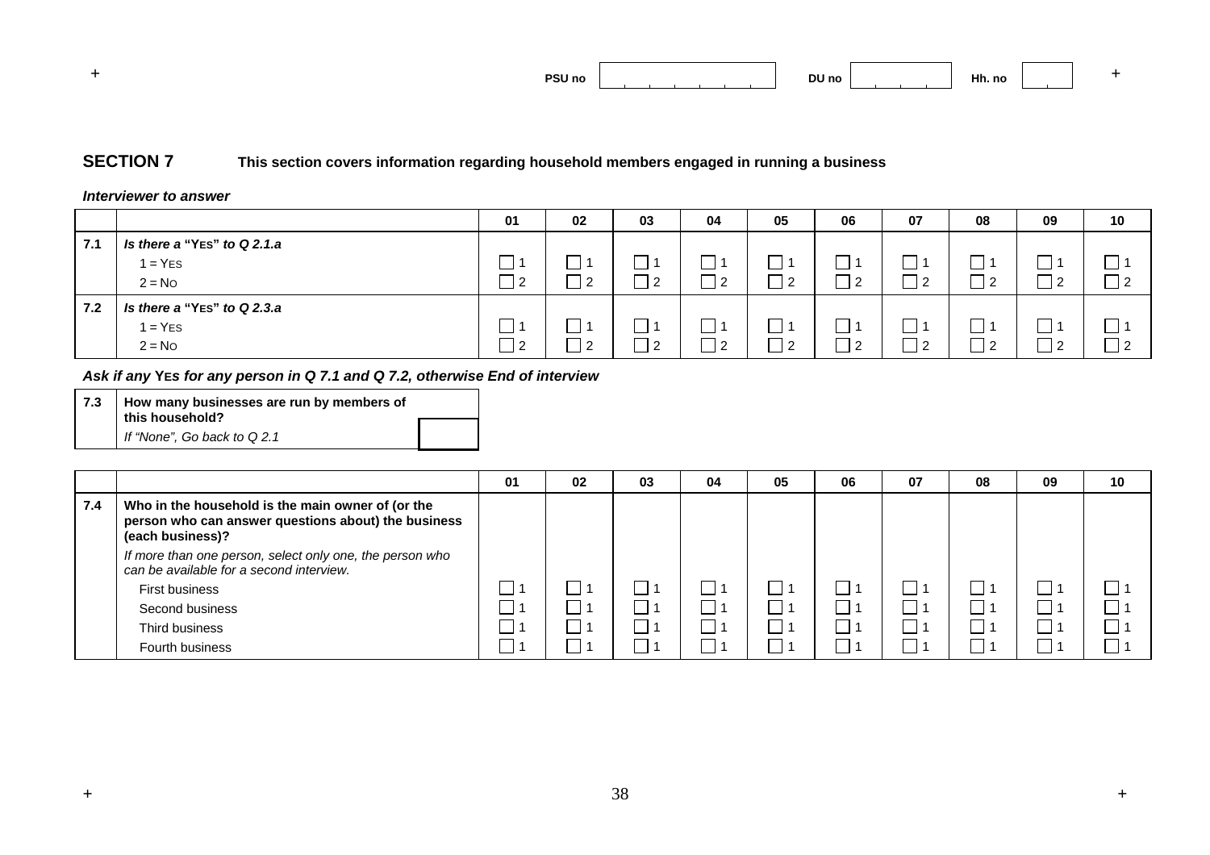| PSU no | | DU no | | Hh. no | |
|---|---|---|---|---|---|

## SECTION 7 This section covers information regarding household members engaged in running a business

***Interviewer to answer***

| | | 01 | 02 | 03 | 04 | 05 | 06 | 07 | 08 | 09 | 10 |
|---|---|---|---|---|---|---|---|---|---|---|---|
| **7.1** | ***Is there a* “YES” *to Q 2.1.a*** | | | | | | | | | | |
| | 1 = YES | ☐ 1 | ☐ 1 | ☐ 1 | ☐ 1 | ☐ 1 | ☐ 1 | ☐ 1 | ☐ 1 | ☐ 1 | ☐ 1 |
| | 2 = NO | ☐ 2 | ☐ 2 | ☐ 2 | ☐ 2 | ☐ 2 | ☐ 2 | ☐ 2 | ☐ 2 | ☐ 2 | ☐ 2 |
| **7.2** | ***Is there a* “YES” *to Q 2.3.a*** | | | | | | | | | | |
| | 1 = YES | ☐ 1 | ☐ 1 | ☐ 1 | ☐ 1 | ☐ 1 | ☐ 1 | ☐ 1 | ☐ 1 | ☐ 1 | ☐ 1 |
| | 2 = NO | ☐ 2 | ☐ 2 | ☐ 2 | ☐ 2 | ☐ 2 | ☐ 2 | ☐ 2 | ☐ 2 | ☐ 2 | ☐ 2 |

***Ask if any* YES *for any person in Q 7.1 and Q 7.2, otherwise End of interview***

| | | |
|---|---|---|
| **7.3** | **How many businesses are run by members of this household?**<br>*If “None”, Go back to Q 2.1* | ☐ |

| | | 01 | 02 | 03 | 04 | 05 | 06 | 07 | 08 | 09 | 10 |
|---|---|---|---|---|---|---|---|---|---|---|---|
| **7.4** | **Who in the household is the main owner of (or the person who can answer questions about) the business (each business)?**<br>*If more than one person, select only one, the person who can be available for a second interview.* | | | | | | | | | | |
| | First business | ☐ 1 | ☐ 1 | ☐ 1 | ☐ 1 | ☐ 1 | ☐ 1 | ☐ 1 | ☐ 1 | ☐ 1 | ☐ 1 |
| | Second business | ☐ 1 | ☐ 1 | ☐ 1 | ☐ 1 | ☐ 1 | ☐ 1 | ☐ 1 | ☐ 1 | ☐ 1 | ☐ 1 |
| | Third business | ☐ 1 | ☐ 1 | ☐ 1 | ☐ 1 | ☐ 1 | ☐ 1 | ☐ 1 | ☐ 1 | ☐ 1 | ☐ 1 |
| | Fourth business | ☐ 1 | ☐ 1 | ☐ 1 | ☐ 1 | ☐ 1 | ☐ 1 | ☐ 1 | ☐ 1 | ☐ 1 | ☐ 1 |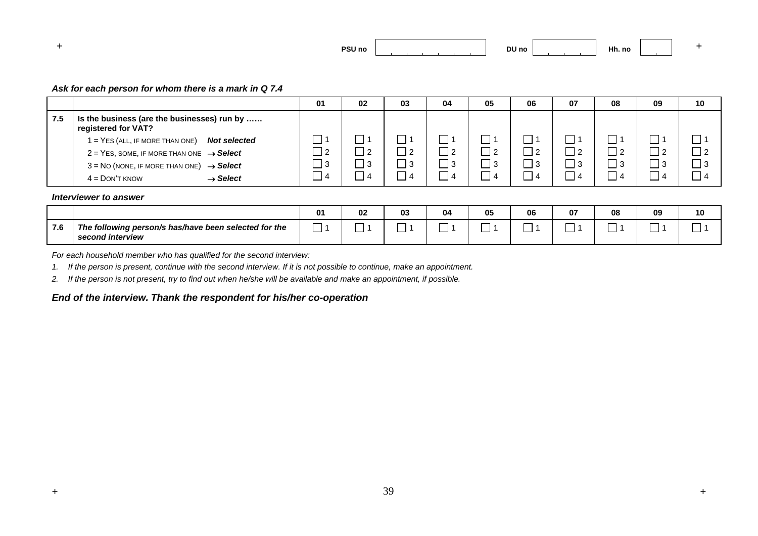PSU no | | DU no | | Hh. no | |

***Ask for each person for whom there is a mark in Q 7.4***

| | | 01 | 02 | 03 | 04 | 05 | 06 | 07 | 08 | 09 | 10 |
|---|---|---|---|---|---|---|---|---|---|---|---|
| **7.5** | **Is the business (are the businesses) run by …… registered for VAT?** | | | | | | | | | | |
| | 1 = YES (ALL, IF MORE THAN ONE) ***Not selected*** | ☐ 1 | ☐ 1 | ☐ 1 | ☐ 1 | ☐ 1 | ☐ 1 | ☐ 1 | ☐ 1 | ☐ 1 | ☐ 1 |
| | 2 = YES, SOME, IF MORE THAN ONE → ***Select*** | ☐ 2 | ☐ 2 | ☐ 2 | ☐ 2 | ☐ 2 | ☐ 2 | ☐ 2 | ☐ 2 | ☐ 2 | ☐ 2 |
| | 3 = NO (NONE, IF MORE THAN ONE) → ***Select*** | ☐ 3 | ☐ 3 | ☐ 3 | ☐ 3 | ☐ 3 | ☐ 3 | ☐ 3 | ☐ 3 | ☐ 3 | ☐ 3 |
| | 4 = DON'T KNOW → ***Select*** | ☐ 4 | ☐ 4 | ☐ 4 | ☐ 4 | ☐ 4 | ☐ 4 | ☐ 4 | ☐ 4 | ☐ 4 | ☐ 4 |

***Interviewer to answer***

| | | 01 | 02 | 03 | 04 | 05 | 06 | 07 | 08 | 09 | 10 |
|---|---|---|---|---|---|---|---|---|---|---|---|
| **7.6** | ***The following person/s has/have been selected for the second interview*** | ☐ 1 | ☐ 1 | ☐ 1 | ☐ 1 | ☐ 1 | ☐ 1 | ☐ 1 | ☐ 1 | ☐ 1 | ☐ 1 |

*For each household member who has qualified for the second interview:*

1. *If the person is present, continue with the second interview. If it is not possible to continue, make an appointment.*
2. *If the person is not present, try to find out when he/she will be available and make an appointment, if possible.*

***End of the interview. Thank the respondent for his/her co-operation***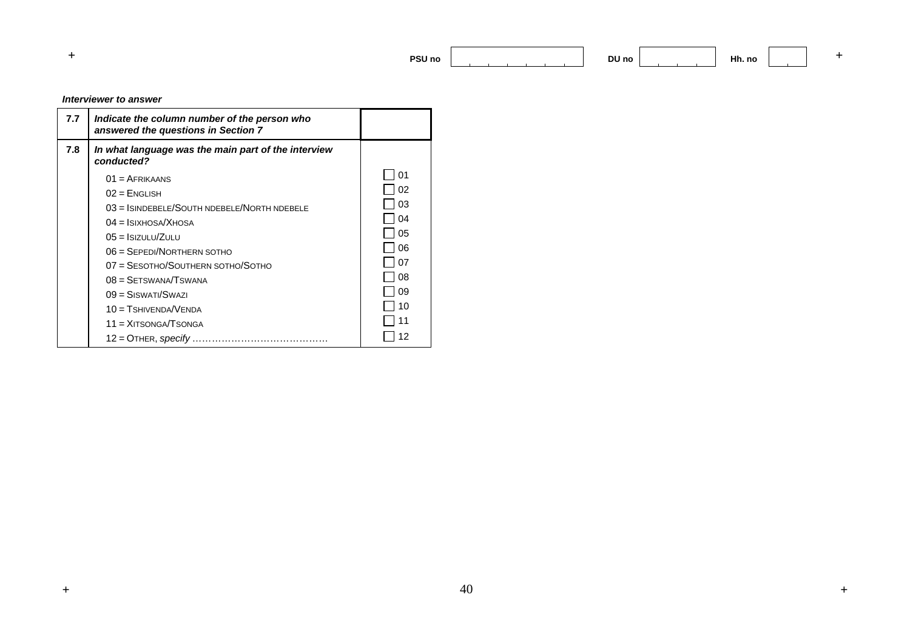PSU no | DU no | Hh. no

***Interviewer to answer***

| | | |
|---|---|---|
| **7.7** | ***Indicate the column number of the person who answered the questions in Section 7*** | |
| **7.8** | ***In what language was the main part of the interview conducted?*** | |
| | 01 = AFRIKAANS | ☐ 01 |
| | 02 = ENGLISH | ☐ 02 |
| | 03 = ISINDEBELE/SOUTH NDEBELE/NORTH NDEBELE | ☐ 03 |
| | 04 = ISIXHOSA/XHOSA | ☐ 04 |
| | 05 = ISIZULU/ZULU | ☐ 05 |
| | 06 = SEPEDI/NORTHERN SOTHO | ☐ 06 |
| | 07 = SESOTHO/SOUTHERN SOTHO/SOTHO | ☐ 07 |
| | 08 = SETSWANA/TSWANA | ☐ 08 |
| | 09 = SISWATI/SWAZI | ☐ 09 |
| | 10 = TSHIVENDA/VENDA | ☐ 10 |
| | 11 = XITSONGA/TSONGA | ☐ 11 |
| | 12 = OTHER, *specify* ……………………………………. | ☐ 12 |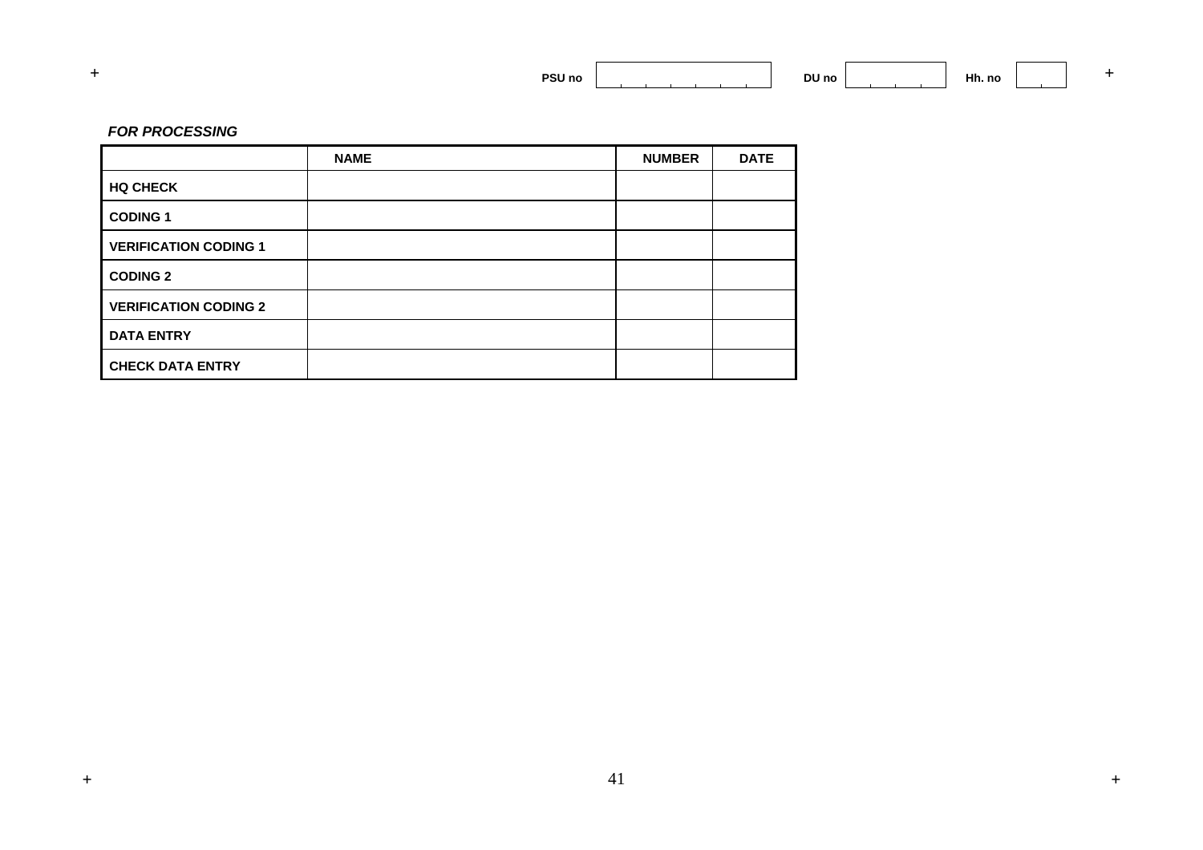PSU no | | DU no | | Hh. no | |

***FOR PROCESSING***

| | NAME | NUMBER | DATE |
|---|---|---|---|
| **HQ CHECK** | | | |
| **CODING 1** | | | |
| **VERIFICATION CODING 1** | | | |
| **CODING 2** | | | |
| **VERIFICATION CODING 2** | | | |
| **DATA ENTRY** | | | |
| **CHECK DATA ENTRY** | | | |